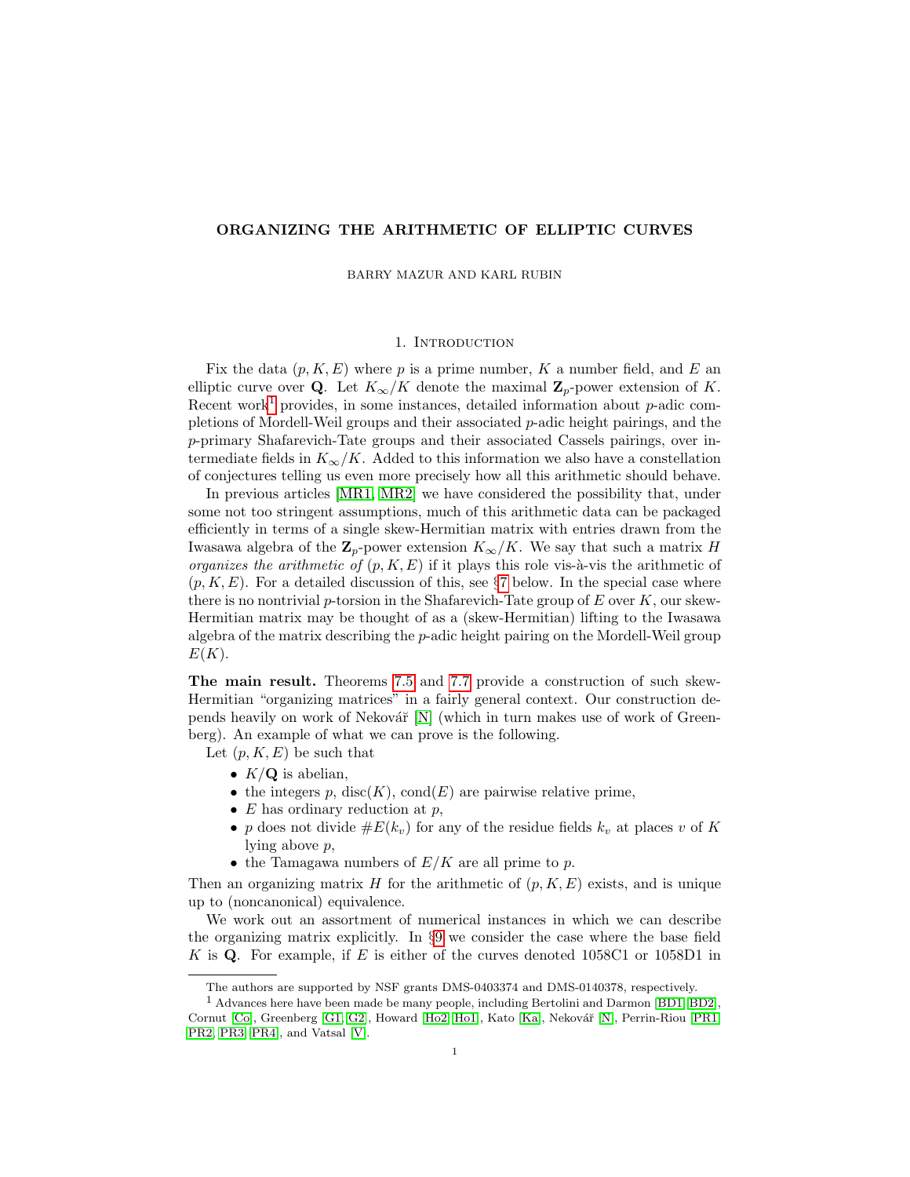# ORGANIZING THE ARITHMETIC OF ELLIPTIC CURVES

BARRY MAZUR AND KARL RUBIN

## 1. Introduction

Fix the data $(p, K, E)$ where $p$ is a prime number, $K$ a number field, and $E$ an elliptic curve over $\mathbf{Q}$. Let $K_\infty/K$ denote the maximal $\mathbf{Z}_p$-power extension of $K$. Recent work[1] provides, in some instances, detailed information about $p$-adic completions of Mordell-Weil groups and their associated $p$-adic height pairings, and the $p$-primary Shafarevich-Tate groups and their associated Cassels pairings, over intermediate fields in $K_\infty/K$. Added to this information we also have a constellation of conjectures telling us even more precisely how all this arithmetic should behave.

In previous articles [MR1, MR2] we have considered the possibility that, under some not too stringent assumptions, much of this arithmetic data can be packaged efficiently in terms of a single skew-Hermitian matrix with entries drawn from the Iwasawa algebra of the $\mathbf{Z}_p$-power extension $K_\infty/K$. We say that such a matrix $H$ *organizes the arithmetic of* $(p, K, E)$ if it plays this role vis-à-vis the arithmetic of $(p, K, E)$. For a detailed discussion of this, see §7 below. In the special case where there is no nontrivial $p$-torsion in the Shafarevich-Tate group of $E$ over $K$, our skew-Hermitian matrix may be thought of as a (skew-Hermitian) lifting to the Iwasawa algebra of the matrix describing the $p$-adic height pairing on the Mordell-Weil group $E(K)$.

**The main result.** Theorems 7.5 and 7.7 provide a construction of such skew-Hermitian "organizing matrices" in a fairly general context. Our construction depends heavily on work of Nekovář [N] (which in turn makes use of work of Greenberg). An example of what we can prove is the following.

Let $(p, K, E)$ be such that

- $K/\mathbf{Q}$ is abelian,
- the integers $p$, $\mathrm{disc}(K)$, $\mathrm{cond}(E)$ are pairwise relative prime,
- $E$ has ordinary reduction at $p$,
- $p$ does not divide $\#E(k_v)$ for any of the residue fields $k_v$ at places $v$ of $K$ lying above $p$,
- the Tamagawa numbers of $E/K$ are all prime to $p$.

Then an organizing matrix $H$ for the arithmetic of $(p, K, E)$ exists, and is unique up to (noncanonical) equivalence.

We work out an assortment of numerical instances in which we can describe the organizing matrix explicitly. In §9 we consider the case where the base field $K$ is $\mathbf{Q}$. For example, if $E$ is either of the curves denoted 1058C1 or 1058D1 in

---

The authors are supported by NSF grants DMS-0403374 and DMS-0140378, respectively.

[1] Advances here have been made be many people, including Bertolini and Darmon [BD1, BD2], Cornut [Co], Greenberg [G1, G2], Howard [Ho2, Ho1], Kato [Ka], Nekovář [N], Perrin-Riou [PR1, PR2, PR3, PR4], and Vatsal [V].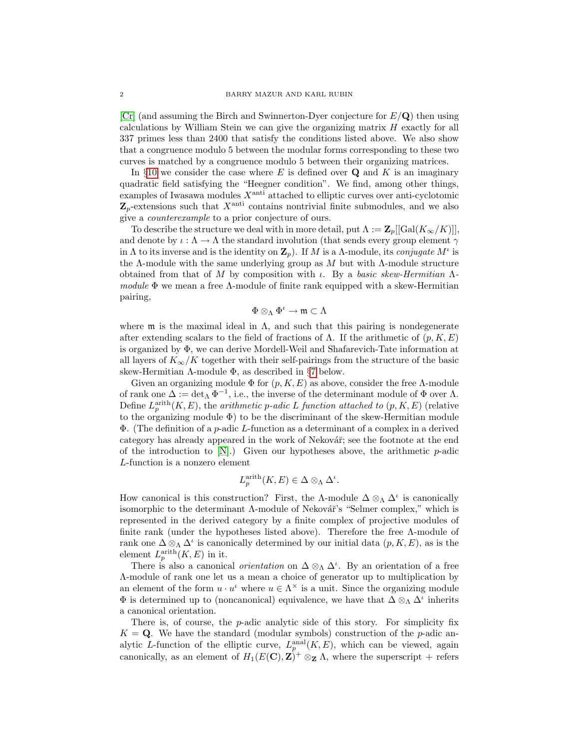[Cr] (and assuming the Birch and Swinnerton-Dyer conjecture for $E/\mathbf{Q}$) then using calculations by William Stein we can give the organizing matrix $H$ exactly for all 337 primes less than 2400 that satisfy the conditions listed above. We also show that a congruence modulo 5 between the modular forms corresponding to these two curves is matched by a congruence modulo 5 between their organizing matrices.

In §10 we consider the case where $E$ is defined over $\mathbf{Q}$ and $K$ is an imaginary quadratic field satisfying the "Heegner condition". We find, among other things, examples of Iwasawa modules $X^{\mathrm{anti}}$ attached to elliptic curves over anti-cyclotomic $\mathbf{Z}_p$-extensions such that $X^{\mathrm{anti}}$ contains nontrivial finite submodules, and we also give a *counterexample* to a prior conjecture of ours.

To describe the structure we deal with in more detail, put $\Lambda := \mathbf{Z}_p[[\mathrm{Gal}(K_\infty/K)]]$, and denote by $\iota : \Lambda \to \Lambda$ the standard involution (that sends every group element $\gamma$ in $\Lambda$ to its inverse and is the identity on $\mathbf{Z}_p$). If $M$ is a $\Lambda$-module, its *conjugate* $M^\iota$ is the $\Lambda$-module with the same underlying group as $M$ but with $\Lambda$-module structure obtained from that of $M$ by composition with $\iota$. By a *basic skew-Hermitian $\Lambda$-module* $\Phi$ we mean a free $\Lambda$-module of finite rank equipped with a skew-Hermitian pairing,

$$\Phi \otimes_\Lambda \Phi^\iota \to \mathfrak{m} \subset \Lambda$$

where $\mathfrak{m}$ is the maximal ideal in $\Lambda$, and such that this pairing is nondegenerate after extending scalars to the field of fractions of $\Lambda$. If the arithmetic of $(p, K, E)$ is organized by $\Phi$, we can derive Mordell-Weil and Shafarevich-Tate information at all layers of $K_\infty/K$ together with their self-pairings from the structure of the basic skew-Hermitian $\Lambda$-module $\Phi$, as described in §7 below.

Given an organizing module $\Phi$ for $(p, K, E)$ as above, consider the free $\Lambda$-module of rank one $\Delta := \det_\Lambda \Phi^{-1}$, i.e., the inverse of the determinant module of $\Phi$ over $\Lambda$. Define $L_p^{\mathrm{arith}}(K, E)$, the *arithmetic $p$-adic $L$ function attached to* $(p, K, E)$ (relative to the organizing module $\Phi$) to be the discriminant of the skew-Hermitian module $\Phi$. (The definition of a $p$-adic $L$-function as a determinant of a complex in a derived category has already appeared in the work of Nekovář; see the footnote at the end of the introduction to [N].) Given our hypotheses above, the arithmetic $p$-adic $L$-function is a nonzero element

$$L_p^{\mathrm{arith}}(K, E) \in \Delta \otimes_\Lambda \Delta^\iota.$$

How canonical is this construction? First, the $\Lambda$-module $\Delta \otimes_\Lambda \Delta^\iota$ is canonically isomorphic to the determinant $\Lambda$-module of Nekovář's "Selmer complex," which is represented in the derived category by a finite complex of projective modules of finite rank (under the hypotheses listed above). Therefore the free $\Lambda$-module of rank one $\Delta \otimes_\Lambda \Delta^\iota$ is canonically determined by our initial data $(p, K, E)$, as is the element $L_p^{\mathrm{arith}}(K, E)$ in it.

There is also a canonical *orientation* on $\Delta \otimes_\Lambda \Delta^\iota$. By an orientation of a free $\Lambda$-module of rank one let us a mean a choice of generator up to multiplication by an element of the form $u \cdot u^\iota$ where $u \in \Lambda^\times$ is a unit. Since the organizing module $\Phi$ is determined up to (noncanonical) equivalence, we have that $\Delta \otimes_\Lambda \Delta^\iota$ inherits a canonical orientation.

There is, of course, the $p$-adic analytic side of this story. For simplicity fix $K = \mathbf{Q}$. We have the standard (modular symbols) construction of the $p$-adic analytic $L$-function of the elliptic curve, $L_p^{\mathrm{anal}}(K, E)$, which can be viewed, again canonically, as an element of $H_1(E(\mathbf{C}), \mathbf{Z})^+ \otimes_{\mathbf{Z}} \Lambda$, where the superscript $+$ refers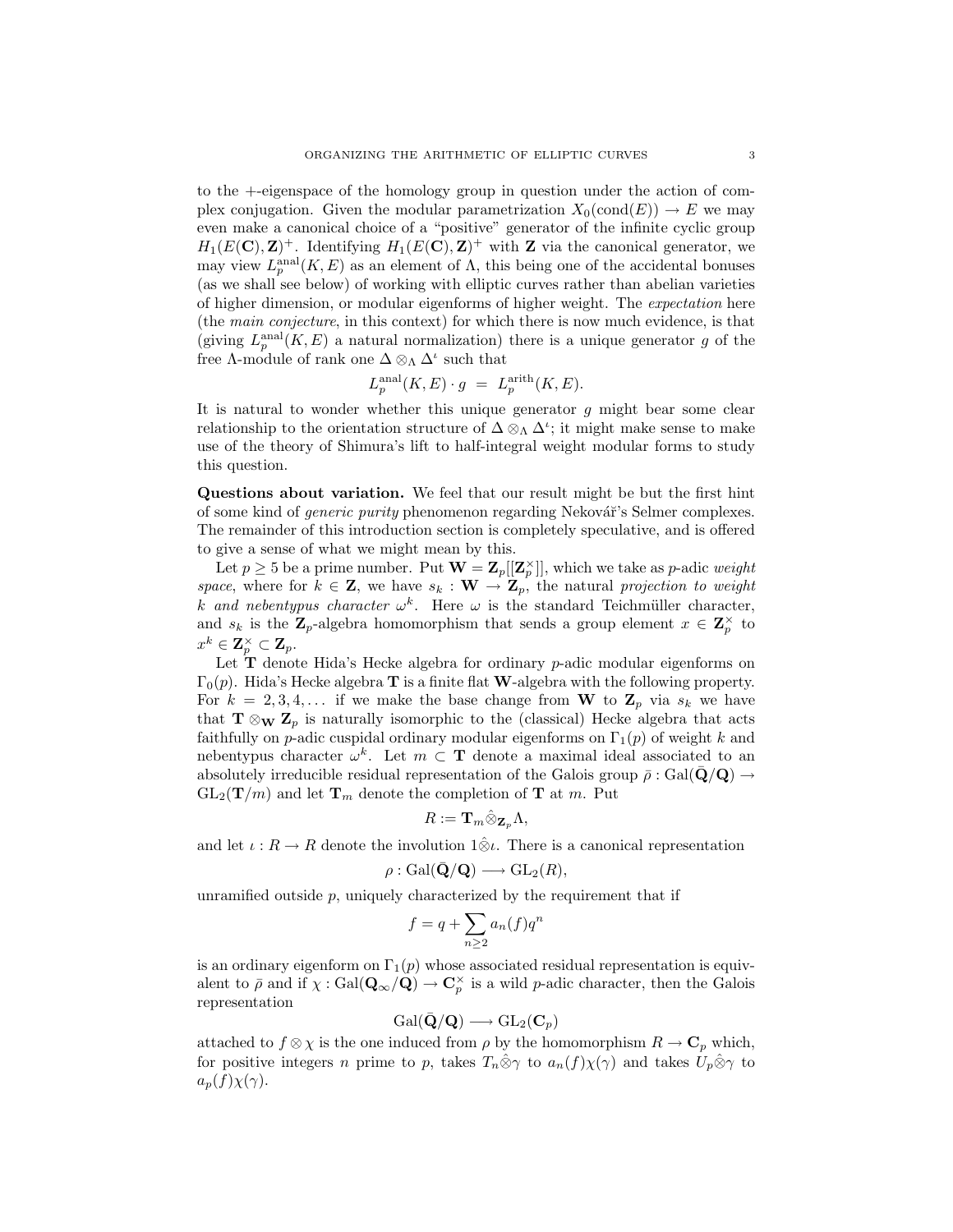to the +-eigenspace of the homology group in question under the action of complex conjugation. Given the modular parametrization $X_0(\mathrm{cond}(E)) \to E$ we may even make a canonical choice of a "positive" generator of the infinite cyclic group $H_1(E(\mathbf{C}), \mathbf{Z})^+$. Identifying $H_1(E(\mathbf{C}), \mathbf{Z})^+$ with $\mathbf{Z}$ via the canonical generator, we may view $L_p^{\mathrm{anal}}(K, E)$ as an element of $\Lambda$, this being one of the accidental bonuses (as we shall see below) of working with elliptic curves rather than abelian varieties of higher dimension, or modular eigenforms of higher weight. The *expectation* here (the *main conjecture*, in this context) for which there is now much evidence, is that (giving $L_p^{\mathrm{anal}}(K, E)$ a natural normalization) there is a unique generator $g$ of the free $\Lambda$-module of rank one $\Delta \otimes_\Lambda \Delta^\iota$ such that

$$L_p^{\mathrm{anal}}(K, E) \cdot g \;=\; L_p^{\mathrm{arith}}(K, E).$$

It is natural to wonder whether this unique generator $g$ might bear some clear relationship to the orientation structure of $\Delta \otimes_\Lambda \Delta^\iota$; it might make sense to make use of the theory of Shimura's lift to half-integral weight modular forms to study this question.

**Questions about variation.** We feel that our result might be but the first hint of some kind of *generic purity* phenomenon regarding Nekovář's Selmer complexes. The remainder of this introduction section is completely speculative, and is offered to give a sense of what we might mean by this.

Let $p \geq 5$ be a prime number. Put $\mathbf{W} = \mathbf{Z}_p[[\mathbf{Z}_p^\times]]$, which we take as $p$-adic *weight space*, where for $k \in \mathbf{Z}$, we have $s_k : \mathbf{W} \to \mathbf{Z}_p$, the natural *projection to weight $k$ and nebentypus character $\omega^k$*. Here $\omega$ is the standard Teichmüller character, and $s_k$ is the $\mathbf{Z}_p$-algebra homomorphism that sends a group element $x \in \mathbf{Z}_p^\times$ to $x^k \in \mathbf{Z}_p^\times \subset \mathbf{Z}_p$.

Let $\mathbf{T}$ denote Hida's Hecke algebra for ordinary $p$-adic modular eigenforms on $\Gamma_0(p)$. Hida's Hecke algebra $\mathbf{T}$ is a finite flat $\mathbf{W}$-algebra with the following property. For $k = 2, 3, 4, \ldots$ if we make the base change from $\mathbf{W}$ to $\mathbf{Z}_p$ via $s_k$ we have that $\mathbf{T} \otimes_{\mathbf{W}} \mathbf{Z}_p$ is naturally isomorphic to the (classical) Hecke algebra that acts faithfully on $p$-adic cuspidal ordinary modular eigenforms on $\Gamma_1(p)$ of weight $k$ and nebentypus character $\omega^k$. Let $m \subset \mathbf{T}$ denote a maximal ideal associated to an absolutely irreducible residual representation of the Galois group $\bar{\rho} : \mathrm{Gal}(\bar{\mathbf{Q}}/\mathbf{Q}) \to \mathrm{GL}_2(\mathbf{T}/m)$ and let $\mathbf{T}_m$ denote the completion of $\mathbf{T}$ at $m$. Put

$$R := \mathbf{T}_m \hat{\otimes}_{\mathbf{Z}_p} \Lambda,$$

and let $\iota : R \to R$ denote the involution $1 \hat{\otimes} \iota$. There is a canonical representation

$$\rho : \mathrm{Gal}(\bar{\mathbf{Q}}/\mathbf{Q}) \longrightarrow \mathrm{GL}_2(R),$$

unramified outside $p$, uniquely characterized by the requirement that if

$$f = q + \sum_{n \geq 2} a_n(f) q^n$$

is an ordinary eigenform on $\Gamma_1(p)$ whose associated residual representation is equivalent to $\bar{\rho}$ and if $\chi : \mathrm{Gal}(\mathbf{Q}_\infty/\mathbf{Q}) \to \mathbf{C}_p^\times$ is a wild $p$-adic character, then the Galois representation

$$\mathrm{Gal}(\bar{\mathbf{Q}}/\mathbf{Q}) \longrightarrow \mathrm{GL}_2(\mathbf{C}_p)$$

attached to $f \otimes \chi$ is the one induced from $\rho$ by the homomorphism $R \to \mathbf{C}_p$ which, for positive integers $n$ prime to $p$, takes $T_n \hat{\otimes} \gamma$ to $a_n(f)\chi(\gamma)$ and takes $U_p \hat{\otimes} \gamma$ to $a_p(f)\chi(\gamma)$.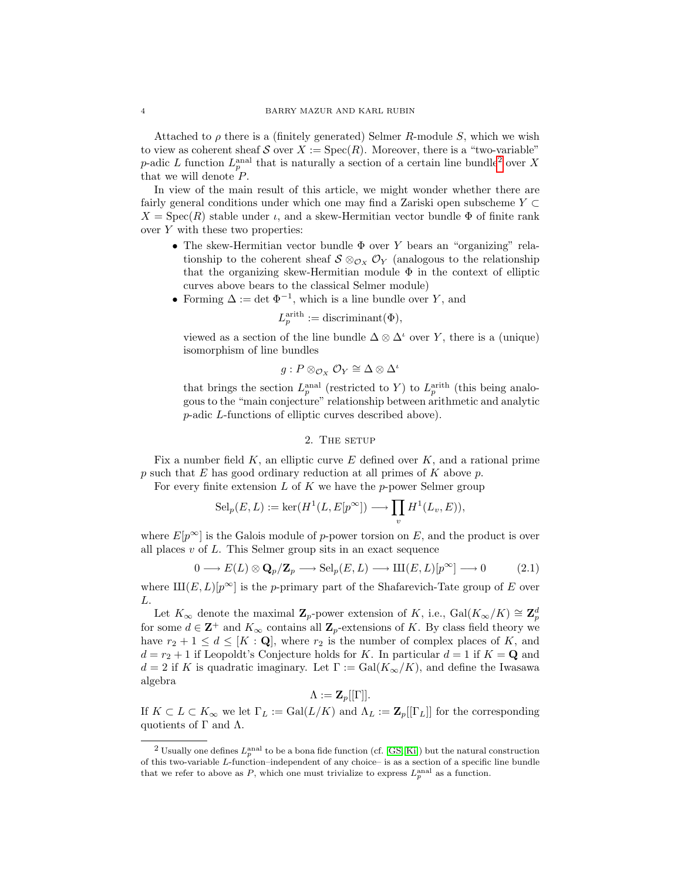Attached to $\rho$ there is a (finitely generated) Selmer $R$-module $S$, which we wish to view as coherent sheaf $\mathcal{S}$ over $X := \mathrm{Spec}(R)$. Moreover, there is a "two-variable" $p$-adic $L$ function $L_p^{\mathrm{anal}}$ that is naturally a section of a certain line bundle[2] over $X$ that we will denote $P$.

In view of the main result of this article, we might wonder whether there are fairly general conditions under which one may find a Zariski open subscheme $Y \subset X = \mathrm{Spec}(R)$ stable under $\iota$, and a skew-Hermitian vector bundle $\Phi$ of finite rank over $Y$ with these two properties:

- The skew-Hermitian vector bundle $\Phi$ over $Y$ bears an "organizing" relationship to the coherent sheaf $\mathcal{S} \otimes_{\mathcal{O}_X} \mathcal{O}_Y$ (analogous to the relationship that the organizing skew-Hermitian module $\Phi$ in the context of elliptic curves above bears to the classical Selmer module)
- Forming $\Delta := \det \Phi^{-1}$, which is a line bundle over $Y$, and
$$L_p^{\mathrm{arith}} := \mathrm{discriminant}(\Phi),$$
viewed as a section of the line bundle $\Delta \otimes \Delta^{\iota}$ over $Y$, there is a (unique) isomorphism of line bundles
$$g : P \otimes_{\mathcal{O}_X} \mathcal{O}_Y \cong \Delta \otimes \Delta^{\iota}$$
that brings the section $L_p^{\mathrm{anal}}$ (restricted to $Y$) to $L_p^{\mathrm{arith}}$ (this being analogous to the "main conjecture" relationship between arithmetic and analytic $p$-adic $L$-functions of elliptic curves described above).

## 2. The setup

Fix a number field $K$, an elliptic curve $E$ defined over $K$, and a rational prime $p$ such that $E$ has good ordinary reduction at all primes of $K$ above $p$.

For every finite extension $L$ of $K$ we have the $p$-power Selmer group

$$\mathrm{Sel}_p(E, L) := \ker(H^1(L, E[p^\infty]) \longrightarrow \prod_v H^1(L_v, E)),$$

where $E[p^\infty]$ is the Galois module of $p$-power torsion on $E$, and the product is over all places $v$ of $L$. This Selmer group sits in an exact sequence

$$0 \longrightarrow E(L) \otimes \mathbf{Q}_p/\mathbf{Z}_p \longrightarrow \mathrm{Sel}_p(E, L) \longrightarrow Ш(E, L)[p^\infty] \longrightarrow 0 \tag{2.1}$$

where $Ш(E, L)[p^\infty]$ is the $p$-primary part of the Shafarevich-Tate group of $E$ over $L$.

Let $K_\infty$ denote the maximal $\mathbf{Z}_p$-power extension of $K$, i.e., $\mathrm{Gal}(K_\infty/K) \cong \mathbf{Z}_p^d$ for some $d \in \mathbf{Z}^+$ and $K_\infty$ contains all $\mathbf{Z}_p$-extensions of $K$. By class field theory we have $r_2 + 1 \le d \le [K : \mathbf{Q}]$, where $r_2$ is the number of complex places of $K$, and $d = r_2 + 1$ if Leopoldt's Conjecture holds for $K$. In particular $d = 1$ if $K = \mathbf{Q}$ and $d = 2$ if $K$ is quadratic imaginary. Let $\Gamma := \mathrm{Gal}(K_\infty/K)$, and define the Iwasawa algebra

$$\Lambda := \mathbf{Z}_p[[\Gamma]].$$

If $K \subset L \subset K_\infty$ we let $\Gamma_L := \mathrm{Gal}(L/K)$ and $\Lambda_L := \mathbf{Z}_p[[\Gamma_L]]$ for the corresponding quotients of $\Gamma$ and $\Lambda$.

---

[2] Usually one defines $L_p^{\mathrm{anal}}$ to be a bona fide function (cf. [GS, Ki]) but the natural construction of this two-variable $L$-function–independent of any choice– is as a section of a specific line bundle that we refer to above as $P$, which one must trivialize to express $L_p^{\mathrm{anal}}$ as a function.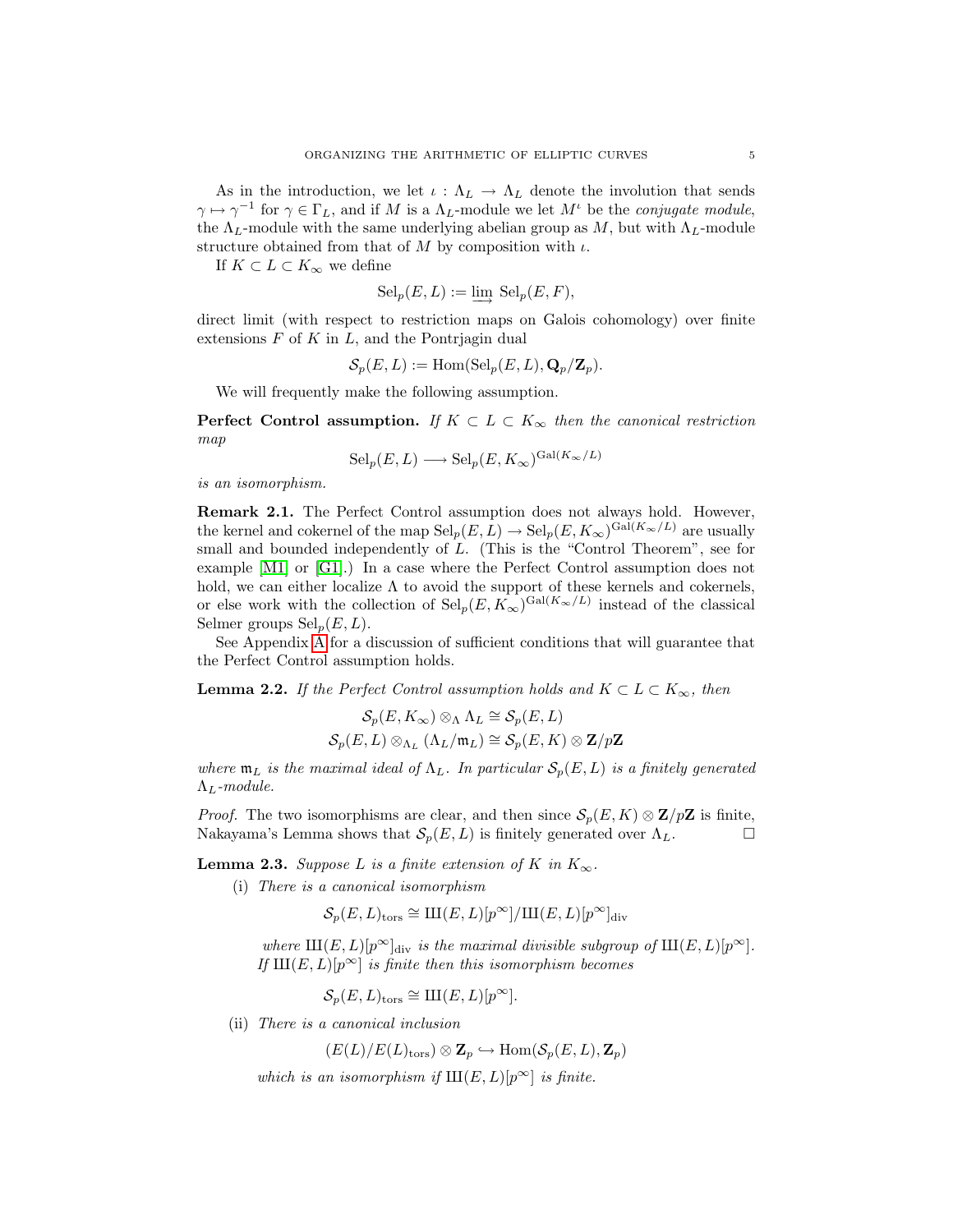As in the introduction, we let $\iota : \Lambda_L \to \Lambda_L$ denote the involution that sends $\gamma \mapsto \gamma^{-1}$ for $\gamma \in \Gamma_L$, and if $M$ is a $\Lambda_L$-module we let $M^\iota$ be the *conjugate module*, the $\Lambda_L$-module with the same underlying abelian group as $M$, but with $\Lambda_L$-module structure obtained from that of $M$ by composition with $\iota$.

If $K \subset L \subset K_\infty$ we define

$$\mathrm{Sel}_p(E, L) := \varinjlim \mathrm{Sel}_p(E, F),$$

direct limit (with respect to restriction maps on Galois cohomology) over finite extensions $F$ of $K$ in $L$, and the Pontrjagin dual

$$\mathcal{S}_p(E, L) := \mathrm{Hom}(\mathrm{Sel}_p(E, L), \mathbf{Q}_p/\mathbf{Z}_p).$$

We will frequently make the following assumption.

**Perfect Control assumption.** *If $K \subset L \subset K_\infty$ then the canonical restriction map*

$$\mathrm{Sel}_p(E, L) \longrightarrow \mathrm{Sel}_p(E, K_\infty)^{\mathrm{Gal}(K_\infty/L)}$$

*is an isomorphism.*

**Remark 2.1.** The Perfect Control assumption does not always hold. However, the kernel and cokernel of the map $\mathrm{Sel}_p(E, L) \to \mathrm{Sel}_p(E, K_\infty)^{\mathrm{Gal}(K_\infty/L)}$ are usually small and bounded independently of $L$. (This is the "Control Theorem", see for example [M1] or [G1].) In a case where the Perfect Control assumption does not hold, we can either localize $\Lambda$ to avoid the support of these kernels and cokernels, or else work with the collection of $\mathrm{Sel}_p(E, K_\infty)^{\mathrm{Gal}(K_\infty/L)}$ instead of the classical Selmer groups $\mathrm{Sel}_p(E, L)$.

See Appendix A for a discussion of sufficient conditions that will guarantee that the Perfect Control assumption holds.

**Lemma 2.2.** *If the Perfect Control assumption holds and $K \subset L \subset K_\infty$, then*

$$\mathcal{S}_p(E, K_\infty) \otimes_\Lambda \Lambda_L \cong \mathcal{S}_p(E, L)$$
$$\mathcal{S}_p(E, L) \otimes_{\Lambda_L} (\Lambda_L/\mathfrak{m}_L) \cong \mathcal{S}_p(E, K) \otimes \mathbf{Z}/p\mathbf{Z}$$

*where $\mathfrak{m}_L$ is the maximal ideal of $\Lambda_L$. In particular $\mathcal{S}_p(E, L)$ is a finitely generated $\Lambda_L$-module.*

*Proof.* The two isomorphisms are clear, and then since $\mathcal{S}_p(E, K) \otimes \mathbf{Z}/p\mathbf{Z}$ is finite, Nakayama's Lemma shows that $\mathcal{S}_p(E, L)$ is finitely generated over $\Lambda_L$. $\square$

**Lemma 2.3.** *Suppose $L$ is a finite extension of $K$ in $K_\infty$.*

(i) *There is a canonical isomorphism*

$$\mathcal{S}_p(E, L)_{\mathrm{tors}} \cong Ш(E, L)[p^\infty]/Ш(E, L)[p^\infty]_{\mathrm{div}}$$

*where $Ш(E, L)[p^\infty]_{\mathrm{div}}$ is the maximal divisible subgroup of $Ш(E, L)[p^\infty]$. If $Ш(E, L)[p^\infty]$ is finite then this isomorphism becomes*

$$\mathcal{S}_p(E, L)_{\mathrm{tors}} \cong Ш(E, L)[p^\infty].$$

(ii) *There is a canonical inclusion*

$$(E(L)/E(L)_{\mathrm{tors}}) \otimes \mathbf{Z}_p \hookrightarrow \mathrm{Hom}(\mathcal{S}_p(E, L), \mathbf{Z}_p)$$

*which is an isomorphism if $Ш(E, L)[p^\infty]$ is finite.*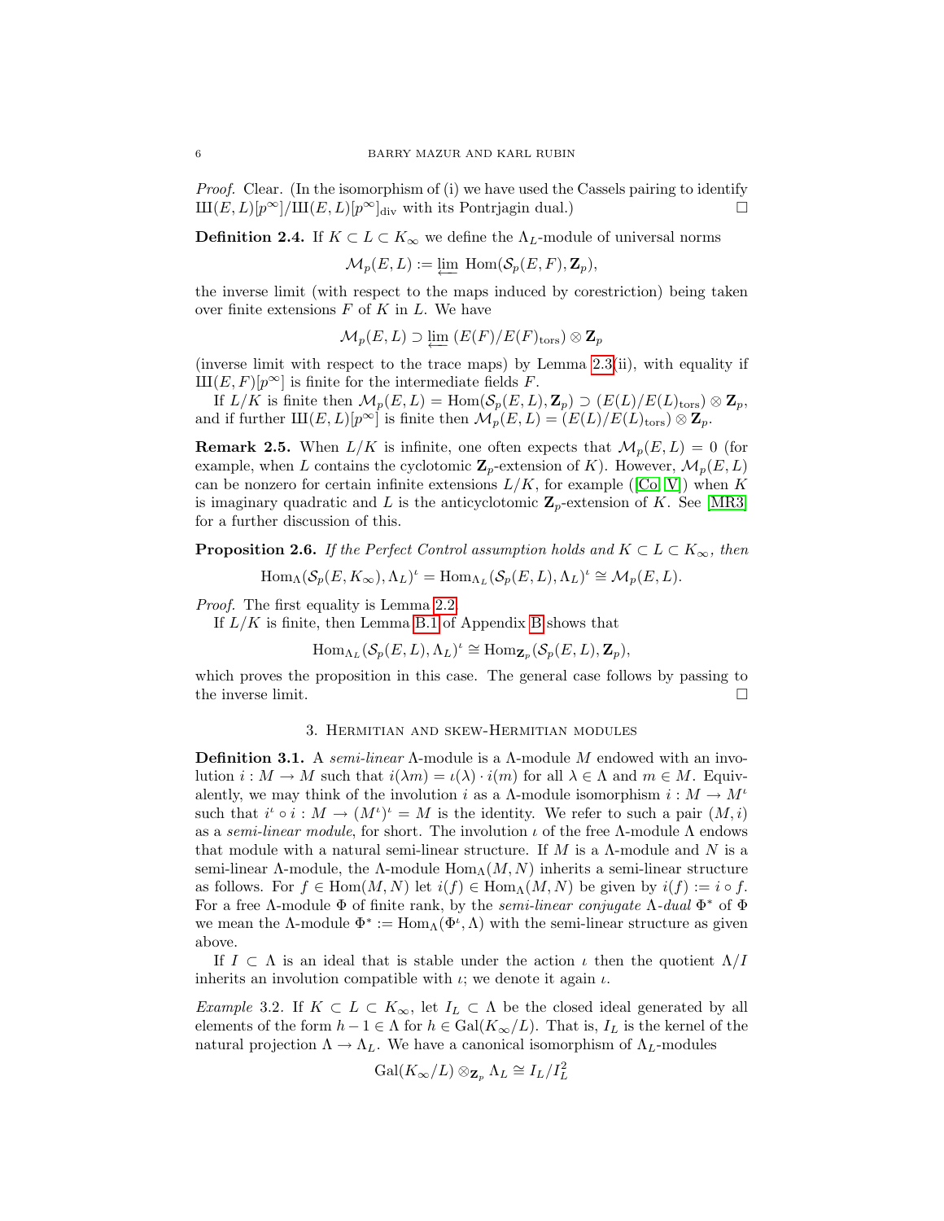*Proof.* Clear. (In the isomorphism of (i) we have used the Cassels pairing to identify $\text{Ш}(E,L)[p^\infty]/\text{Ш}(E,L)[p^\infty]_{\mathrm{div}}$ with its Pontrjagin dual.) $\square$

**Definition 2.4.** If $K \subset L \subset K_\infty$ we define the $\Lambda_L$-module of universal norms

$$\mathcal{M}_p(E,L) := \varprojlim \operatorname{Hom}(\mathcal{S}_p(E,F), \mathbf{Z}_p),$$

the inverse limit (with respect to the maps induced by corestriction) being taken over finite extensions $F$ of $K$ in $L$. We have

$$\mathcal{M}_p(E,L) \supset \varprojlim (E(F)/E(F)_{\mathrm{tors}}) \otimes \mathbf{Z}_p$$

(inverse limit with respect to the trace maps) by Lemma 2.3(ii), with equality if $\text{Ш}(E,F)[p^\infty]$ is finite for the intermediate fields $F$.

If $L/K$ is finite then $\mathcal{M}_p(E,L) = \operatorname{Hom}(\mathcal{S}_p(E,L), \mathbf{Z}_p) \supset (E(L)/E(L)_{\mathrm{tors}}) \otimes \mathbf{Z}_p$, and if further $\text{Ш}(E,L)[p^\infty]$ is finite then $\mathcal{M}_p(E,L) = (E(L)/E(L)_{\mathrm{tors}}) \otimes \mathbf{Z}_p$.

**Remark 2.5.** When $L/K$ is infinite, one often expects that $\mathcal{M}_p(E,L) = 0$ (for example, when $L$ contains the cyclotomic $\mathbf{Z}_p$-extension of $K$). However, $\mathcal{M}_p(E,L)$ can be nonzero for certain infinite extensions $L/K$, for example ([Co, V]) when $K$ is imaginary quadratic and $L$ is the anticyclotomic $\mathbf{Z}_p$-extension of $K$. See [MR3] for a further discussion of this.

**Proposition 2.6.** *If the Perfect Control assumption holds and $K \subset L \subset K_\infty$, then*

$$\operatorname{Hom}_\Lambda(\mathcal{S}_p(E,K_\infty), \Lambda_L)^\iota = \operatorname{Hom}_{\Lambda_L}(\mathcal{S}_p(E,L), \Lambda_L)^\iota \cong \mathcal{M}_p(E,L).$$

*Proof.* The first equality is Lemma 2.2.

If $L/K$ is finite, then Lemma B.1 of Appendix B shows that

$$\operatorname{Hom}_{\Lambda_L}(\mathcal{S}_p(E,L), \Lambda_L)^\iota \cong \operatorname{Hom}_{\mathbf{Z}_p}(\mathcal{S}_p(E,L), \mathbf{Z}_p),$$

which proves the proposition in this case. The general case follows by passing to the inverse limit. $\square$

## 3. Hermitian and skew-Hermitian modules

**Definition 3.1.** A *semi-linear* $\Lambda$-module is a $\Lambda$-module $M$ endowed with an involution $i : M \to M$ such that $i(\lambda m) = \iota(\lambda) \cdot i(m)$ for all $\lambda \in \Lambda$ and $m \in M$. Equivalently, we may think of the involution $i$ as a $\Lambda$-module isomorphism $i : M \to M^\iota$ such that $i^\iota \circ i : M \to (M^\iota)^\iota = M$ is the identity. We refer to such a pair $(M,i)$ as a *semi-linear module*, for short. The involution $\iota$ of the free $\Lambda$-module $\Lambda$ endows that module with a natural semi-linear structure. If $M$ is a $\Lambda$-module and $N$ is a semi-linear $\Lambda$-module, the $\Lambda$-module $\operatorname{Hom}_\Lambda(M,N)$ inherits a semi-linear structure as follows. For $f \in \operatorname{Hom}(M,N)$ let $i(f) \in \operatorname{Hom}_\Lambda(M,N)$ be given by $i(f) := i \circ f$. For a free $\Lambda$-module $\Phi$ of finite rank, by the *semi-linear conjugate $\Lambda$-dual* $\Phi^*$ of $\Phi$ we mean the $\Lambda$-module $\Phi^* := \operatorname{Hom}_\Lambda(\Phi^\iota, \Lambda)$ with the semi-linear structure as given above.

If $I \subset \Lambda$ is an ideal that is stable under the action $\iota$ then the quotient $\Lambda/I$ inherits an involution compatible with $\iota$; we denote it again $\iota$.

*Example* 3.2. If $K \subset L \subset K_\infty$, let $I_L \subset \Lambda$ be the closed ideal generated by all elements of the form $h - 1 \in \Lambda$ for $h \in \operatorname{Gal}(K_\infty/L)$. That is, $I_L$ is the kernel of the natural projection $\Lambda \to \Lambda_L$. We have a canonical isomorphism of $\Lambda_L$-modules

$$\operatorname{Gal}(K_\infty/L) \otimes_{\mathbf{Z}_p} \Lambda_L \cong I_L/I_L^2$$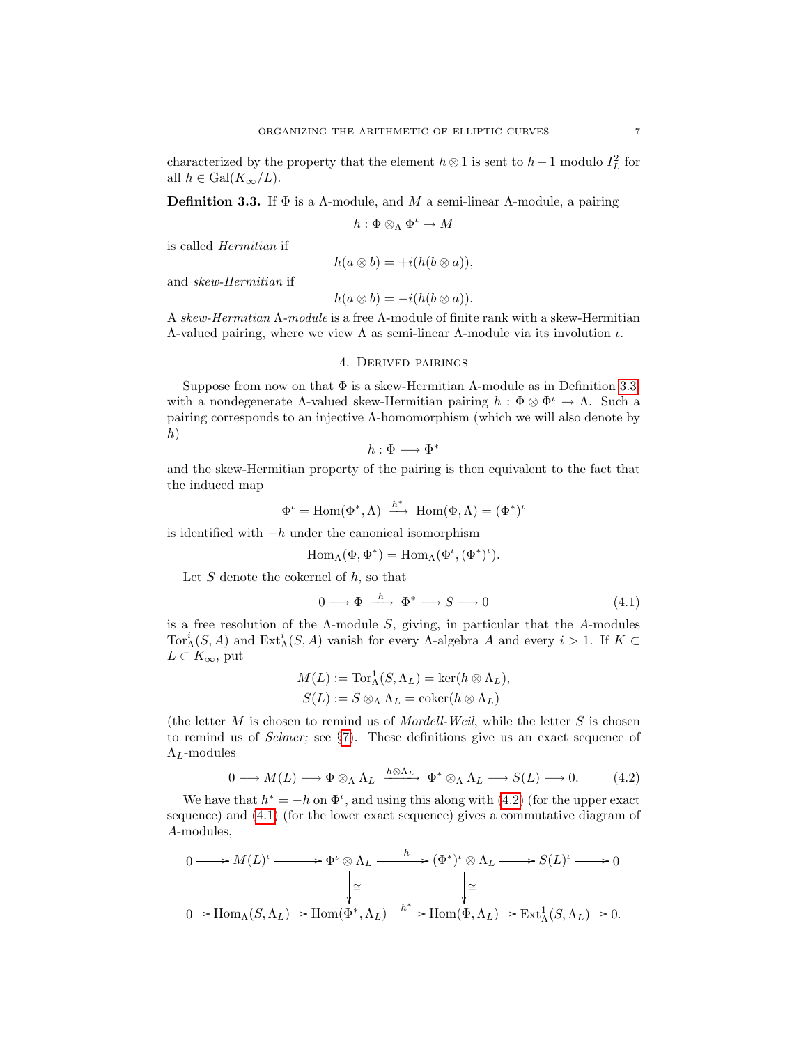characterized by the property that the element $h \otimes 1$ is sent to $h-1$ modulo $I_L^2$ for all $h \in \mathrm{Gal}(K_\infty/L)$.

**Definition 3.3.** If $\Phi$ is a $\Lambda$-module, and $M$ a semi-linear $\Lambda$-module, a pairing

$$h : \Phi \otimes_\Lambda \Phi^\iota \to M$$

is called *Hermitian* if

$$h(a \otimes b) = +i(h(b \otimes a)),$$

and *skew-Hermitian* if

$$h(a \otimes b) = -i(h(b \otimes a)).$$

A *skew-Hermitian* $\Lambda$*-module* is a free $\Lambda$-module of finite rank with a skew-Hermitian $\Lambda$-valued pairing, where we view $\Lambda$ as semi-linear $\Lambda$-module via its involution $\iota$.

## 4. Derived pairings

Suppose from now on that $\Phi$ is a skew-Hermitian $\Lambda$-module as in Definition 3.3 with a nondegenerate $\Lambda$-valued skew-Hermitian pairing $h : \Phi \otimes \Phi^\iota \to \Lambda$. Such a pairing corresponds to an injective $\Lambda$-homomorphism (which we will also denote by $h$)

$$h : \Phi \longrightarrow \Phi^*$$

and the skew-Hermitian property of the pairing is then equivalent to the fact that the induced map

$$\Phi^\iota = \mathrm{Hom}(\Phi^*, \Lambda) \xrightarrow{\;h^*\;} \mathrm{Hom}(\Phi, \Lambda) = (\Phi^*)^\iota$$

is identified with $-h$ under the canonical isomorphism

$$\mathrm{Hom}_\Lambda(\Phi, \Phi^*) = \mathrm{Hom}_\Lambda(\Phi^\iota, (\Phi^*)^\iota).$$

Let $S$ denote the cokernel of $h$, so that

$$0 \longrightarrow \Phi \xrightarrow{\;h\;} \Phi^* \longrightarrow S \longrightarrow 0 \tag{4.1}$$

is a free resolution of the $\Lambda$-module $S$, giving, in particular that the $A$-modules $\mathrm{Tor}^i_\Lambda(S, A)$ and $\mathrm{Ext}^i_\Lambda(S, A)$ vanish for every $\Lambda$-algebra $A$ and every $i > 1$. If $K \subset L \subset K_\infty$, put

$$M(L) := \mathrm{Tor}^1_\Lambda(S, \Lambda_L) = \ker(h \otimes \Lambda_L),$$
$$S(L) := S \otimes_\Lambda \Lambda_L = \mathrm{coker}(h \otimes \Lambda_L)$$

(the letter $M$ is chosen to remind us of *Mordell-Weil*, while the letter $S$ is chosen to remind us of *Selmer;* see §7). These definitions give us an exact sequence of $\Lambda_L$-modules

$$0 \longrightarrow M(L) \longrightarrow \Phi \otimes_\Lambda \Lambda_L \xrightarrow{\;h \otimes \Lambda_L\;} \Phi^* \otimes_\Lambda \Lambda_L \longrightarrow S(L) \longrightarrow 0. \tag{4.2}$$

We have that $h^* = -h$ on $\Phi^\iota$, and using this along with (4.2) (for the upper exact sequence) and (4.1) (for the lower exact sequence) gives a commutative diagram of $A$-modules,

$$\begin{array}{ccccccccc}
0 \longrightarrow & M(L)^\iota & \longrightarrow & \Phi^\iota \otimes \Lambda_L & \xrightarrow{\;-h\;} & (\Phi^*)^\iota \otimes \Lambda_L & \longrightarrow & S(L)^\iota & \longrightarrow 0 \\
 & & & \downarrow \cong & & \downarrow \cong & & & \\
0 \longrightarrow & \mathrm{Hom}_\Lambda(S, \Lambda_L) & \longrightarrow & \mathrm{Hom}(\Phi^*, \Lambda_L) & \xrightarrow{\;h^*\;} & \mathrm{Hom}(\Phi, \Lambda_L) & \longrightarrow & \mathrm{Ext}^1_\Lambda(S, \Lambda_L) & \longrightarrow 0.
\end{array}$$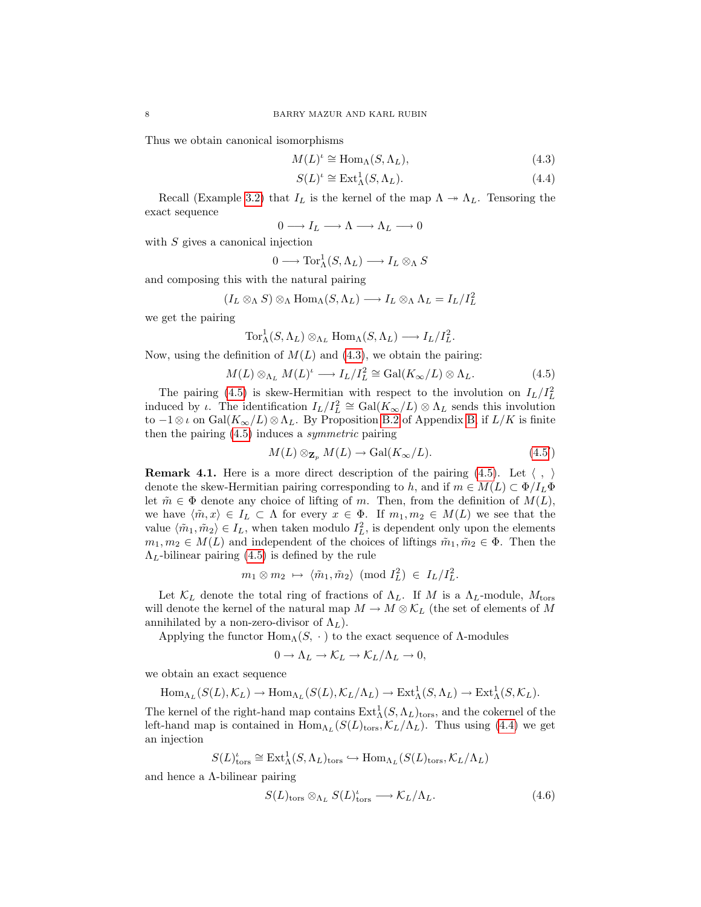Thus we obtain canonical isomorphisms

$$M(L)^\iota \cong \mathrm{Hom}_\Lambda(S, \Lambda_L), \tag{4.3}$$

$$S(L)^\iota \cong \mathrm{Ext}^1_\Lambda(S, \Lambda_L). \tag{4.4}$$

Recall (Example 3.2) that $I_L$ is the kernel of the map $\Lambda \twoheadrightarrow \Lambda_L$. Tensoring the exact sequence

$$0 \longrightarrow I_L \longrightarrow \Lambda \longrightarrow \Lambda_L \longrightarrow 0$$

with $S$ gives a canonical injection

$$0 \longrightarrow \mathrm{Tor}^1_\Lambda(S, \Lambda_L) \longrightarrow I_L \otimes_\Lambda S$$

and composing this with the natural pairing

$$(I_L \otimes_\Lambda S) \otimes_\Lambda \mathrm{Hom}_\Lambda(S, \Lambda_L) \longrightarrow I_L \otimes_\Lambda \Lambda_L = I_L/I_L^2$$

we get the pairing

$$\mathrm{Tor}^1_\Lambda(S, \Lambda_L) \otimes_{\Lambda_L} \mathrm{Hom}_\Lambda(S, \Lambda_L) \longrightarrow I_L/I_L^2.$$

Now, using the definition of $M(L)$ and (4.3), we obtain the pairing:

$$M(L) \otimes_{\Lambda_L} M(L)^\iota \longrightarrow I_L/I_L^2 \cong \mathrm{Gal}(K_\infty/L) \otimes \Lambda_L. \tag{4.5}$$

The pairing (4.5) is skew-Hermitian with respect to the involution on $I_L/I_L^2$ induced by $\iota$. The identification $I_L/I_L^2 \cong \mathrm{Gal}(K_\infty/L) \otimes \Lambda_L$ sends this involution to $-1 \otimes \iota$ on $\mathrm{Gal}(K_\infty/L) \otimes \Lambda_L$. By Proposition B.2 of Appendix B, if $L/K$ is finite then the pairing (4.5) induces a *symmetric* pairing

$$M(L) \otimes_{\mathbf{Z}_p} M(L) \to \mathrm{Gal}(K_\infty/L). \tag{4.5$'$}$$

**Remark 4.1.** Here is a more direct description of the pairing (4.5). Let $\langle\ ,\ \rangle$ denote the skew-Hermitian pairing corresponding to $h$, and if $m \in M(L) \subset \Phi/I_L\Phi$ let $\tilde{m} \in \Phi$ denote any choice of lifting of $m$. Then, from the definition of $M(L)$, we have $\langle \tilde{m}, x\rangle \in I_L \subset \Lambda$ for every $x \in \Phi$. If $m_1, m_2 \in M(L)$ we see that the value $\langle \tilde{m}_1, \tilde{m}_2\rangle \in I_L$, when taken modulo $I_L^2$, is dependent only upon the elements $m_1, m_2 \in M(L)$ and independent of the choices of liftings $\tilde{m}_1, \tilde{m}_2 \in \Phi$. Then the $\Lambda_L$-bilinear pairing (4.5) is defined by the rule

$$m_1 \otimes m_2 \;\mapsto\; \langle \tilde{m}_1, \tilde{m}_2\rangle \pmod{I_L^2} \;\in\; I_L/I_L^2.$$

Let $\mathcal{K}_L$ denote the total ring of fractions of $\Lambda_L$. If $M$ is a $\Lambda_L$-module, $M_{\mathrm{tors}}$ will denote the kernel of the natural map $M \to M \otimes \mathcal{K}_L$ (the set of elements of $M$ annihilated by a non-zero-divisor of $\Lambda_L$).

Applying the functor $\mathrm{Hom}_\Lambda(S, \cdot\,)$ to the exact sequence of $\Lambda$-modules

$$0 \to \Lambda_L \to \mathcal{K}_L \to \mathcal{K}_L/\Lambda_L \to 0,$$

we obtain an exact sequence

$$\mathrm{Hom}_{\Lambda_L}(S(L), \mathcal{K}_L) \to \mathrm{Hom}_{\Lambda_L}(S(L), \mathcal{K}_L/\Lambda_L) \to \mathrm{Ext}^1_\Lambda(S, \Lambda_L) \to \mathrm{Ext}^1_\Lambda(S, \mathcal{K}_L).$$

The kernel of the right-hand map contains $\mathrm{Ext}^1_\Lambda(S, \Lambda_L)_{\mathrm{tors}}$, and the cokernel of the left-hand map is contained in $\mathrm{Hom}_{\Lambda_L}(S(L)_{\mathrm{tors}}, \mathcal{K}_L/\Lambda_L)$. Thus using (4.4) we get an injection

$$S(L)^\iota_{\mathrm{tors}} \cong \mathrm{Ext}^1_\Lambda(S, \Lambda_L)_{\mathrm{tors}} \hookrightarrow \mathrm{Hom}_{\Lambda_L}(S(L)_{\mathrm{tors}}, \mathcal{K}_L/\Lambda_L)$$

and hence a $\Lambda$-bilinear pairing

$$S(L)_{\mathrm{tors}} \otimes_{\Lambda_L} S(L)^\iota_{\mathrm{tors}} \longrightarrow \mathcal{K}_L/\Lambda_L. \tag{4.6}$$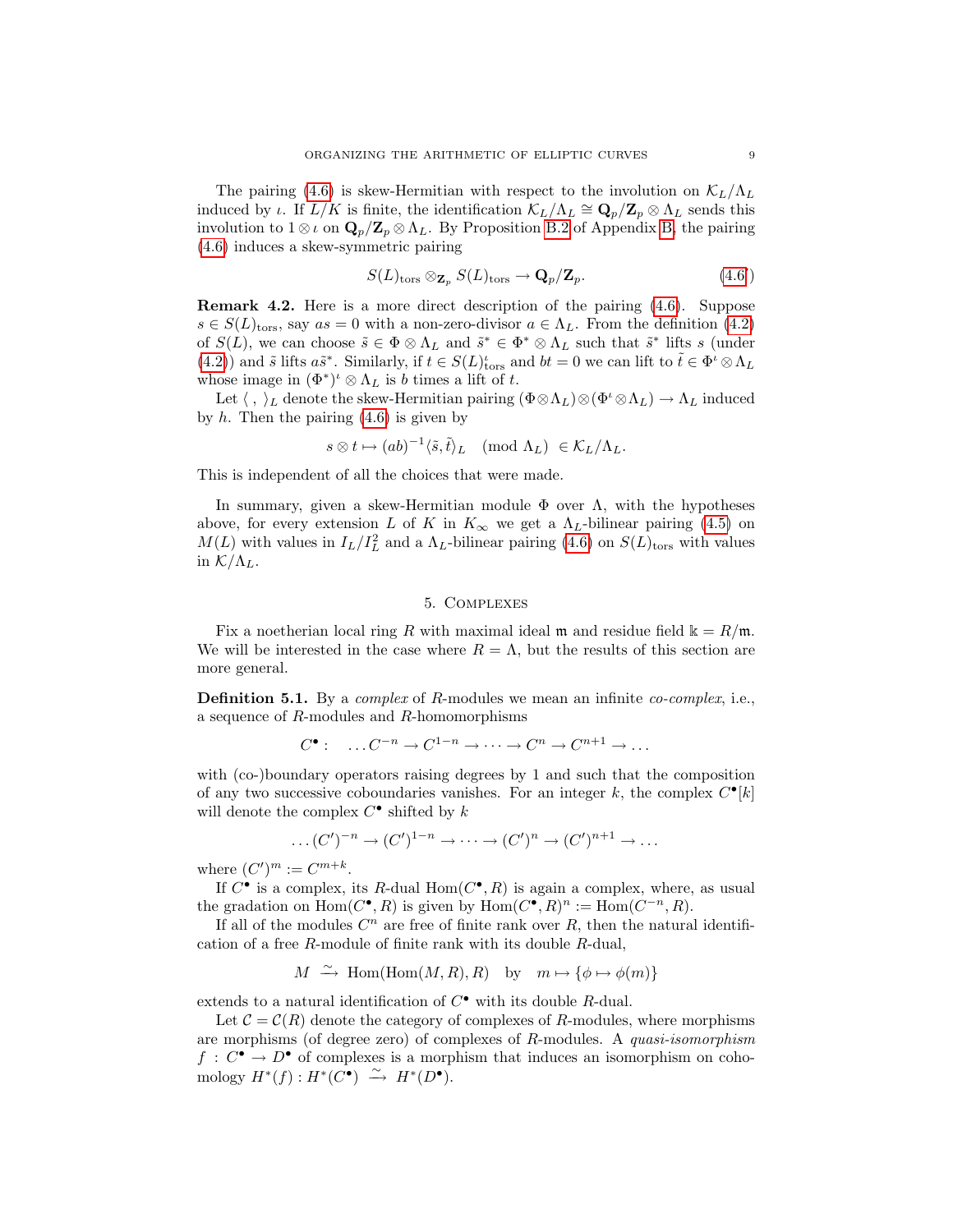The pairing (4.6) is skew-Hermitian with respect to the involution on $\mathcal{K}_L/\Lambda_L$ induced by $\iota$. If $L/K$ is finite, the identification $\mathcal{K}_L/\Lambda_L \cong \mathbf{Q}_p/\mathbf{Z}_p \otimes \Lambda_L$ sends this involution to $1 \otimes \iota$ on $\mathbf{Q}_p/\mathbf{Z}_p \otimes \Lambda_L$. By Proposition B.2 of Appendix B, the pairing (4.6) induces a skew-symmetric pairing

$$S(L)_{\mathrm{tors}} \otimes_{\mathbf{Z}_p} S(L)_{\mathrm{tors}} \to \mathbf{Q}_p/\mathbf{Z}_p. \tag{4.6'}$$

**Remark 4.2.** Here is a more direct description of the pairing (4.6). Suppose $s \in S(L)_{\mathrm{tors}}$, say $as = 0$ with a non-zero-divisor $a \in \Lambda_L$. From the definition (4.2) of $S(L)$, we can choose $\tilde{s} \in \Phi \otimes \Lambda_L$ and $\tilde{s}^* \in \Phi^* \otimes \Lambda_L$ such that $\tilde{s}^*$ lifts $s$ (under (4.2)) and $\tilde{s}$ lifts $a\tilde{s}^*$. Similarly, if $t \in S(L)^{\iota}_{\mathrm{tors}}$ and $bt = 0$ we can lift to $\tilde{t} \in \Phi^{\iota} \otimes \Lambda_L$ whose image in $(\Phi^*)^{\iota} \otimes \Lambda_L$ is $b$ times a lift of $t$.

Let $\langle\ ,\ \rangle_L$ denote the skew-Hermitian pairing $(\Phi \otimes \Lambda_L) \otimes (\Phi^{\iota} \otimes \Lambda_L) \to \Lambda_L$ induced by $h$. Then the pairing (4.6) is given by

$$s \otimes t \mapsto (ab)^{-1}\langle \tilde{s}, \tilde{t}\rangle_L \pmod{\Lambda_L} \ \in \mathcal{K}_L/\Lambda_L.$$

This is independent of all the choices that were made.

In summary, given a skew-Hermitian module $\Phi$ over $\Lambda$, with the hypotheses above, for every extension $L$ of $K$ in $K_\infty$ we get a $\Lambda_L$-bilinear pairing (4.5) on $M(L)$ with values in $I_L/I_L^2$ and a $\Lambda_L$-bilinear pairing (4.6) on $S(L)_{\mathrm{tors}}$ with values in $\mathcal{K}/\Lambda_L$.

## 5. Complexes

Fix a noetherian local ring $R$ with maximal ideal $\mathfrak{m}$ and residue field $\Bbbk = R/\mathfrak{m}$. We will be interested in the case where $R = \Lambda$, but the results of this section are more general.

**Definition 5.1.** By a *complex* of $R$-modules we mean an infinite *co-complex*, i.e., a sequence of $R$-modules and $R$-homomorphisms

$$C^\bullet : \quad \dots C^{-n} \to C^{1-n} \to \dots \to C^n \to C^{n+1} \to \dots$$

with (co-)boundary operators raising degrees by 1 and such that the composition of any two successive coboundaries vanishes. For an integer $k$, the complex $C^\bullet[k]$ will denote the complex $C^\bullet$ shifted by $k$

$$\dots (C')^{-n} \to (C')^{1-n} \to \dots \to (C')^n \to (C')^{n+1} \to \dots$$

where $(C')^m := C^{m+k}$.

If $C^\bullet$ is a complex, its $R$-dual $\mathrm{Hom}(C^\bullet, R)$ is again a complex, where, as usual the gradation on $\mathrm{Hom}(C^\bullet, R)$ is given by $\mathrm{Hom}(C^\bullet, R)^n := \mathrm{Hom}(C^{-n}, R)$.

If all of the modules $C^n$ are free of finite rank over $R$, then the natural identification of a free $R$-module of finite rank with its double $R$-dual,

$$M \xrightarrow{\sim} \mathrm{Hom}(\mathrm{Hom}(M, R), R) \quad \text{by} \quad m \mapsto \{\phi \mapsto \phi(m)\}$$

extends to a natural identification of $C^\bullet$ with its double $R$-dual.

Let $\mathcal{C} = \mathcal{C}(R)$ denote the category of complexes of $R$-modules, where morphisms are morphisms (of degree zero) of complexes of $R$-modules. A *quasi-isomorphism* $f : C^\bullet \to D^\bullet$ of complexes is a morphism that induces an isomorphism on cohomology $H^*(f) : H^*(C^\bullet) \xrightarrow{\sim} H^*(D^\bullet)$.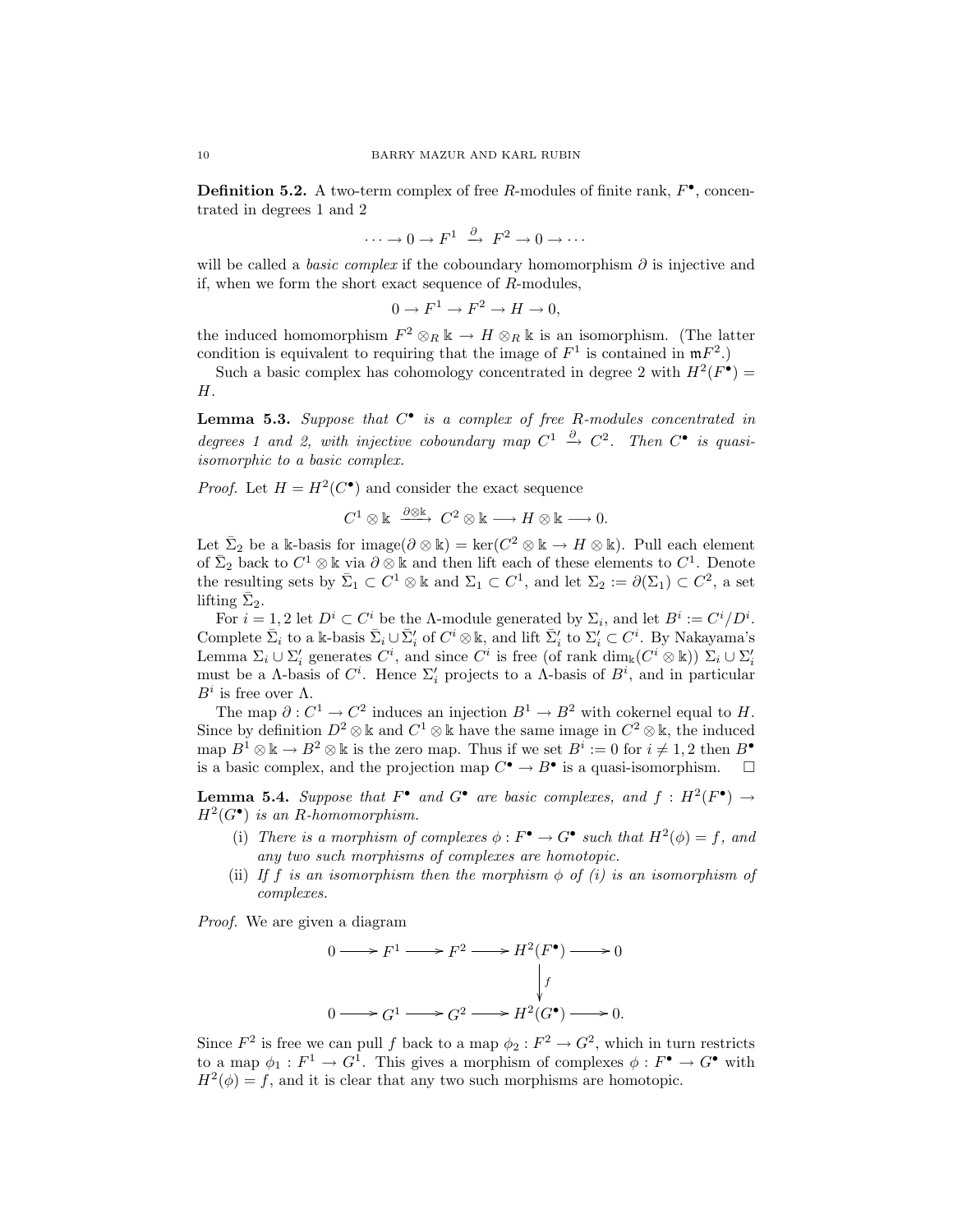**Definition 5.2.** A two-term complex of free $R$-modules of finite rank, $F^\bullet$, concentrated in degrees 1 and 2

$$\cdots \to 0 \to F^1 \xrightarrow{\partial} F^2 \to 0 \to \cdots$$

will be called a *basic complex* if the coboundary homomorphism $\partial$ is injective and if, when we form the short exact sequence of $R$-modules,

$$0 \to F^1 \to F^2 \to H \to 0,$$

the induced homomorphism $F^2 \otimes_R \Bbbk \to H \otimes_R \Bbbk$ is an isomorphism. (The latter condition is equivalent to requiring that the image of $F^1$ is contained in $\mathfrak{m}F^2$.)

Such a basic complex has cohomology concentrated in degree 2 with $H^2(F^\bullet) = H$.

**Lemma 5.3.** *Suppose that $C^\bullet$ is a complex of free $R$-modules concentrated in degrees 1 and 2, with injective coboundary map $C^1 \xrightarrow{\partial} C^2$. Then $C^\bullet$ is quasi-isomorphic to a basic complex.*

*Proof.* Let $H = H^2(C^\bullet)$ and consider the exact sequence

$$C^1 \otimes \Bbbk \xrightarrow{\partial \otimes \Bbbk} C^2 \otimes \Bbbk \longrightarrow H \otimes \Bbbk \longrightarrow 0.$$

Let $\bar{\Sigma}_2$ be a $\Bbbk$-basis for $\mathrm{image}(\partial \otimes \Bbbk) = \ker(C^2 \otimes \Bbbk \to H \otimes \Bbbk)$. Pull each element of $\bar{\Sigma}_2$ back to $C^1 \otimes \Bbbk$ via $\partial \otimes \Bbbk$ and then lift each of these elements to $C^1$. Denote the resulting sets by $\bar{\Sigma}_1 \subset C^1 \otimes \Bbbk$ and $\Sigma_1 \subset C^1$, and let $\Sigma_2 := \partial(\Sigma_1) \subset C^2$, a set lifting $\bar{\Sigma}_2$.

For $i = 1, 2$ let $D^i \subset C^i$ be the $\Lambda$-module generated by $\Sigma_i$, and let $B^i := C^i/D^i$. Complete $\bar{\Sigma}_i$ to a $\Bbbk$-basis $\bar{\Sigma}_i \cup \bar{\Sigma}'_i$ of $C^i \otimes \Bbbk$, and lift $\bar{\Sigma}'_i$ to $\Sigma'_i \subset C^i$. By Nakayama's Lemma $\Sigma_i \cup \Sigma'_i$ generates $C^i$, and since $C^i$ is free (of rank $\dim_\Bbbk(C^i \otimes \Bbbk)$) $\Sigma_i \cup \Sigma'_i$ must be a $\Lambda$-basis of $C^i$. Hence $\Sigma'_i$ projects to a $\Lambda$-basis of $B^i$, and in particular $B^i$ is free over $\Lambda$.

The map $\partial : C^1 \to C^2$ induces an injection $B^1 \to B^2$ with cokernel equal to $H$. Since by definition $D^2 \otimes \Bbbk$ and $C^1 \otimes \Bbbk$ have the same image in $C^2 \otimes \Bbbk$, the induced map $B^1 \otimes \Bbbk \to B^2 \otimes \Bbbk$ is the zero map. Thus if we set $B^i := 0$ for $i \neq 1, 2$ then $B^\bullet$ is a basic complex, and the projection map $C^\bullet \to B^\bullet$ is a quasi-isomorphism. $\square$

**Lemma 5.4.** *Suppose that $F^\bullet$ and $G^\bullet$ are basic complexes, and $f : H^2(F^\bullet) \to H^2(G^\bullet)$ is an $R$-homomorphism.*

(i) *There is a morphism of complexes $\phi : F^\bullet \to G^\bullet$ such that $H^2(\phi) = f$, and any two such morphisms of complexes are homotopic.*

(ii) *If $f$ is an isomorphism then the morphism $\phi$ of (i) is an isomorphism of complexes.*

*Proof.* We are given a diagram

$$\begin{array}{ccccccccc}
0 & \longrightarrow & F^1 & \longrightarrow & F^2 & \longrightarrow & H^2(F^\bullet) & \longrightarrow & 0 \\
 & & & & & & \big\downarrow f & & \\
0 & \longrightarrow & G^1 & \longrightarrow & G^2 & \longrightarrow & H^2(G^\bullet) & \longrightarrow & 0.
\end{array}$$

Since $F^2$ is free we can pull $f$ back to a map $\phi_2 : F^2 \to G^2$, which in turn restricts to a map $\phi_1 : F^1 \to G^1$. This gives a morphism of complexes $\phi : F^\bullet \to G^\bullet$ with $H^2(\phi) = f$, and it is clear that any two such morphisms are homotopic.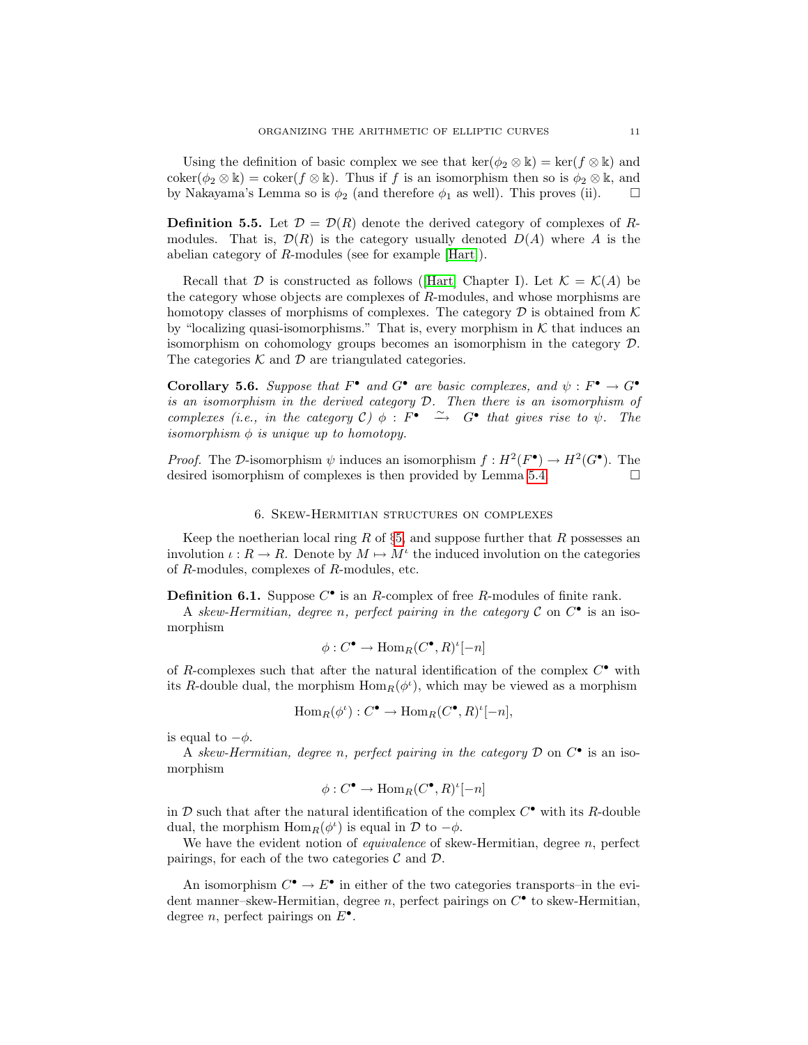Using the definition of basic complex we see that $\ker(\phi_2 \otimes \Bbbk) = \ker(f \otimes \Bbbk)$ and $\mathrm{coker}(\phi_2 \otimes \Bbbk) = \mathrm{coker}(f \otimes \Bbbk)$. Thus if $f$ is an isomorphism then so is $\phi_2 \otimes \Bbbk$, and by Nakayama's Lemma so is $\phi_2$ (and therefore $\phi_1$ as well). This proves (ii). $\square$

**Definition 5.5.** Let $\mathcal{D} = \mathcal{D}(R)$ denote the derived category of complexes of $R$-modules. That is, $\mathcal{D}(R)$ is the category usually denoted $D(A)$ where $A$ is the abelian category of $R$-modules (see for example [Hart]).

Recall that $\mathcal{D}$ is constructed as follows ([Hart] Chapter I). Let $\mathcal{K} = \mathcal{K}(A)$ be the category whose objects are complexes of $R$-modules, and whose morphisms are homotopy classes of morphisms of complexes. The category $\mathcal{D}$ is obtained from $\mathcal{K}$ by "localizing quasi-isomorphisms." That is, every morphism in $\mathcal{K}$ that induces an isomorphism on cohomology groups becomes an isomorphism in the category $\mathcal{D}$. The categories $\mathcal{K}$ and $\mathcal{D}$ are triangulated categories.

**Corollary 5.6.** *Suppose that $F^\bullet$ and $G^\bullet$ are basic complexes, and $\psi : F^\bullet \to G^\bullet$ is an isomorphism in the derived category $\mathcal{D}$. Then there is an isomorphism of complexes (i.e., in the category $\mathcal{C}$) $\phi : F^\bullet \xrightarrow{\sim} G^\bullet$ that gives rise to $\psi$. The isomorphism $\phi$ is unique up to homotopy.*

*Proof.* The $\mathcal{D}$-isomorphism $\psi$ induces an isomorphism $f : H^2(F^\bullet) \to H^2(G^\bullet)$. The desired isomorphism of complexes is then provided by Lemma 5.4. $\square$

## 6. Skew-Hermitian structures on complexes

Keep the noetherian local ring $R$ of §5, and suppose further that $R$ possesses an involution $\iota : R \to R$. Denote by $M \mapsto M^\iota$ the induced involution on the categories of $R$-modules, complexes of $R$-modules, etc.

**Definition 6.1.** Suppose $C^\bullet$ is an $R$-complex of free $R$-modules of finite rank.

A *skew-Hermitian, degree $n$, perfect pairing in the category $\mathcal{C}$* on $C^\bullet$ is an isomorphism

$$\phi : C^\bullet \to \mathrm{Hom}_R(C^\bullet, R)^\iota[-n]$$

of $R$-complexes such that after the natural identification of the complex $C^\bullet$ with its $R$-double dual, the morphism $\mathrm{Hom}_R(\phi^\iota)$, which may be viewed as a morphism

$$\mathrm{Hom}_R(\phi^\iota) : C^\bullet \to \mathrm{Hom}_R(C^\bullet, R)^\iota[-n],$$

is equal to $-\phi$.

A *skew-Hermitian, degree $n$, perfect pairing in the category $\mathcal{D}$* on $C^\bullet$ is an isomorphism

$$\phi : C^\bullet \to \mathrm{Hom}_R(C^\bullet, R)^\iota[-n]$$

in $\mathcal{D}$ such that after the natural identification of the complex $C^\bullet$ with its $R$-double dual, the morphism $\mathrm{Hom}_R(\phi^\iota)$ is equal in $\mathcal{D}$ to $-\phi$.

We have the evident notion of *equivalence* of skew-Hermitian, degree $n$, perfect pairings, for each of the two categories $\mathcal{C}$ and $\mathcal{D}$.

An isomorphism $C^\bullet \to E^\bullet$ in either of the two categories transports–in the evident manner–skew-Hermitian, degree $n$, perfect pairings on $C^\bullet$ to skew-Hermitian, degree $n$, perfect pairings on $E^\bullet$.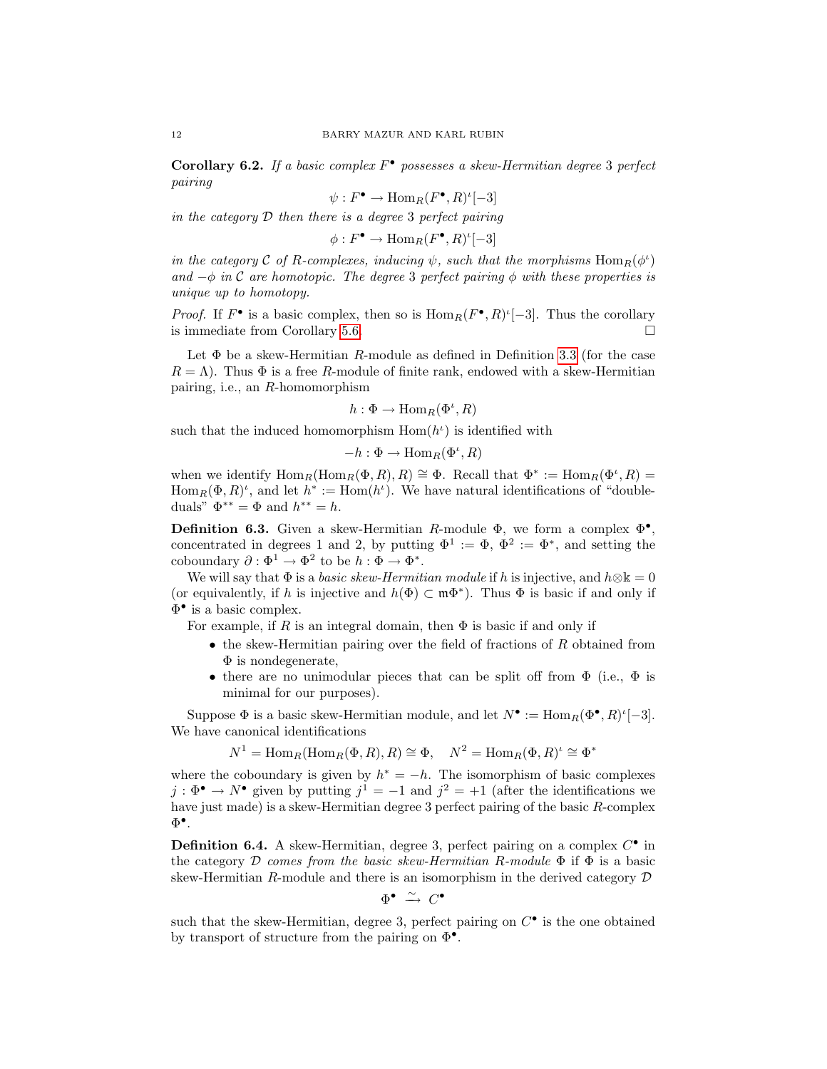**Corollary 6.2.** *If a basic complex $F^\bullet$ possesses a skew-Hermitian degree 3 perfect pairing*

$$\psi : F^\bullet \to \mathrm{Hom}_R(F^\bullet, R)^\iota[-3]$$

*in the category $\mathcal{D}$ then there is a degree 3 perfect pairing*

$$\phi : F^\bullet \to \mathrm{Hom}_R(F^\bullet, R)^\iota[-3]$$

*in the category $\mathcal{C}$ of $R$-complexes, inducing $\psi$, such that the morphisms $\mathrm{Hom}_R(\phi^\iota)$ and $-\phi$ in $\mathcal{C}$ are homotopic. The degree 3 perfect pairing $\phi$ with these properties is unique up to homotopy.*

*Proof.* If $F^\bullet$ is a basic complex, then so is $\mathrm{Hom}_R(F^\bullet, R)^\iota[-3]$. Thus the corollary is immediate from Corollary 5.6. □

Let $\Phi$ be a skew-Hermitian $R$-module as defined in Definition 3.3 (for the case $R = \Lambda$). Thus $\Phi$ is a free $R$-module of finite rank, endowed with a skew-Hermitian pairing, i.e., an $R$-homomorphism

$$h : \Phi \to \mathrm{Hom}_R(\Phi^\iota, R)$$

such that the induced homomorphism $\mathrm{Hom}(h^\iota)$ is identified with

$$-h : \Phi \to \mathrm{Hom}_R(\Phi^\iota, R)$$

when we identify $\mathrm{Hom}_R(\mathrm{Hom}_R(\Phi, R), R) \cong \Phi$. Recall that $\Phi^* := \mathrm{Hom}_R(\Phi^\iota, R) = \mathrm{Hom}_R(\Phi, R)^\iota$, and let $h^* := \mathrm{Hom}(h^\iota)$. We have natural identifications of "double-duals" $\Phi^{**} = \Phi$ and $h^{**} = h$.

**Definition 6.3.** Given a skew-Hermitian $R$-module $\Phi$, we form a complex $\Phi^\bullet$, concentrated in degrees 1 and 2, by putting $\Phi^1 := \Phi$, $\Phi^2 := \Phi^*$, and setting the coboundary $\partial : \Phi^1 \to \Phi^2$ to be $h : \Phi \to \Phi^*$.

We will say that $\Phi$ is a *basic skew-Hermitian module* if $h$ is injective, and $h \otimes \Bbbk = 0$ (or equivalently, if $h$ is injective and $h(\Phi) \subset \mathfrak{m}\Phi^*$). Thus $\Phi$ is basic if and only if $\Phi^\bullet$ is a basic complex.

For example, if $R$ is an integral domain, then $\Phi$ is basic if and only if

- the skew-Hermitian pairing over the field of fractions of $R$ obtained from $\Phi$ is nondegenerate,
- there are no unimodular pieces that can be split off from $\Phi$ (i.e., $\Phi$ is minimal for our purposes).

Suppose $\Phi$ is a basic skew-Hermitian module, and let $N^\bullet := \mathrm{Hom}_R(\Phi^\bullet, R)^\iota[-3]$. We have canonical identifications

$$N^1 = \mathrm{Hom}_R(\mathrm{Hom}_R(\Phi, R), R) \cong \Phi, \quad N^2 = \mathrm{Hom}_R(\Phi, R)^\iota \cong \Phi^*$$

where the coboundary is given by $h^* = -h$. The isomorphism of basic complexes $j : \Phi^\bullet \to N^\bullet$ given by putting $j^1 = -1$ and $j^2 = +1$ (after the identifications we have just made) is a skew-Hermitian degree 3 perfect pairing of the basic $R$-complex $\Phi^\bullet$.

**Definition 6.4.** A skew-Hermitian, degree 3, perfect pairing on a complex $C^\bullet$ in the category $\mathcal{D}$ *comes from the basic skew-Hermitian $R$-module* $\Phi$ if $\Phi$ is a basic skew-Hermitian $R$-module and there is an isomorphism in the derived category $\mathcal{D}$

$$\Phi^\bullet \xrightarrow{\sim} C^\bullet$$

such that the skew-Hermitian, degree 3, perfect pairing on $C^\bullet$ is the one obtained by transport of structure from the pairing on $\Phi^\bullet$.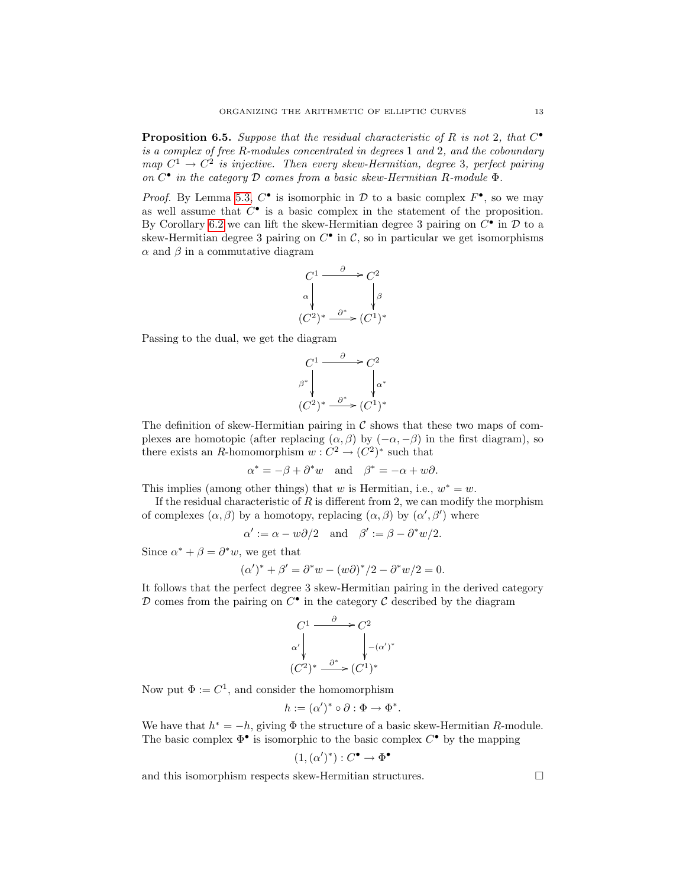**Proposition 6.5.** *Suppose that the residual characteristic of $R$ is not 2, that $C^\bullet$ is a complex of free $R$-modules concentrated in degrees 1 and 2, and the coboundary map $C^1 \to C^2$ is injective. Then every skew-Hermitian, degree 3, perfect pairing on $C^\bullet$ in the category $\mathcal{D}$ comes from a basic skew-Hermitian $R$-module $\Phi$.*

*Proof.* By Lemma 5.3, $C^\bullet$ is isomorphic in $\mathcal{D}$ to a basic complex $F^\bullet$, so we may as well assume that $C^\bullet$ is a basic complex in the statement of the proposition. By Corollary 6.2 we can lift the skew-Hermitian degree 3 pairing on $C^\bullet$ in $\mathcal{D}$ to a skew-Hermitian degree 3 pairing on $C^\bullet$ in $\mathcal{C}$, so in particular we get isomorphisms $\alpha$ and $\beta$ in a commutative diagram

$$\begin{array}{ccc} C^1 & \xrightarrow{\partial} & C^2 \\ \downarrow{\scriptstyle \alpha} & & \downarrow{\scriptstyle \beta} \\ (C^2)^* & \xrightarrow{\partial^*} & (C^1)^* \end{array}$$

Passing to the dual, we get the diagram

$$\begin{array}{ccc} C^1 & \xrightarrow{\partial} & C^2 \\ \downarrow{\scriptstyle \beta^*} & & \downarrow{\scriptstyle \alpha^*} \\ (C^2)^* & \xrightarrow{\partial^*} & (C^1)^* \end{array}$$

The definition of skew-Hermitian pairing in $\mathcal{C}$ shows that these two maps of complexes are homotopic (after replacing $(\alpha, \beta)$ by $(-\alpha, -\beta)$ in the first diagram), so there exists an $R$-homomorphism $w : C^2 \to (C^2)^*$ such that

$$\alpha^* = -\beta + \partial^* w \quad \text{and} \quad \beta^* = -\alpha + w\partial.$$

This implies (among other things) that $w$ is Hermitian, i.e., $w^* = w$.

If the residual characteristic of $R$ is different from 2, we can modify the morphism of complexes $(\alpha, \beta)$ by a homotopy, replacing $(\alpha, \beta)$ by $(\alpha', \beta')$ where

$$\alpha' := \alpha - w\partial/2 \quad \text{and} \quad \beta' := \beta - \partial^* w/2.$$

Since $\alpha^* + \beta = \partial^* w$, we get that

$$(\alpha')^* + \beta' = \partial^* w - (w\partial)^*/2 - \partial^* w/2 = 0.$$

It follows that the perfect degree 3 skew-Hermitian pairing in the derived category $\mathcal{D}$ comes from the pairing on $C^\bullet$ in the category $\mathcal{C}$ described by the diagram

$$\begin{array}{ccc} C^1 & \xrightarrow{\partial} & C^2 \\ \downarrow{\scriptstyle \alpha'} & & \downarrow{\scriptstyle -(\alpha')^*} \\ (C^2)^* & \xrightarrow{\partial^*} & (C^1)^* \end{array}$$

Now put $\Phi := C^1$, and consider the homomorphism

$$h := (\alpha')^* \circ \partial : \Phi \to \Phi^*.$$

We have that $h^* = -h$, giving $\Phi$ the structure of a basic skew-Hermitian $R$-module. The basic complex $\Phi^\bullet$ is isomorphic to the basic complex $C^\bullet$ by the mapping

$$(1, (\alpha')^*) : C^\bullet \to \Phi^\bullet$$

and this isomorphism respects skew-Hermitian structures. $\square$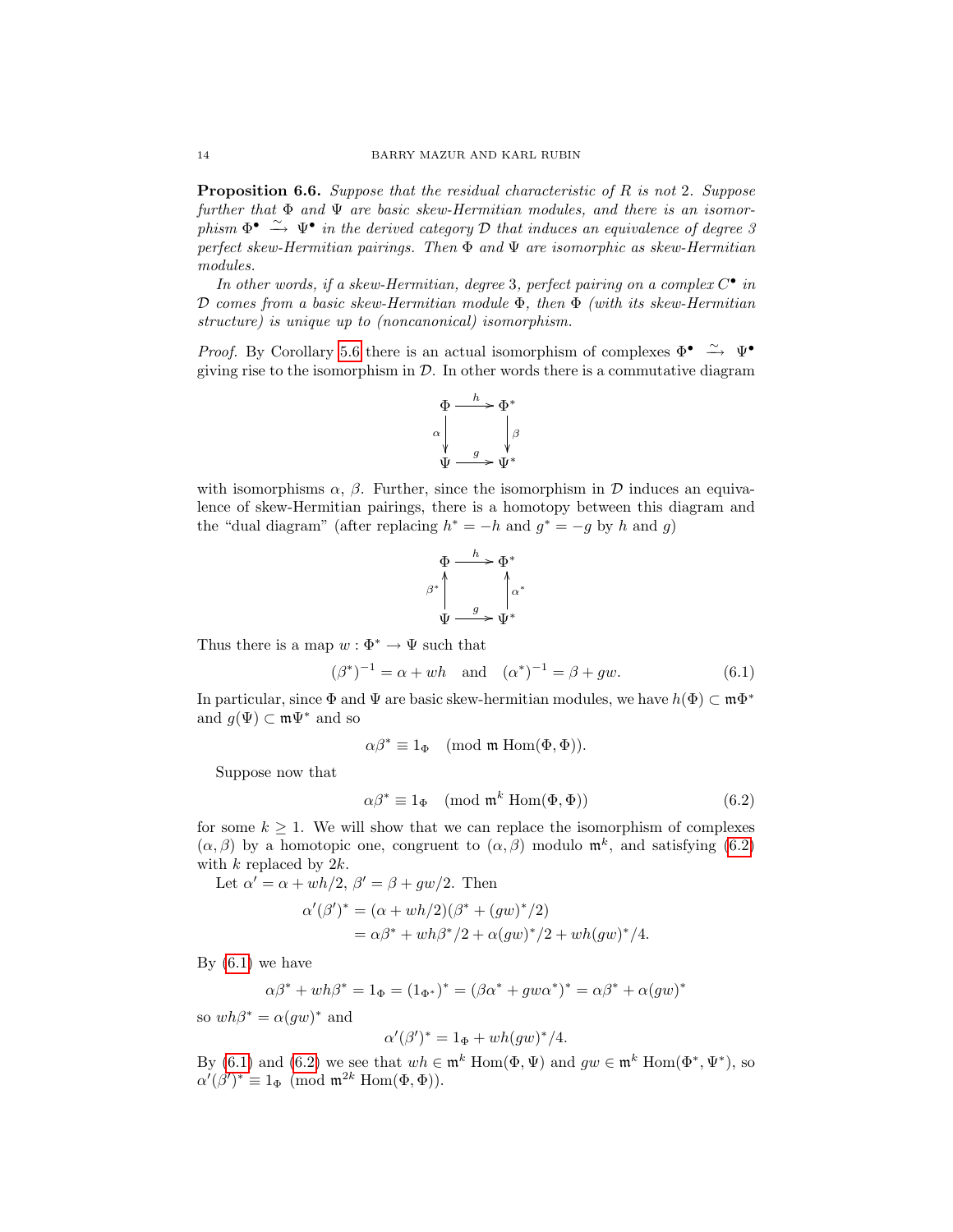**Proposition 6.6.** *Suppose that the residual characteristic of $R$ is not 2. Suppose further that $\Phi$ and $\Psi$ are basic skew-Hermitian modules, and there is an isomorphism $\Phi^\bullet \xrightarrow{\sim} \Psi^\bullet$ in the derived category $\mathcal{D}$ that induces an equivalence of degree 3 perfect skew-Hermitian pairings. Then $\Phi$ and $\Psi$ are isomorphic as skew-Hermitian modules.*

*In other words, if a skew-Hermitian, degree 3, perfect pairing on a complex $C^\bullet$ in $\mathcal{D}$ comes from a basic skew-Hermitian module $\Phi$, then $\Phi$ (with its skew-Hermitian structure) is unique up to (noncanonical) isomorphism.*

*Proof.* By Corollary 5.6 there is an actual isomorphism of complexes $\Phi^\bullet \xrightarrow{\sim} \Psi^\bullet$ giving rise to the isomorphism in $\mathcal{D}$. In other words there is a commutative diagram

$$\begin{array}{ccc} \Phi & \xrightarrow{h} & \Phi^* \\ {\scriptstyle\alpha}\downarrow & & \downarrow{\scriptstyle\beta} \\ \Psi & \xrightarrow{g} & \Psi^* \end{array}$$

with isomorphisms $\alpha$, $\beta$. Further, since the isomorphism in $\mathcal{D}$ induces an equivalence of skew-Hermitian pairings, there is a homotopy between this diagram and the "dual diagram" (after replacing $h^* = -h$ and $g^* = -g$ by $h$ and $g$)

$$\begin{array}{ccc} \Phi & \xrightarrow{h} & \Phi^* \\ {\scriptstyle\beta^*}\uparrow & & \uparrow{\scriptstyle\alpha^*} \\ \Psi & \xrightarrow{g} & \Psi^* \end{array}$$

Thus there is a map $w : \Phi^* \to \Psi$ such that

$$(\beta^*)^{-1} = \alpha + wh \quad \text{and} \quad (\alpha^*)^{-1} = \beta + gw. \tag{6.1}$$

In particular, since $\Phi$ and $\Psi$ are basic skew-hermitian modules, we have $h(\Phi) \subset \mathfrak{m}\Phi^*$ and $g(\Psi) \subset \mathfrak{m}\Psi^*$ and so

$$\alpha\beta^* \equiv 1_\Phi \pmod{\mathfrak{m}\operatorname{Hom}(\Phi,\Phi)}.$$

Suppose now that

$$\alpha\beta^* \equiv 1_\Phi \pmod{\mathfrak{m}^k\operatorname{Hom}(\Phi,\Phi)} \tag{6.2}$$

for some $k \geq 1$. We will show that we can replace the isomorphism of complexes $(\alpha, \beta)$ by a homotopic one, congruent to $(\alpha, \beta)$ modulo $\mathfrak{m}^k$, and satisfying (6.2) with $k$ replaced by $2k$.

Let $\alpha' = \alpha + wh/2$, $\beta' = \beta + gw/2$. Then

$$\begin{aligned} \alpha'(\beta')^* &= (\alpha + wh/2)(\beta^* + (gw)^*/2) \\ &= \alpha\beta^* + wh\beta^*/2 + \alpha(gw)^*/2 + wh(gw)^*/4. \end{aligned}$$

By (6.1) we have

$$\alpha\beta^* + wh\beta^* = 1_\Phi = (1_{\Phi^*})^* = (\beta\alpha^* + gw\alpha^*)^* = \alpha\beta^* + \alpha(gw)^*$$

so $wh\beta^* = \alpha(gw)^*$ and

$$\alpha'(\beta')^* = 1_\Phi + wh(gw)^*/4.$$

By (6.1) and (6.2) we see that $wh \in \mathfrak{m}^k\operatorname{Hom}(\Phi,\Psi)$ and $gw \in \mathfrak{m}^k\operatorname{Hom}(\Phi^*,\Psi^*)$, so $\alpha'(\beta')^* \equiv 1_\Phi \pmod{\mathfrak{m}^{2k}\operatorname{Hom}(\Phi,\Phi)}$.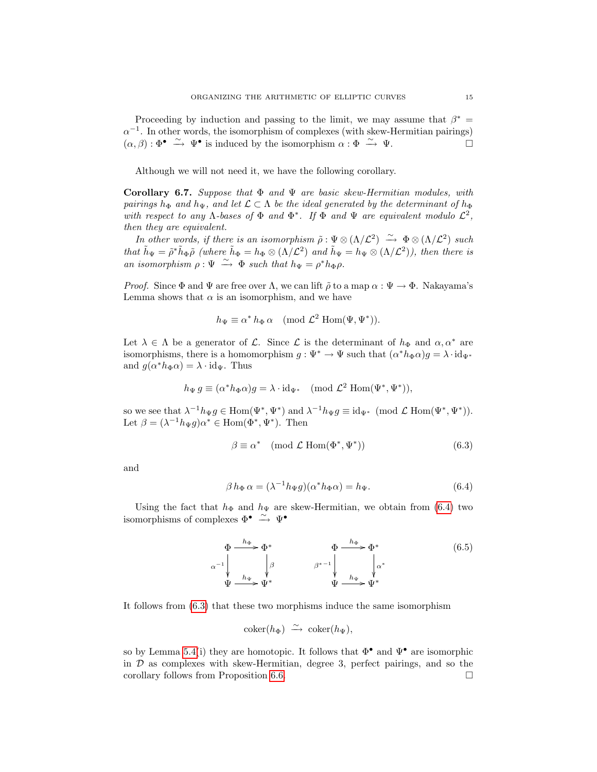Proceeding by induction and passing to the limit, we may assume that $\beta^* = \alpha^{-1}$. In other words, the isomorphism of complexes (with skew-Hermitian pairings) $(\alpha, \beta) : \Phi^\bullet \xrightarrow{\sim} \Psi^\bullet$ is induced by the isomorphism $\alpha : \Phi \xrightarrow{\sim} \Psi$. □

Although we will not need it, we have the following corollary.

**Corollary 6.7.** *Suppose that $\Phi$ and $\Psi$ are basic skew-Hermitian modules, with pairings $h_\Phi$ and $h_\Psi$, and let $\mathcal{L} \subset \Lambda$ be the ideal generated by the determinant of $h_\Phi$ with respect to any $\Lambda$-bases of $\Phi$ and $\Phi^*$. If $\Phi$ and $\Psi$ are equivalent modulo $\mathcal{L}^2$, then they are equivalent.*

*In other words, if there is an isomorphism $\tilde{\rho} : \Psi \otimes (\Lambda/\mathcal{L}^2) \xrightarrow{\sim} \Phi \otimes (\Lambda/\mathcal{L}^2)$ such that $\tilde{h}_\Psi = \tilde{\rho}^* \tilde{h}_\Phi \tilde{\rho}$ (where $\tilde{h}_\Phi = h_\Phi \otimes (\Lambda/\mathcal{L}^2)$ and $\tilde{h}_\Psi = h_\Psi \otimes (\Lambda/\mathcal{L}^2)$), then there is an isomorphism $\rho : \Psi \xrightarrow{\sim} \Phi$ such that $h_\Psi = \rho^* h_\Phi \rho$.*

*Proof.* Since $\Phi$ and $\Psi$ are free over $\Lambda$, we can lift $\tilde{\rho}$ to a map $\alpha : \Psi \to \Phi$. Nakayama's Lemma shows that $\alpha$ is an isomorphism, and we have

$$h_\Psi \equiv \alpha^* \, h_\Phi \, \alpha \pmod{\mathcal{L}^2 \ \mathrm{Hom}(\Psi, \Psi^*)}.$$

Let $\lambda \in \Lambda$ be a generator of $\mathcal{L}$. Since $\mathcal{L}$ is the determinant of $h_\Phi$ and $\alpha, \alpha^*$ are isomorphisms, there is a homomorphism $g : \Psi^* \to \Psi$ such that $(\alpha^* h_\Phi \alpha) g = \lambda \cdot \mathrm{id}_{\Psi^*}$ and $g(\alpha^* h_\Phi \alpha) = \lambda \cdot \mathrm{id}_\Psi$. Thus

$$h_\Psi \, g \equiv (\alpha^* h_\Phi \alpha) g = \lambda \cdot \mathrm{id}_{\Psi^*} \pmod{\mathcal{L}^2 \ \mathrm{Hom}(\Psi^*, \Psi^*)},$$

so we see that $\lambda^{-1} h_\Psi g \in \mathrm{Hom}(\Psi^*, \Psi^*)$ and $\lambda^{-1} h_\Psi g \equiv \mathrm{id}_{\Psi^*} \pmod{\mathcal{L} \ \mathrm{Hom}(\Psi^*, \Psi^*)}$. Let $\beta = (\lambda^{-1} h_\Psi g) \alpha^* \in \mathrm{Hom}(\Phi^*, \Psi^*)$. Then

$$\beta \equiv \alpha^* \pmod{\mathcal{L} \ \mathrm{Hom}(\Phi^*, \Psi^*)} \tag{6.3}$$

and

$$\beta \, h_\Phi \, \alpha = (\lambda^{-1} h_\Psi g)(\alpha^* h_\Phi \alpha) = h_\Psi. \tag{6.4}$$

Using the fact that $h_\Phi$ and $h_\Psi$ are skew-Hermitian, we obtain from (6.4) two isomorphisms of complexes $\Phi^\bullet \xrightarrow{\sim} \Psi^\bullet$

$$\begin{array}{ccc} \Phi & \xrightarrow{h_\Phi} & \Phi^* \\ {\scriptstyle \alpha^{-1}} \downarrow & & \downarrow {\scriptstyle \beta} \\ \Psi & \xrightarrow{h_\Psi} & \Psi^* \end{array} \qquad\qquad \begin{array}{ccc} \Phi & \xrightarrow{h_\Phi} & \Phi^* \\ {\scriptstyle \beta^{*-1}} \downarrow & & \downarrow {\scriptstyle \alpha^*} \\ \Psi & \xrightarrow{h_\Psi} & \Psi^* \end{array} \tag{6.5}$$

It follows from (6.3) that these two morphisms induce the same isomorphism

$$\mathrm{coker}(h_\Phi) \xrightarrow{\sim} \mathrm{coker}(h_\Psi),$$

so by Lemma 5.4(i) they are homotopic. It follows that $\Phi^\bullet$ and $\Psi^\bullet$ are isomorphic in $\mathcal{D}$ as complexes with skew-Hermitian, degree 3, perfect pairings, and so the corollary follows from Proposition 6.6. □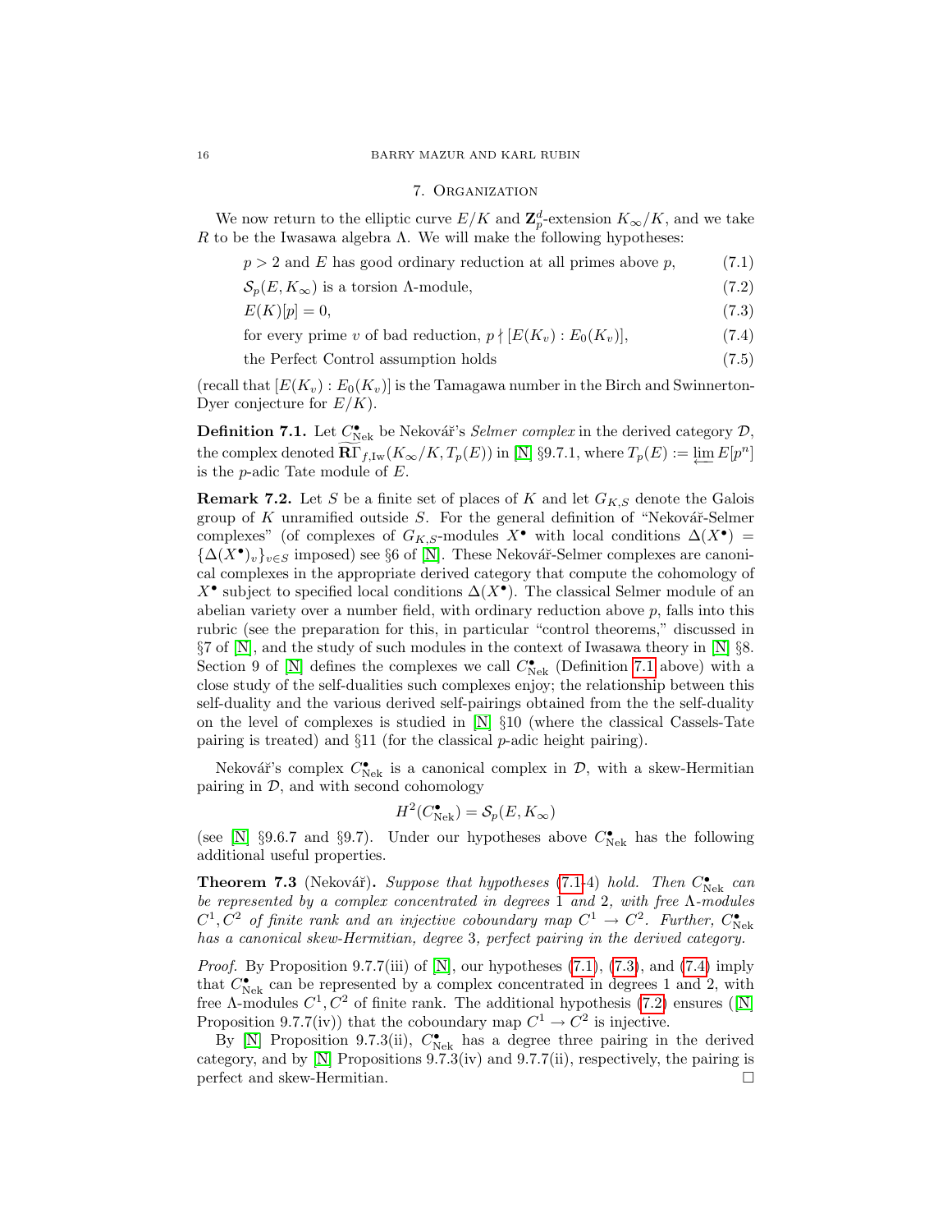## 7. Organization

We now return to the elliptic curve $E/K$ and $\mathbf{Z}_p^d$-extension $K_\infty/K$, and we take $R$ to be the Iwasawa algebra $\Lambda$. We will make the following hypotheses:

$$p > 2 \text{ and } E \text{ has good ordinary reduction at all primes above } p, \tag{7.1}$$

$$\mathcal{S}_p(E, K_\infty) \text{ is a torsion } \Lambda\text{-module}, \tag{7.2}$$

$$E(K)[p] = 0, \tag{7.3}$$

$$\text{for every prime } v \text{ of bad reduction, } p \nmid [E(K_v) : E_0(K_v)], \tag{7.4}$$

$$\text{the Perfect Control assumption holds} \tag{7.5}$$

(recall that $[E(K_v) : E_0(K_v)]$ is the Tamagawa number in the Birch and Swinnerton-Dyer conjecture for $E/K$).

**Definition 7.1.** Let $C^\bullet_{\text{Nek}}$ be Nekovář's *Selmer complex* in the derived category $\mathcal{D}$, the complex denoted $\widetilde{\mathbf{R}\Gamma}_{f,\text{Iw}}(K_\infty/K, T_p(E))$ in [N] §9.7.1, where $T_p(E) := \varprojlim E[p^n]$ is the $p$-adic Tate module of $E$.

**Remark 7.2.** Let $S$ be a finite set of places of $K$ and let $G_{K,S}$ denote the Galois group of $K$ unramified outside $S$. For the general definition of "Nekovář-Selmer complexes" (of complexes of $G_{K,S}$-modules $X^\bullet$ with local conditions $\Delta(X^\bullet) = \{\Delta(X^\bullet)_v\}_{v \in S}$ imposed) see §6 of [N]. These Nekovář-Selmer complexes are canonical complexes in the appropriate derived category that compute the cohomology of $X^\bullet$ subject to specified local conditions $\Delta(X^\bullet)$. The classical Selmer module of an abelian variety over a number field, with ordinary reduction above $p$, falls into this rubric (see the preparation for this, in particular "control theorems," discussed in §7 of [N], and the study of such modules in the context of Iwasawa theory in [N] §8. Section 9 of [N] defines the complexes we call $C^\bullet_{\text{Nek}}$ (Definition 7.1 above) with a close study of the self-dualities such complexes enjoy; the relationship between this self-duality and the various derived self-pairings obtained from the the self-duality on the level of complexes is studied in [N] §10 (where the classical Cassels-Tate pairing is treated) and §11 (for the classical $p$-adic height pairing).

Nekovář's complex $C^\bullet_{\text{Nek}}$ is a canonical complex in $\mathcal{D}$, with a skew-Hermitian pairing in $\mathcal{D}$, and with second cohomology

$$H^2(C^\bullet_{\text{Nek}}) = \mathcal{S}_p(E, K_\infty)$$

(see [N] §9.6.7 and §9.7). Under our hypotheses above $C^\bullet_{\text{Nek}}$ has the following additional useful properties.

**Theorem 7.3** (Nekovář). *Suppose that hypotheses (7.1-4) hold. Then $C^\bullet_{\text{Nek}}$ can be represented by a complex concentrated in degrees 1 and 2, with free $\Lambda$-modules $C^1, C^2$ of finite rank and an injective coboundary map $C^1 \to C^2$. Further, $C^\bullet_{\text{Nek}}$ has a canonical skew-Hermitian, degree 3, perfect pairing in the derived category.*

*Proof.* By Proposition 9.7.7(iii) of [N], our hypotheses (7.1), (7.3), and (7.4) imply that $C^\bullet_{\text{Nek}}$ can be represented by a complex concentrated in degrees 1 and 2, with free $\Lambda$-modules $C^1, C^2$ of finite rank. The additional hypothesis (7.2) ensures ([N] Proposition 9.7.7(iv)) that the coboundary map $C^1 \to C^2$ is injective.

By [N] Proposition 9.7.3(ii), $C^\bullet_{\text{Nek}}$ has a degree three pairing in the derived category, and by [N] Propositions 9.7.3(iv) and 9.7.7(ii), respectively, the pairing is perfect and skew-Hermitian. □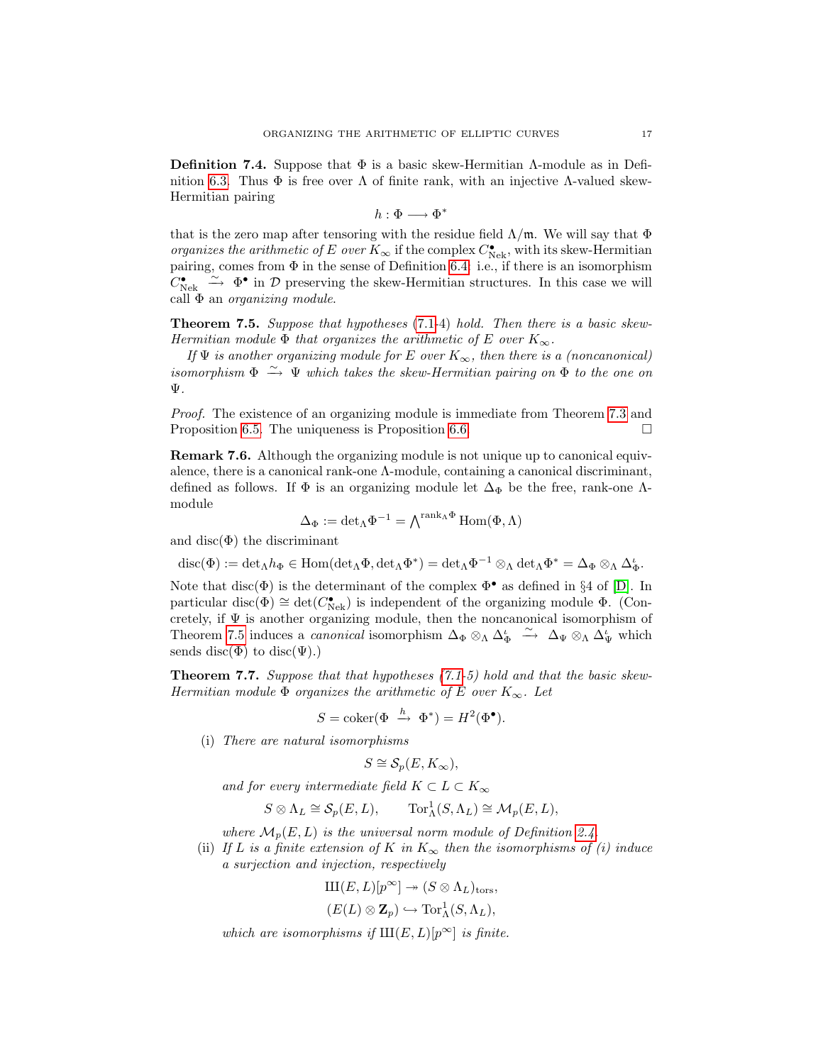**Definition 7.4.** Suppose that $\Phi$ is a basic skew-Hermitian $\Lambda$-module as in Definition 6.3. Thus $\Phi$ is free over $\Lambda$ of finite rank, with an injective $\Lambda$-valued skew-Hermitian pairing

$$h : \Phi \longrightarrow \Phi^*$$

that is the zero map after tensoring with the residue field $\Lambda/\mathfrak{m}$. We will say that $\Phi$ *organizes the arithmetic of $E$ over $K_\infty$* if the complex $C^\bullet_{\text{Nek}}$, with its skew-Hermitian pairing, comes from $\Phi$ in the sense of Definition 6.4: i.e., if there is an isomorphism $C^\bullet_{\text{Nek}} \xrightarrow{\sim} \Phi^\bullet$ in $\mathcal{D}$ preserving the skew-Hermitian structures. In this case we will call $\Phi$ an *organizing module*.

**Theorem 7.5.** *Suppose that hypotheses (7.1-4) hold. Then there is a basic skew-Hermitian module $\Phi$ that organizes the arithmetic of $E$ over $K_\infty$.*

*If $\Psi$ is another organizing module for $E$ over $K_\infty$, then there is a (noncanonical) isomorphism $\Phi \xrightarrow{\sim} \Psi$ which takes the skew-Hermitian pairing on $\Phi$ to the one on $\Psi$.*

*Proof.* The existence of an organizing module is immediate from Theorem 7.3 and Proposition 6.5. The uniqueness is Proposition 6.6. □

**Remark 7.6.** Although the organizing module is not unique up to canonical equivalence, there is a canonical rank-one $\Lambda$-module, containing a canonical discriminant, defined as follows. If $\Phi$ is an organizing module let $\Delta_\Phi$ be the free, rank-one $\Lambda$-module

$$\Delta_\Phi := \det{}_\Lambda \Phi^{-1} = \bigwedge^{\text{rank}_\Lambda \Phi} \text{Hom}(\Phi, \Lambda)$$

and $\text{disc}(\Phi)$ the discriminant

$$\text{disc}(\Phi) := \det{}_\Lambda h_\Phi \in \text{Hom}(\det{}_\Lambda \Phi, \det{}_\Lambda \Phi^*) = \det{}_\Lambda \Phi^{-1} \otimes_\Lambda \det{}_\Lambda \Phi^* = \Delta_\Phi \otimes_\Lambda \Delta_\Phi^\iota.$$

Note that $\text{disc}(\Phi)$ is the determinant of the complex $\Phi^\bullet$ as defined in §4 of [D]. In particular $\text{disc}(\Phi) \cong \det(C^\bullet_{\text{Nek}})$ is independent of the organizing module $\Phi$. (Concretely, if $\Psi$ is another organizing module, then the noncanonical isomorphism of Theorem 7.5 induces a *canonical* isomorphism $\Delta_\Phi \otimes_\Lambda \Delta_\Phi^\iota \xrightarrow{\sim} \Delta_\Psi \otimes_\Lambda \Delta_\Psi^\iota$ which sends $\text{disc}(\Phi)$ to $\text{disc}(\Psi)$.)

**Theorem 7.7.** *Suppose that that hypotheses (7.1-5) hold and that the basic skew-Hermitian module $\Phi$ organizes the arithmetic of $E$ over $K_\infty$. Let*

$$S = \text{coker}(\Phi \xrightarrow{h} \Phi^*) = H^2(\Phi^\bullet).$$

(i) *There are natural isomorphisms*

$$S \cong \mathcal{S}_p(E, K_\infty),$$

*and for every intermediate field $K \subset L \subset K_\infty$*

$$S \otimes \Lambda_L \cong \mathcal{S}_p(E, L), \qquad \text{Tor}^1_\Lambda(S, \Lambda_L) \cong \mathcal{M}_p(E, L),$$

*where $\mathcal{M}_p(E, L)$ is the universal norm module of Definition 2.4.*

(ii) *If $L$ is a finite extension of $K$ in $K_\infty$ then the isomorphisms of (i) induce a surjection and injection, respectively*

$$\text{Ш}(E, L)[p^\infty] \twoheadrightarrow (S \otimes \Lambda_L)_{\text{tors}},$$

$$(E(L) \otimes \mathbf{Z}_p) \hookrightarrow \text{Tor}^1_\Lambda(S, \Lambda_L),$$

*which are isomorphisms if $\text{Ш}(E, L)[p^\infty]$ is finite.*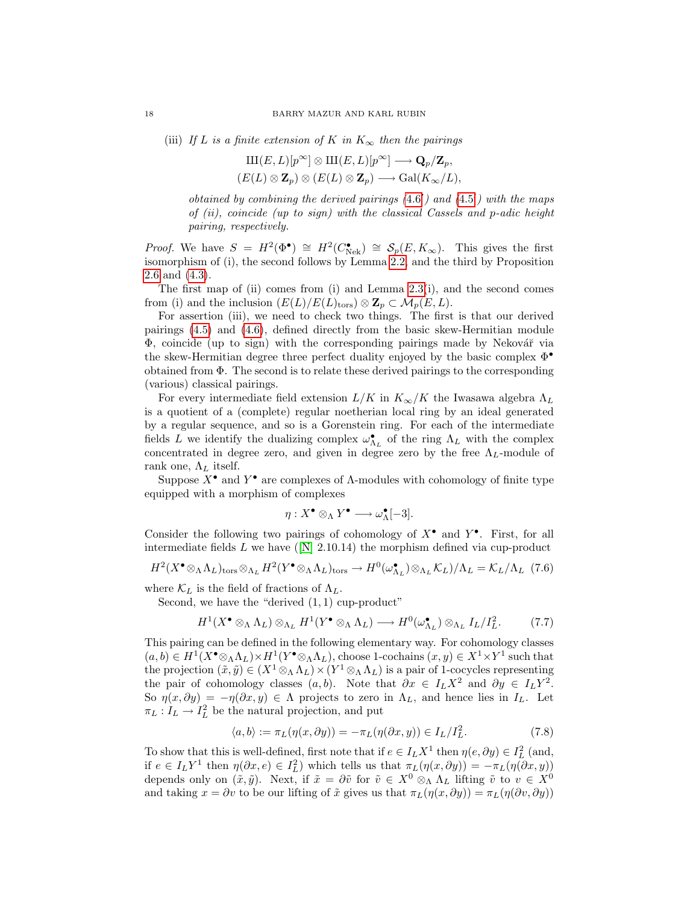(iii) *If $L$ is a finite extension of $K$ in $K_\infty$ then the pairings*

$$\text{Ш}(E,L)[p^\infty] \otimes \text{Ш}(E,L)[p^\infty] \longrightarrow \mathbf{Q}_p/\mathbf{Z}_p,$$
$$(E(L)\otimes \mathbf{Z}_p) \otimes (E(L)\otimes \mathbf{Z}_p) \longrightarrow \mathrm{Gal}(K_\infty/L),$$

*obtained by combining the derived pairings (4.6) and (4.5) with the maps of (ii), coincide (up to sign) with the classical Cassels and $p$-adic height pairing, respectively.*

*Proof.* We have $S = H^2(\Phi^\bullet) \cong H^2(C^\bullet_{\mathrm{Nek}}) \cong \mathcal{S}_p(E,K_\infty)$. This gives the first isomorphism of (i), the second follows by Lemma 2.2, and the third by Proposition 2.6 and (4.3).

The first map of (ii) comes from (i) and Lemma 2.3(i), and the second comes from (i) and the inclusion $(E(L)/E(L)_{\mathrm{tors}})\otimes \mathbf{Z}_p \subset \mathcal{M}_p(E,L)$.

For assertion (iii), we need to check two things. The first is that our derived pairings (4.5) and (4.6), defined directly from the basic skew-Hermitian module $\Phi$, coincide (up to sign) with the corresponding pairings made by Nekovář via the skew-Hermitian degree three perfect duality enjoyed by the basic complex $\Phi^\bullet$ obtained from $\Phi$. The second is to relate these derived pairings to the corresponding (various) classical pairings.

For every intermediate field extension $L/K$ in $K_\infty/K$ the Iwasawa algebra $\Lambda_L$ is a quotient of a (complete) regular noetherian local ring by an ideal generated by a regular sequence, and so is a Gorenstein ring. For each of the intermediate fields $L$ we identify the dualizing complex $\omega^\bullet_{\Lambda_L}$ of the ring $\Lambda_L$ with the complex concentrated in degree zero, and given in degree zero by the free $\Lambda_L$-module of rank one, $\Lambda_L$ itself.

Suppose $X^\bullet$ and $Y^\bullet$ are complexes of $\Lambda$-modules with cohomology of finite type equipped with a morphism of complexes

$$\eta : X^\bullet \otimes_\Lambda Y^\bullet \longrightarrow \omega^\bullet_\Lambda[-3].$$

Consider the following two pairings of cohomology of $X^\bullet$ and $Y^\bullet$. First, for all intermediate fields $L$ we have ([N] 2.10.14) the morphism defined via cup-product

$$H^2(X^\bullet \otimes_\Lambda \Lambda_L)_{\mathrm{tors}} \otimes_{\Lambda_L} H^2(Y^\bullet \otimes_\Lambda \Lambda_L)_{\mathrm{tors}} \to H^0(\omega^\bullet_{\Lambda_L})\otimes_{\Lambda_L}\mathcal{K}_L)/\Lambda_L = \mathcal{K}_L/\Lambda_L \quad (7.6)$$

where $\mathcal{K}_L$ is the field of fractions of $\Lambda_L$.

Second, we have the "derived $(1,1)$ cup-product"

$$H^1(X^\bullet \otimes_\Lambda \Lambda_L)\otimes_{\Lambda_L} H^1(Y^\bullet \otimes_\Lambda \Lambda_L) \longrightarrow H^0(\omega^\bullet_{\Lambda_L})\otimes_{\Lambda_L} I_L/I_L^2. \quad (7.7)$$

This pairing can be defined in the following elementary way. For cohomology classes $(a,b) \in H^1(X^\bullet \otimes_\Lambda \Lambda_L)\times H^1(Y^\bullet \otimes_\Lambda \Lambda_L)$, choose 1-cochains $(x,y) \in X^1 \times Y^1$ such that the projection $(\tilde{x},\tilde{y}) \in (X^1\otimes_\Lambda \Lambda_L)\times(Y^1\otimes_\Lambda\Lambda_L)$ is a pair of 1-cocycles representing the pair of cohomology classes $(a,b)$. Note that $\partial x \in I_L X^2$ and $\partial y \in I_L Y^2$. So $\eta(x,\partial y) = -\eta(\partial x, y) \in \Lambda$ projects to zero in $\Lambda_L$, and hence lies in $I_L$. Let $\pi_L : I_L \to I_L^2$ be the natural projection, and put

$$\langle a,b\rangle := \pi_L(\eta(x,\partial y)) = -\pi_L(\eta(\partial x, y)) \in I_L/I_L^2. \quad (7.8)$$

To show that this is well-defined, first note that if $e \in I_L X^1$ then $\eta(e,\partial y) \in I_L^2$ (and, if $e \in I_L Y^1$ then $\eta(\partial x, e) \in I_L^2$) which tells us that $\pi_L(\eta(x,\partial y)) = -\pi_L(\eta(\partial x, y))$ depends only on $(\tilde{x},\tilde{y})$. Next, if $\tilde{x} = \partial\tilde{v}$ for $\tilde{v} \in X^0\otimes_\Lambda \Lambda_L$ lifting $\tilde{v}$ to $v \in X^0$ and taking $x = \partial v$ to be our lifting of $\tilde{x}$ gives us that $\pi_L(\eta(x,\partial y)) = \pi_L(\eta(\partial v, \partial y))$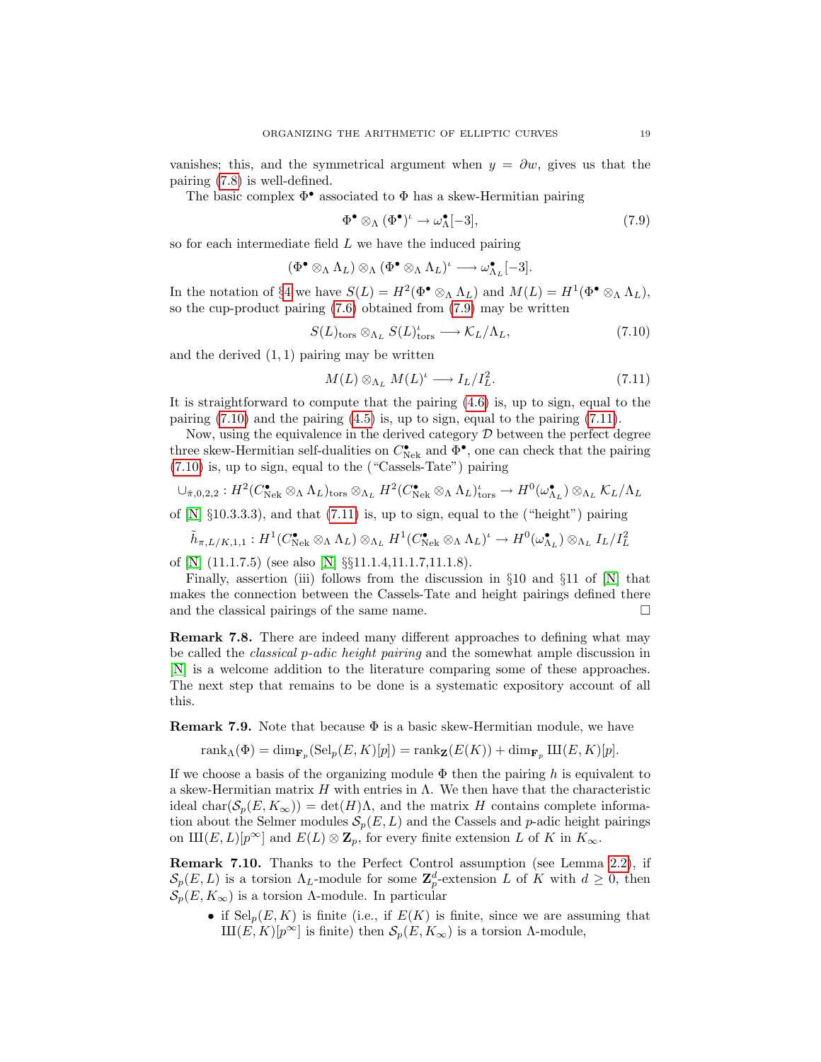vanishes; this, and the symmetrical argument when $y = \partial w$, gives us that the pairing (7.8) is well-defined.

The basic complex $\Phi^\bullet$ associated to $\Phi$ has a skew-Hermitian pairing

$$\Phi^\bullet \otimes_\Lambda (\Phi^\bullet)^\iota \to \omega^\bullet_\Lambda[-3], \tag{7.9}$$

so for each intermediate field $L$ we have the induced pairing

$$(\Phi^\bullet \otimes_\Lambda \Lambda_L) \otimes_\Lambda (\Phi^\bullet \otimes_\Lambda \Lambda_L)^\iota \longrightarrow \omega^\bullet_{\Lambda_L}[-3].$$

In the notation of §4 we have $S(L) = H^2(\Phi^\bullet \otimes_\Lambda \Lambda_L)$ and $M(L) = H^1(\Phi^\bullet \otimes_\Lambda \Lambda_L)$, so the cup-product pairing (7.6) obtained from (7.9) may be written

$$S(L)_{\rm tors} \otimes_{\Lambda_L} S(L)^\iota_{\rm tors} \longrightarrow \mathcal{K}_L/\Lambda_L, \tag{7.10}$$

and the derived $(1,1)$ pairing may be written

$$M(L) \otimes_{\Lambda_L} M(L)^\iota \longrightarrow I_L/I_L^2. \tag{7.11}$$

It is straightforward to compute that the pairing (4.6) is, up to sign, equal to the pairing (7.10) and the pairing (4.5) is, up to sign, equal to the pairing (7.11).

Now, using the equivalence in the derived category $\mathcal{D}$ between the perfect degree three skew-Hermitian self-dualities on $C^\bullet_{\rm Nek}$ and $\Phi^\bullet$, one can check that the pairing (7.10) is, up to sign, equal to the ("Cassels-Tate") pairing

$$\cup_{\tilde{\pi},0,2,2} : H^2(C^\bullet_{\rm Nek} \otimes_\Lambda \Lambda_L)_{\rm tors} \otimes_{\Lambda_L} H^2(C^\bullet_{\rm Nek} \otimes_\Lambda \Lambda_L)^\iota_{\rm tors} \to H^0(\omega^\bullet_{\Lambda_L}) \otimes_{\Lambda_L} \mathcal{K}_L/\Lambda_L$$

of [N] §10.3.3.3), and that (7.11) is, up to sign, equal to the ("height") pairing

$$\tilde{h}_{\pi,L/K,1,1} : H^1(C^\bullet_{\rm Nek} \otimes_\Lambda \Lambda_L) \otimes_{\Lambda_L} H^1(C^\bullet_{\rm Nek} \otimes_\Lambda \Lambda_L)^\iota \to H^0(\omega^\bullet_{\Lambda_L}) \otimes_{\Lambda_L} I_L/I_L^2$$

of [N] (11.1.7.5) (see also [N] §§11.1.4,11.1.7,11.1.8).

Finally, assertion (iii) follows from the discussion in §10 and §11 of [N] that makes the connection between the Cassels-Tate and height pairings defined there and the classical pairings of the same name. □

**Remark 7.8.** There are indeed many different approaches to defining what may be called the *classical p-adic height pairing* and the somewhat ample discussion in [N] is a welcome addition to the literature comparing some of these approaches. The next step that remains to be done is a systematic expository account of all this.

**Remark 7.9.** Note that because $\Phi$ is a basic skew-Hermitian module, we have

$$\operatorname{rank}_\Lambda(\Phi) = \dim_{\mathbf{F}_p}(\operatorname{Sel}_p(E,K)[p]) = \operatorname{rank}_{\mathbf{Z}}(E(K)) + \dim_{\mathbf{F}_p} Ш(E,K)[p].$$

If we choose a basis of the organizing module $\Phi$ then the pairing $h$ is equivalent to a skew-Hermitian matrix $H$ with entries in $\Lambda$. We then have that the characteristic ideal $\operatorname{char}(\mathcal{S}_p(E,K_\infty)) = \det(H)\Lambda$, and the matrix $H$ contains complete information about the Selmer modules $\mathcal{S}_p(E,L)$ and the Cassels and $p$-adic height pairings on $Ш(E,L)[p^\infty]$ and $E(L) \otimes \mathbf{Z}_p$, for every finite extension $L$ of $K$ in $K_\infty$.

**Remark 7.10.** Thanks to the Perfect Control assumption (see Lemma 2.2), if $\mathcal{S}_p(E,L)$ is a torsion $\Lambda_L$-module for some $\mathbf{Z}_p^d$-extension $L$ of $K$ with $d \geq 0$, then $\mathcal{S}_p(E,K_\infty)$ is a torsion $\Lambda$-module. In particular

- if $\operatorname{Sel}_p(E,K)$ is finite (i.e., if $E(K)$ is finite, since we are assuming that $Ш(E,K)[p^\infty]$ is finite) then $\mathcal{S}_p(E,K_\infty)$ is a torsion $\Lambda$-module,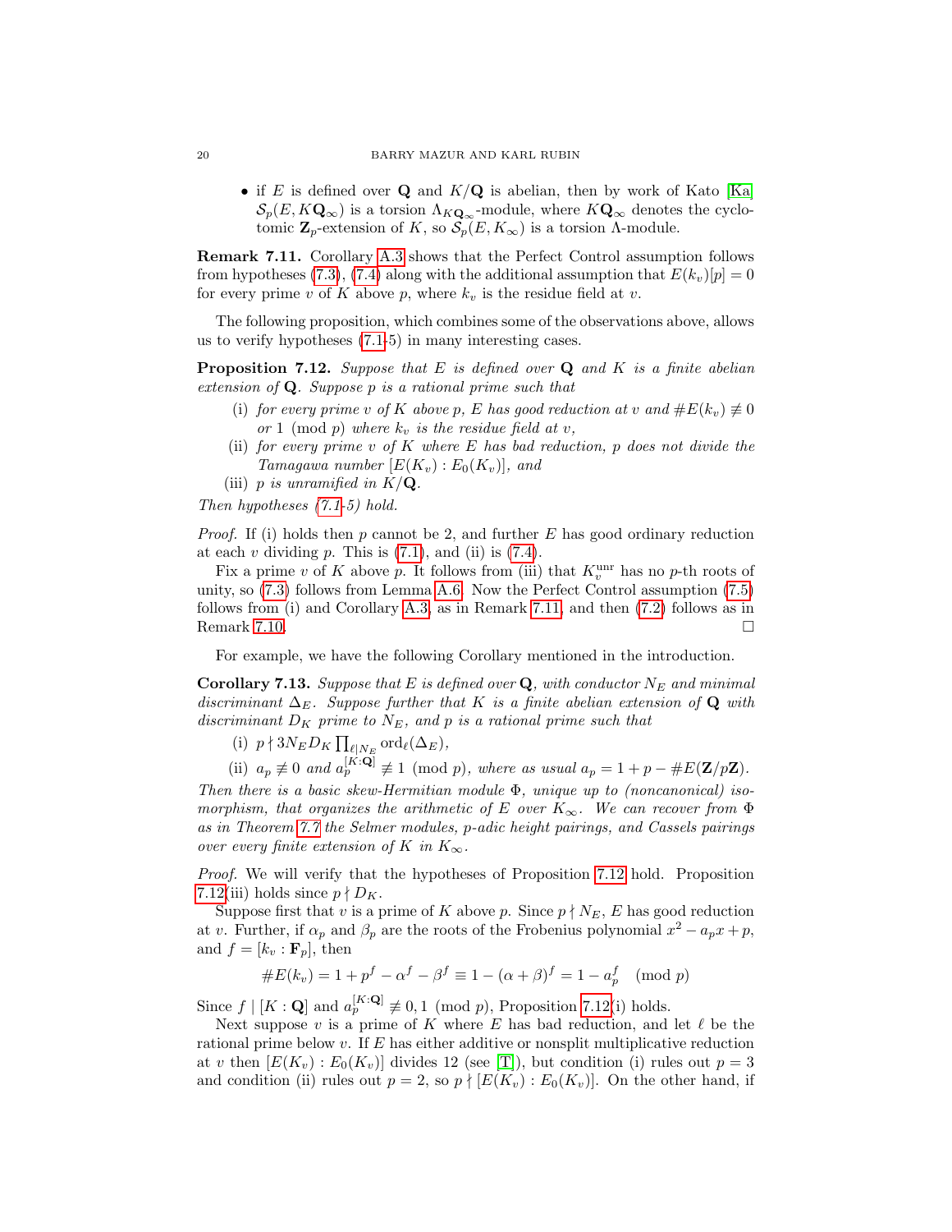- if $E$ is defined over $\mathbf{Q}$ and $K/\mathbf{Q}$ is abelian, then by work of Kato [Ka] $\mathcal{S}_p(E, K\mathbf{Q}_\infty)$ is a torsion $\Lambda_{K\mathbf{Q}_\infty}$-module, where $K\mathbf{Q}_\infty$ denotes the cyclotomic $\mathbf{Z}_p$-extension of $K$, so $\mathcal{S}_p(E, K_\infty)$ is a torsion $\Lambda$-module.

**Remark 7.11.** Corollary A.3 shows that the Perfect Control assumption follows from hypotheses (7.3), (7.4) along with the additional assumption that $E(k_v)[p] = 0$ for every prime $v$ of $K$ above $p$, where $k_v$ is the residue field at $v$.

The following proposition, which combines some of the observations above, allows us to verify hypotheses (7.1-5) in many interesting cases.

**Proposition 7.12.** *Suppose that $E$ is defined over $\mathbf{Q}$ and $K$ is a finite abelian extension of $\mathbf{Q}$. Suppose $p$ is a rational prime such that*

(i) *for every prime $v$ of $K$ above $p$, $E$ has good reduction at $v$ and $\#E(k_v) \not\equiv 0$ or $1 \pmod p$ where $k_v$ is the residue field at $v$,*

(ii) *for every prime $v$ of $K$ where $E$ has bad reduction, $p$ does not divide the Tamagawa number $[E(K_v) : E_0(K_v)]$, and*

(iii) *$p$ is unramified in $K/\mathbf{Q}$.*

*Then hypotheses (7.1-5) hold.*

*Proof.* If (i) holds then $p$ cannot be 2, and further $E$ has good ordinary reduction at each $v$ dividing $p$. This is (7.1), and (ii) is (7.4).

Fix a prime $v$ of $K$ above $p$. It follows from (iii) that $K_v^{\mathrm{unr}}$ has no $p$-th roots of unity, so (7.3) follows from Lemma A.6. Now the Perfect Control assumption (7.5) follows from (i) and Corollary A.3, as in Remark 7.11, and then (7.2) follows as in Remark 7.10. $\square$

For example, we have the following Corollary mentioned in the introduction.

**Corollary 7.13.** *Suppose that $E$ is defined over $\mathbf{Q}$, with conductor $N_E$ and minimal discriminant $\Delta_E$. Suppose further that $K$ is a finite abelian extension of $\mathbf{Q}$ with discriminant $D_K$ prime to $N_E$, and $p$ is a rational prime such that*

(i) $p \nmid 3N_E D_K \prod_{\ell \mid N_E} \mathrm{ord}_\ell(\Delta_E)$,

(ii) $a_p \not\equiv 0$ *and* $a_p^{[K:\mathbf{Q}]} \not\equiv 1 \pmod p$, *where as usual* $a_p = 1 + p - \#E(\mathbf{Z}/p\mathbf{Z})$.

*Then there is a basic skew-Hermitian module $\Phi$, unique up to (noncanonical) isomorphism, that organizes the arithmetic of $E$ over $K_\infty$. We can recover from $\Phi$ as in Theorem 7.7 the Selmer modules, $p$-adic height pairings, and Cassels pairings over every finite extension of $K$ in $K_\infty$.*

*Proof.* We will verify that the hypotheses of Proposition 7.12 hold. Proposition 7.12(iii) holds since $p \nmid D_K$.

Suppose first that $v$ is a prime of $K$ above $p$. Since $p \nmid N_E$, $E$ has good reduction at $v$. Further, if $\alpha_p$ and $\beta_p$ are the roots of the Frobenius polynomial $x^2 - a_p x + p$, and $f = [k_v : \mathbf{F}_p]$, then

$$\#E(k_v) = 1 + p^f - \alpha^f - \beta^f \equiv 1 - (\alpha + \beta)^f = 1 - a_p^f \pmod p$$

Since $f \mid [K : \mathbf{Q}]$ and $a_p^{[K:\mathbf{Q}]} \not\equiv 0, 1 \pmod p$, Proposition 7.12(i) holds.

Next suppose $v$ is a prime of $K$ where $E$ has bad reduction, and let $\ell$ be the rational prime below $v$. If $E$ has either additive or nonsplit multiplicative reduction at $v$ then $[E(K_v) : E_0(K_v)]$ divides 12 (see [T]), but condition (i) rules out $p = 3$ and condition (ii) rules out $p = 2$, so $p \nmid [E(K_v) : E_0(K_v)]$. On the other hand, if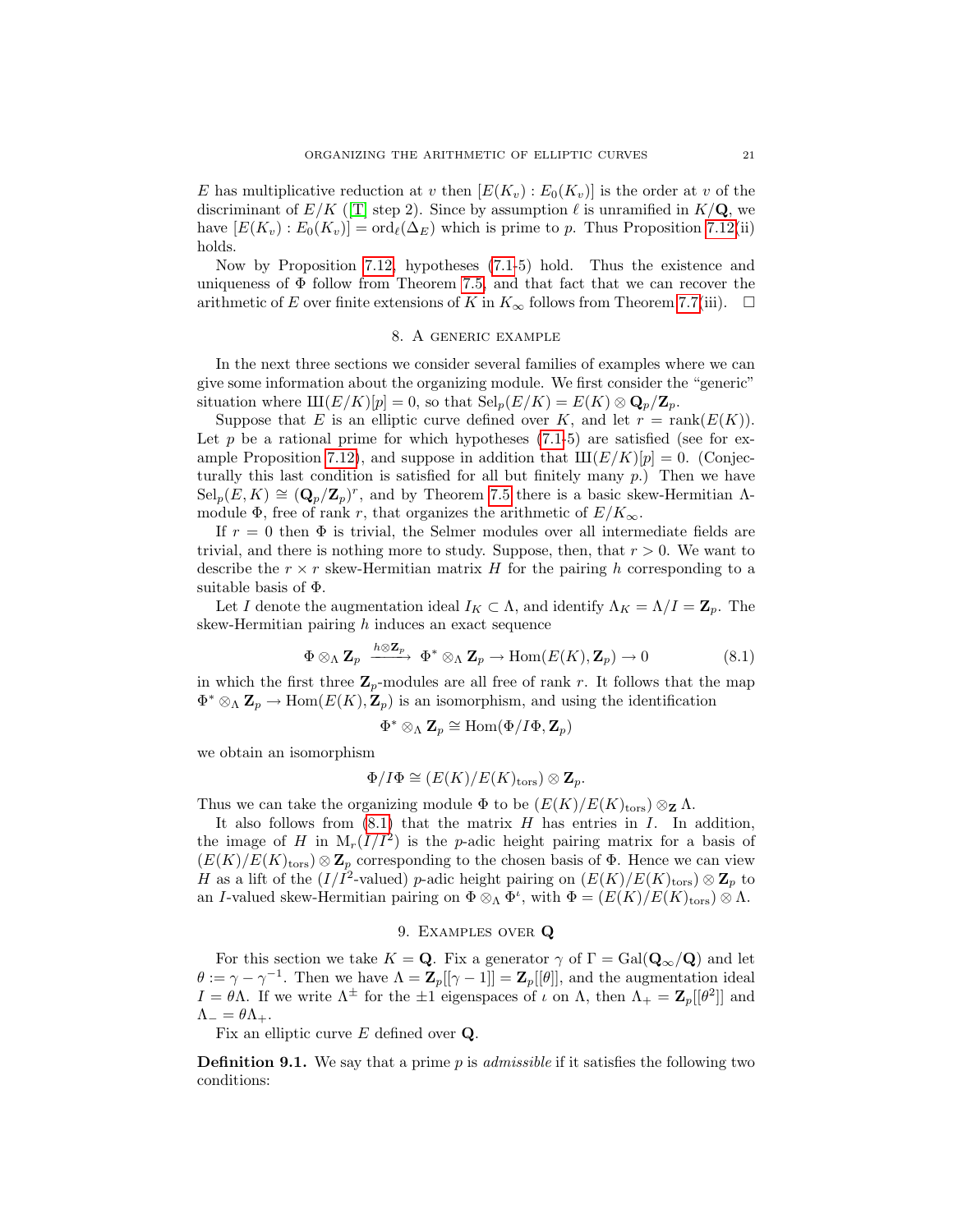$E$ has multiplicative reduction at $v$ then $[E(K_v) : E_0(K_v)]$ is the order at $v$ of the discriminant of $E/K$ ([T] step 2). Since by assumption $\ell$ is unramified in $K/\mathbf{Q}$, we have $[E(K_v) : E_0(K_v)] = \mathrm{ord}_\ell(\Delta_E)$ which is prime to $p$. Thus Proposition 7.12(ii) holds.

Now by Proposition 7.12, hypotheses (7.1-5) hold. Thus the existence and uniqueness of $\Phi$ follow from Theorem 7.5, and that fact that we can recover the arithmetic of $E$ over finite extensions of $K$ in $K_\infty$ follows from Theorem 7.7(iii). $\square$

## 8. A generic example

In the next three sections we consider several families of examples where we can give some information about the organizing module. We first consider the "generic" situation where $\text{Ш}(E/K)[p] = 0$, so that $\mathrm{Sel}_p(E/K) = E(K) \otimes \mathbf{Q}_p/\mathbf{Z}_p$.

Suppose that $E$ is an elliptic curve defined over $K$, and let $r = \mathrm{rank}(E(K))$. Let $p$ be a rational prime for which hypotheses (7.1-5) are satisfied (see for example Proposition 7.12), and suppose in addition that $\text{Ш}(E/K)[p] = 0$. (Conjecturally this last condition is satisfied for all but finitely many $p$.) Then we have $\mathrm{Sel}_p(E, K) \cong (\mathbf{Q}_p/\mathbf{Z}_p)^r$, and by Theorem 7.5 there is a basic skew-Hermitian $\Lambda$-module $\Phi$, free of rank $r$, that organizes the arithmetic of $E/K_\infty$.

If $r = 0$ then $\Phi$ is trivial, the Selmer modules over all intermediate fields are trivial, and there is nothing more to study. Suppose, then, that $r > 0$. We want to describe the $r \times r$ skew-Hermitian matrix $H$ for the pairing $h$ corresponding to a suitable basis of $\Phi$.

Let $I$ denote the augmentation ideal $I_K \subset \Lambda$, and identify $\Lambda_K = \Lambda/I = \mathbf{Z}_p$. The skew-Hermitian pairing $h$ induces an exact sequence

$$\Phi \otimes_\Lambda \mathbf{Z}_p \xrightarrow{h \otimes \mathbf{Z}_p} \Phi^* \otimes_\Lambda \mathbf{Z}_p \to \mathrm{Hom}(E(K), \mathbf{Z}_p) \to 0 \tag{8.1}$$

in which the first three $\mathbf{Z}_p$-modules are all free of rank $r$. It follows that the map $\Phi^* \otimes_\Lambda \mathbf{Z}_p \to \mathrm{Hom}(E(K), \mathbf{Z}_p)$ is an isomorphism, and using the identification

$$\Phi^* \otimes_\Lambda \mathbf{Z}_p \cong \mathrm{Hom}(\Phi/I\Phi, \mathbf{Z}_p)$$

we obtain an isomorphism

$$\Phi/I\Phi \cong (E(K)/E(K)_{\mathrm{tors}}) \otimes \mathbf{Z}_p.$$

Thus we can take the organizing module $\Phi$ to be $(E(K)/E(K)_{\mathrm{tors}}) \otimes_{\mathbf{Z}} \Lambda$.

It also follows from (8.1) that the matrix $H$ has entries in $I$. In addition, the image of $H$ in $\mathrm{M}_r(I/I^2)$ is the $p$-adic height pairing matrix for a basis of $(E(K)/E(K)_{\mathrm{tors}}) \otimes \mathbf{Z}_p$ corresponding to the chosen basis of $\Phi$. Hence we can view $H$ as a lift of the ($I/I^2$-valued) $p$-adic height pairing on $(E(K)/E(K)_{\mathrm{tors}}) \otimes \mathbf{Z}_p$ to an $I$-valued skew-Hermitian pairing on $\Phi \otimes_\Lambda \Phi^\iota$, with $\Phi = (E(K)/E(K)_{\mathrm{tors}}) \otimes \Lambda$.

## 9. Examples over $\mathbf{Q}$

For this section we take $K = \mathbf{Q}$. Fix a generator $\gamma$ of $\Gamma = \mathrm{Gal}(\mathbf{Q}_\infty/\mathbf{Q})$ and let $\theta := \gamma - \gamma^{-1}$. Then we have $\Lambda = \mathbf{Z}_p[[\gamma - 1]] = \mathbf{Z}_p[[\theta]]$, and the augmentation ideal $I = \theta\Lambda$. If we write $\Lambda^\pm$ for the $\pm 1$ eigenspaces of $\iota$ on $\Lambda$, then $\Lambda_+ = \mathbf{Z}_p[[\theta^2]]$ and $\Lambda_- = \theta\Lambda_+$.

Fix an elliptic curve $E$ defined over $\mathbf{Q}$.

**Definition 9.1.** We say that a prime $p$ is *admissible* if it satisfies the following two conditions: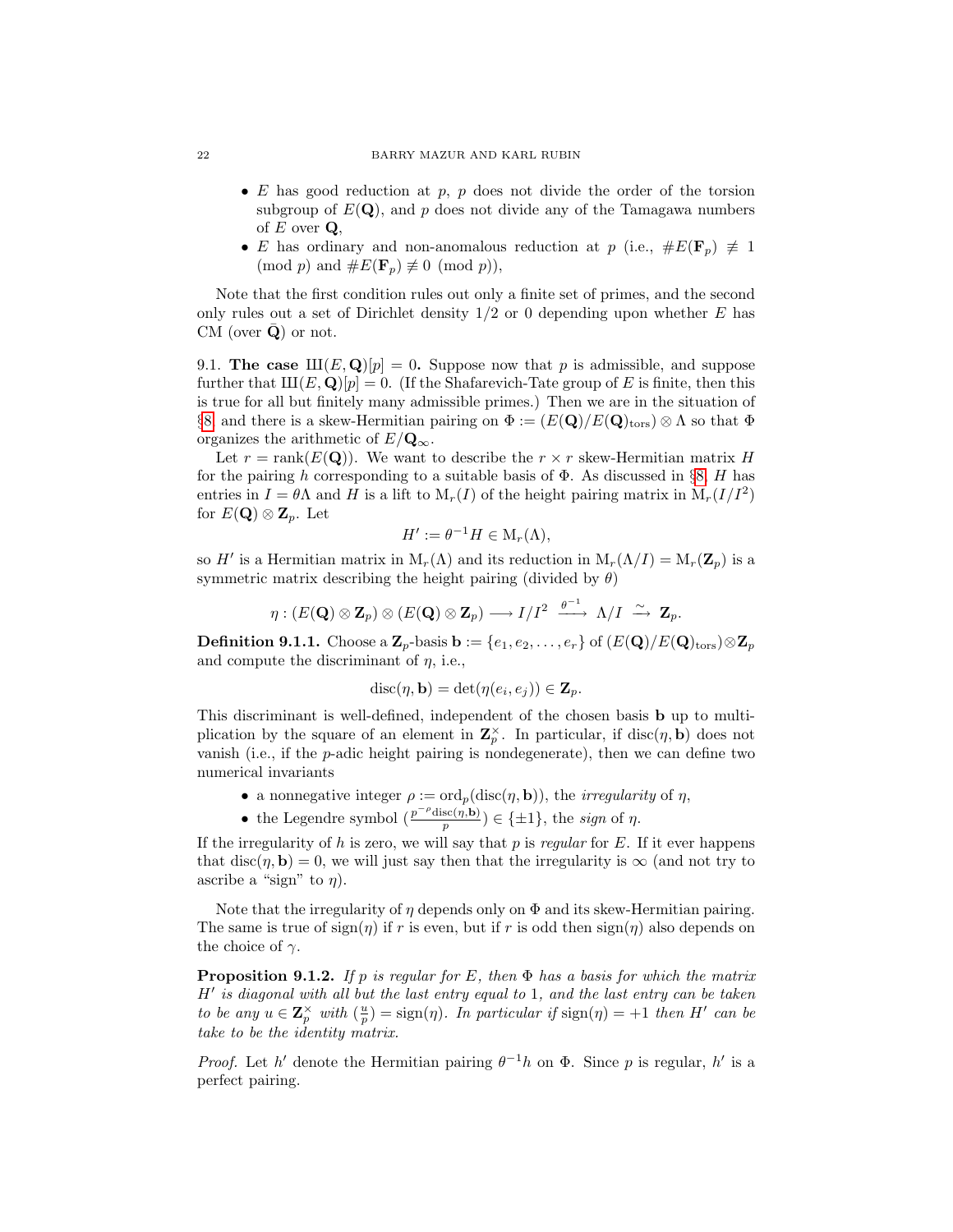- $E$ has good reduction at $p$, $p$ does not divide the order of the torsion subgroup of $E(\mathbf{Q})$, and $p$ does not divide any of the Tamagawa numbers of $E$ over $\mathbf{Q}$,
- $E$ has ordinary and non-anomalous reduction at $p$ (i.e., $\#E(\mathbf{F}_p) \not\equiv 1 \pmod p$ and $\#E(\mathbf{F}_p) \not\equiv 0 \pmod p$),

Note that the first condition rules out only a finite set of primes, and the second only rules out a set of Dirichlet density $1/2$ or $0$ depending upon whether $E$ has CM (over $\bar{\mathbf{Q}}$) or not.

9.1. **The case $\text{Ш}(E,\mathbf{Q})[p] = 0$.** Suppose now that $p$ is admissible, and suppose further that $\text{Ш}(E,\mathbf{Q})[p] = 0$. (If the Shafarevich-Tate group of $E$ is finite, then this is true for all but finitely many admissible primes.) Then we are in the situation of §8 and there is a skew-Hermitian pairing on $\Phi := (E(\mathbf{Q})/E(\mathbf{Q})_{\text{tors}}) \otimes \Lambda$ so that $\Phi$ organizes the arithmetic of $E/\mathbf{Q}_\infty$.

Let $r = \text{rank}(E(\mathbf{Q}))$. We want to describe the $r \times r$ skew-Hermitian matrix $H$ for the pairing $h$ corresponding to a suitable basis of $\Phi$. As discussed in §8, $H$ has entries in $I = \theta\Lambda$ and $H$ is a lift to $\mathrm{M}_r(I)$ of the height pairing matrix in $\mathrm{M}_r(I/I^2)$ for $E(\mathbf{Q}) \otimes \mathbf{Z}_p$. Let

$$H' := \theta^{-1} H \in \mathrm{M}_r(\Lambda),$$

so $H'$ is a Hermitian matrix in $\mathrm{M}_r(\Lambda)$ and its reduction in $\mathrm{M}_r(\Lambda/I) = \mathrm{M}_r(\mathbf{Z}_p)$ is a symmetric matrix describing the height pairing (divided by $\theta$)

$$\eta : (E(\mathbf{Q}) \otimes \mathbf{Z}_p) \otimes (E(\mathbf{Q}) \otimes \mathbf{Z}_p) \longrightarrow I/I^2 \xrightarrow{\theta^{-1}} \Lambda/I \xrightarrow{\sim} \mathbf{Z}_p.$$

**Definition 9.1.1.** Choose a $\mathbf{Z}_p$-basis $\mathbf{b} := \{e_1, e_2, \ldots, e_r\}$ of $(E(\mathbf{Q})/E(\mathbf{Q})_{\text{tors}}) \otimes \mathbf{Z}_p$ and compute the discriminant of $\eta$, i.e.,

$$\text{disc}(\eta, \mathbf{b}) = \det(\eta(e_i, e_j)) \in \mathbf{Z}_p.$$

This discriminant is well-defined, independent of the chosen basis $\mathbf{b}$ up to multiplication by the square of an element in $\mathbf{Z}_p^\times$. In particular, if $\text{disc}(\eta, \mathbf{b})$ does not vanish (i.e., if the $p$-adic height pairing is nondegenerate), then we can define two numerical invariants

- a nonnegative integer $\rho := \text{ord}_p(\text{disc}(\eta, \mathbf{b}))$, the *irregularity* of $\eta$,
- the Legendre symbol $\left(\frac{p^{-\rho}\text{disc}(\eta, \mathbf{b})}{p}\right) \in \{\pm 1\}$, the *sign* of $\eta$.

If the irregularity of $h$ is zero, we will say that $p$ is *regular* for $E$. If it ever happens that $\text{disc}(\eta, \mathbf{b}) = 0$, we will just say then that the irregularity is $\infty$ (and not try to ascribe a "sign" to $\eta$).

Note that the irregularity of $\eta$ depends only on $\Phi$ and its skew-Hermitian pairing. The same is true of $\text{sign}(\eta)$ if $r$ is even, but if $r$ is odd then $\text{sign}(\eta)$ also depends on the choice of $\gamma$.

**Proposition 9.1.2.** *If $p$ is regular for $E$, then $\Phi$ has a basis for which the matrix $H'$ is diagonal with all but the last entry equal to $1$, and the last entry can be taken to be any $u \in \mathbf{Z}_p^\times$ with $\left(\frac{u}{p}\right) = \text{sign}(\eta)$. In particular if $\text{sign}(\eta) = +1$ then $H'$ can be take to be the identity matrix.*

*Proof.* Let $h'$ denote the Hermitian pairing $\theta^{-1}h$ on $\Phi$. Since $p$ is regular, $h'$ is a perfect pairing.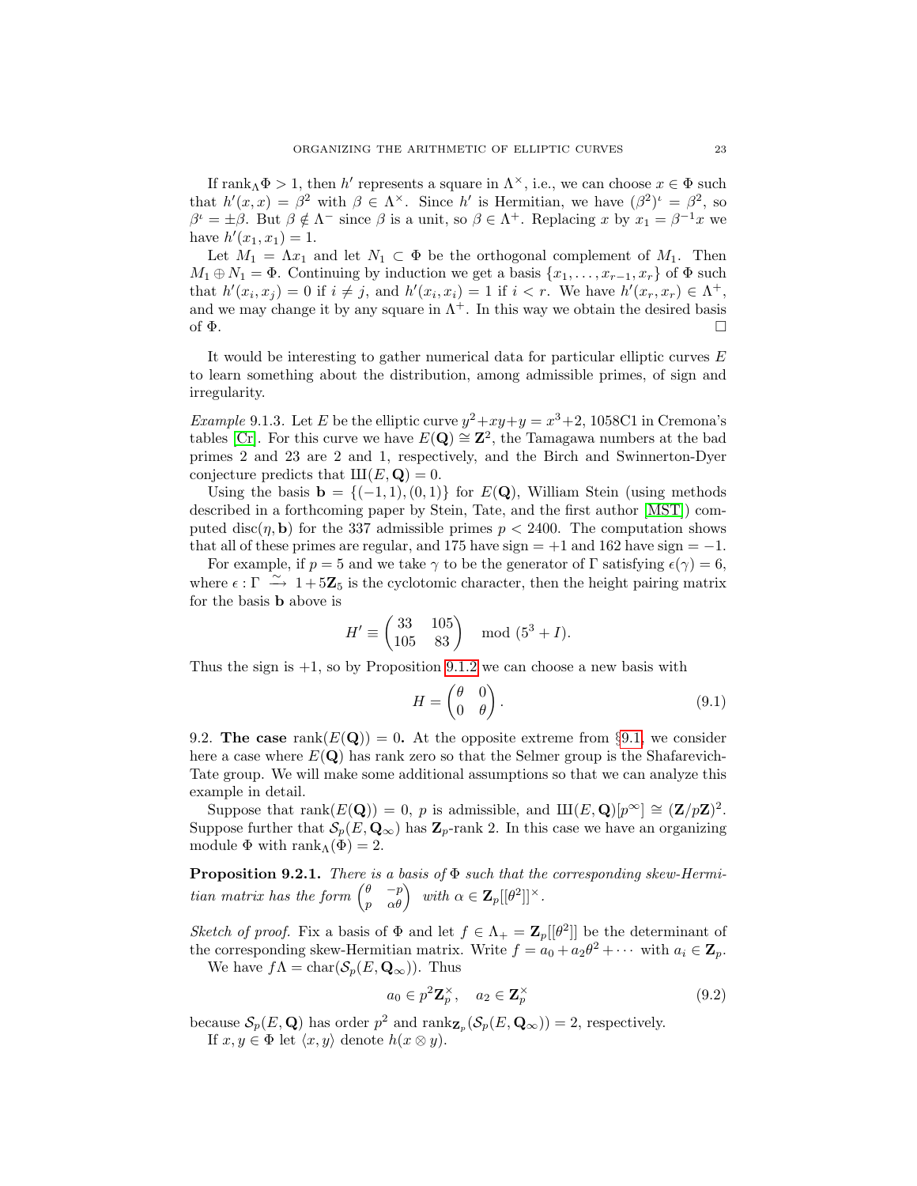If $\mathrm{rank}_\Lambda \Phi > 1$, then $h'$ represents a square in $\Lambda^\times$, i.e., we can choose $x \in \Phi$ such that $h'(x,x) = \beta^2$ with $\beta \in \Lambda^\times$. Since $h'$ is Hermitian, we have $(\beta^2)^\iota = \beta^2$, so $\beta^\iota = \pm\beta$. But $\beta \notin \Lambda^-$ since $\beta$ is a unit, so $\beta \in \Lambda^+$. Replacing $x$ by $x_1 = \beta^{-1}x$ we have $h'(x_1, x_1) = 1$.

Let $M_1 = \Lambda x_1$ and let $N_1 \subset \Phi$ be the orthogonal complement of $M_1$. Then $M_1 \oplus N_1 = \Phi$. Continuing by induction we get a basis $\{x_1, \ldots, x_{r-1}, x_r\}$ of $\Phi$ such that $h'(x_i, x_j) = 0$ if $i \neq j$, and $h'(x_i, x_i) = 1$ if $i < r$. We have $h'(x_r, x_r) \in \Lambda^+$, and we may change it by any square in $\Lambda^+$. In this way we obtain the desired basis of $\Phi$. □

It would be interesting to gather numerical data for particular elliptic curves $E$ to learn something about the distribution, among admissible primes, of sign and irregularity.

*Example* 9.1.3. Let $E$ be the elliptic curve $y^2+xy+y = x^3+2$, 1058C1 in Cremona's tables [Cr]. For this curve we have $E(\mathbf{Q}) \cong \mathbf{Z}^2$, the Tamagawa numbers at the bad primes 2 and 23 are 2 and 1, respectively, and the Birch and Swinnerton-Dyer conjecture predicts that $Ш(E, \mathbf{Q}) = 0$.

Using the basis $\mathbf{b} = \{(-1,1), (0,1)\}$ for $E(\mathbf{Q})$, William Stein (using methods described in a forthcoming paper by Stein, Tate, and the first author [MST]) computed $\mathrm{disc}(\eta, \mathbf{b})$ for the 337 admissible primes $p < 2400$. The computation shows that all of these primes are regular, and 175 have sign $= +1$ and 162 have sign $= -1$.

For example, if $p = 5$ and we take $\gamma$ to be the generator of $\Gamma$ satisfying $\epsilon(\gamma) = 6$, where $\epsilon : \Gamma \xrightarrow{\sim} 1 + 5\mathbf{Z}_5$ is the cyclotomic character, then the height pairing matrix for the basis $\mathbf{b}$ above is

$$H' \equiv \begin{pmatrix} 33 & 105 \\ 105 & 83 \end{pmatrix} \mod (5^3 + I).$$

Thus the sign is $+1$, so by Proposition 9.1.2 we can choose a new basis with

$$H = \begin{pmatrix} \theta & 0 \\ 0 & \theta \end{pmatrix}. \tag{9.1}$$

9.2. **The case $\mathrm{rank}(E(\mathbf{Q})) = 0$.** At the opposite extreme from §9.1, we consider here a case where $E(\mathbf{Q})$ has rank zero so that the Selmer group is the Shafarevich-Tate group. We will make some additional assumptions so that we can analyze this example in detail.

Suppose that $\mathrm{rank}(E(\mathbf{Q})) = 0$, $p$ is admissible, and $Ш(E, \mathbf{Q})[p^\infty] \cong (\mathbf{Z}/p\mathbf{Z})^2$. Suppose further that $\mathcal{S}_p(E, \mathbf{Q}_\infty)$ has $\mathbf{Z}_p$-rank 2. In this case we have an organizing module $\Phi$ with $\mathrm{rank}_\Lambda(\Phi) = 2$.

**Proposition 9.2.1.** *There is a basis of $\Phi$ such that the corresponding skew-Hermitian matrix has the form* $\begin{pmatrix} \theta & -p \\ p & \alpha\theta \end{pmatrix}$ *with $\alpha \in \mathbf{Z}_p[[\theta^2]]^\times$.*

*Sketch of proof.* Fix a basis of $\Phi$ and let $f \in \Lambda_+ = \mathbf{Z}_p[[\theta^2]]$ be the determinant of the corresponding skew-Hermitian matrix. Write $f = a_0 + a_2\theta^2 + \cdots$ with $a_i \in \mathbf{Z}_p$.

We have $f\Lambda = \mathrm{char}(\mathcal{S}_p(E, \mathbf{Q}_\infty))$. Thus

$$a_0 \in p^2\mathbf{Z}_p^\times, \quad a_2 \in \mathbf{Z}_p^\times \tag{9.2}$$

because $\mathcal{S}_p(E, \mathbf{Q})$ has order $p^2$ and $\mathrm{rank}_{\mathbf{Z}_p}(\mathcal{S}_p(E, \mathbf{Q}_\infty)) = 2$, respectively.

If $x, y \in \Phi$ let $\langle x, y \rangle$ denote $h(x \otimes y)$.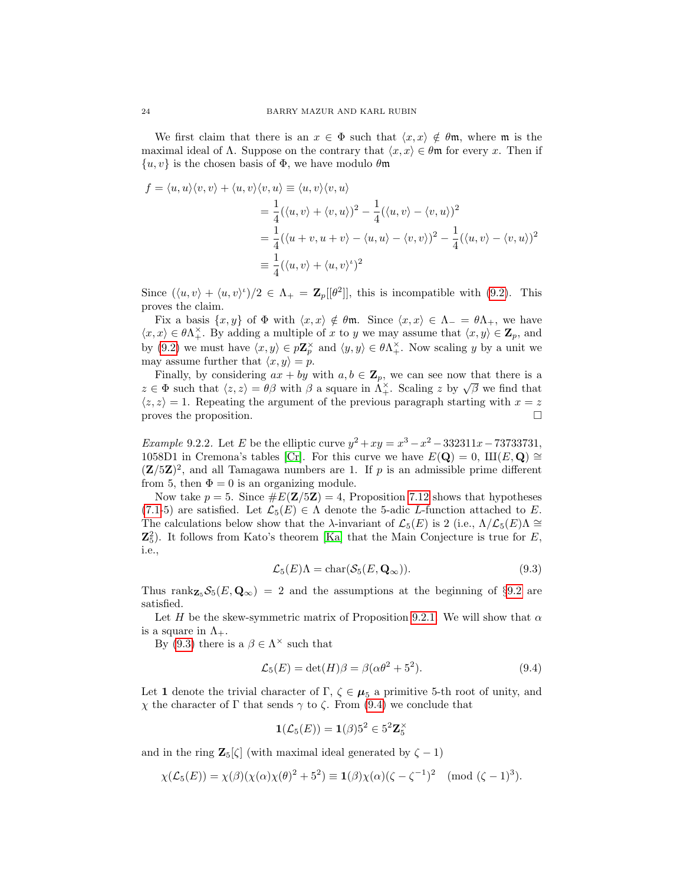We first claim that there is an $x \in \Phi$ such that $\langle x, x\rangle \notin \theta\mathfrak{m}$, where $\mathfrak{m}$ is the maximal ideal of $\Lambda$. Suppose on the contrary that $\langle x, x\rangle \in \theta\mathfrak{m}$ for every $x$. Then if $\{u, v\}$ is the chosen basis of $\Phi$, we have modulo $\theta\mathfrak{m}$

$$\begin{aligned}
f = \langle u,u\rangle\langle v,v\rangle + \langle u,v\rangle\langle v,u\rangle &\equiv \langle u,v\rangle\langle v,u\rangle \\
&= \frac{1}{4}(\langle u,v\rangle + \langle v,u\rangle)^2 - \frac{1}{4}(\langle u,v\rangle - \langle v,u\rangle)^2 \\
&= \frac{1}{4}(\langle u+v,u+v\rangle - \langle u,u\rangle - \langle v,v\rangle)^2 - \frac{1}{4}(\langle u,v\rangle - \langle v,u\rangle)^2 \\
&\equiv \frac{1}{4}(\langle u,v\rangle + \langle u,v\rangle^\iota)^2
\end{aligned}$$

Since $(\langle u,v\rangle + \langle u,v\rangle^\iota)/2 \in \Lambda_+ = \mathbf{Z}_p[[\theta^2]]$, this is incompatible with (9.2). This proves the claim.

Fix a basis $\{x, y\}$ of $\Phi$ with $\langle x,x\rangle \notin \theta\mathfrak{m}$. Since $\langle x,x\rangle \in \Lambda_- = \theta\Lambda_+$, we have $\langle x,x\rangle \in \theta\Lambda_+^\times$. By adding a multiple of $x$ to $y$ we may assume that $\langle x,y\rangle \in \mathbf{Z}_p$, and by (9.2) we must have $\langle x,y\rangle \in p\mathbf{Z}_p^\times$ and $\langle y,y\rangle \in \theta\Lambda_+^\times$. Now scaling $y$ by a unit we may assume further that $\langle x,y\rangle = p$.

Finally, by considering $ax + by$ with $a, b \in \mathbf{Z}_p$, we can see now that there is a $z \in \Phi$ such that $\langle z,z\rangle = \theta\beta$ with $\beta$ a square in $\Lambda_+^\times$. Scaling $z$ by $\sqrt{\beta}$ we find that $\langle z,z\rangle = 1$. Repeating the argument of the previous paragraph starting with $x = z$ proves the proposition. $\square$

*Example* 9.2.2. Let $E$ be the elliptic curve $y^2 + xy = x^3 - x^2 - 332311x - 73733731$, 1058D1 in Cremona's tables [Cr]. For this curve we have $E(\mathbf{Q}) = 0$, $Ш(E, \mathbf{Q}) \cong (\mathbf{Z}/5\mathbf{Z})^2$, and all Tamagawa numbers are 1. If $p$ is an admissible prime different from 5, then $\Phi = 0$ is an organizing module.

Now take $p = 5$. Since $\#E(\mathbf{Z}/5\mathbf{Z}) = 4$, Proposition 7.12 shows that hypotheses (7.1-5) are satisfied. Let $\mathcal{L}_5(E) \in \Lambda$ denote the 5-adic $L$-function attached to $E$. The calculations below show that the $\lambda$-invariant of $\mathcal{L}_5(E)$ is 2 (i.e., $\Lambda/\mathcal{L}_5(E)\Lambda \cong \mathbf{Z}_5^2$). It follows from Kato's theorem [Ka] that the Main Conjecture is true for $E$, i.e.,

$$\mathcal{L}_5(E)\Lambda = \mathrm{char}(\mathcal{S}_5(E, \mathbf{Q}_\infty)). \tag{9.3}$$

Thus $\mathrm{rank}_{\mathbf{Z}_5}\mathcal{S}_5(E, \mathbf{Q}_\infty) = 2$ and the assumptions at the beginning of §9.2 are satisfied.

Let $H$ be the skew-symmetric matrix of Proposition 9.2.1. We will show that $\alpha$ is a square in $\Lambda_+$.

By (9.3) there is a $\beta \in \Lambda^\times$ such that

$$\mathcal{L}_5(E) = \det(H)\beta = \beta(\alpha\theta^2 + 5^2). \tag{9.4}$$

Let $\mathbf{1}$ denote the trivial character of $\Gamma$, $\zeta \in \boldsymbol{\mu}_5$ a primitive 5-th root of unity, and $\chi$ the character of $\Gamma$ that sends $\gamma$ to $\zeta$. From (9.4) we conclude that

$$\mathbf{1}(\mathcal{L}_5(E)) = \mathbf{1}(\beta)5^2 \in 5^2\mathbf{Z}_5^\times$$

and in the ring $\mathbf{Z}_5[\zeta]$ (with maximal ideal generated by $\zeta - 1$)

$$\chi(\mathcal{L}_5(E)) = \chi(\beta)(\chi(\alpha)\chi(\theta)^2 + 5^2) \equiv \mathbf{1}(\beta)\chi(\alpha)(\zeta - \zeta^{-1})^2 \pmod{(\zeta-1)^3}.$$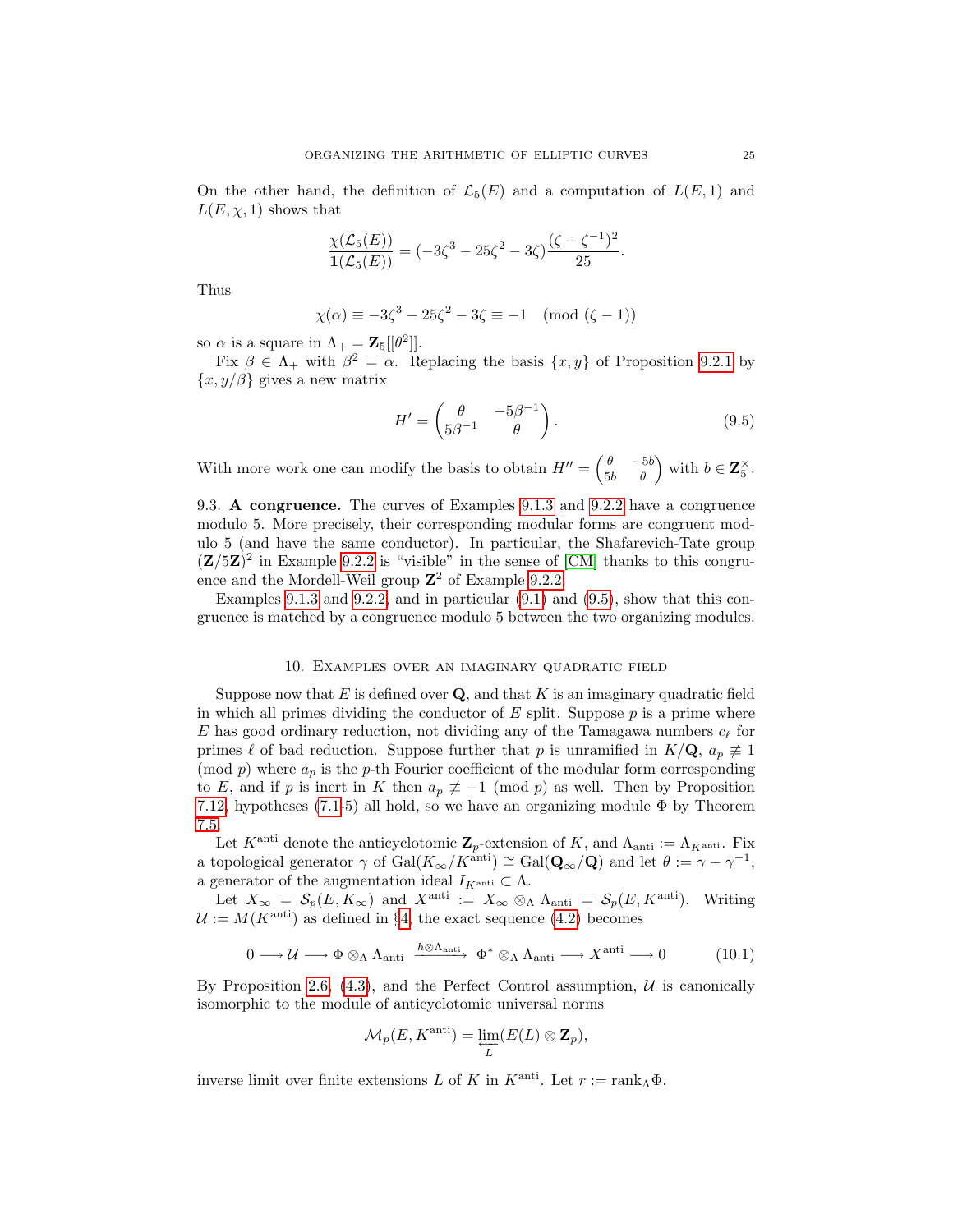On the other hand, the definition of $\mathcal{L}_5(E)$ and a computation of $L(E,1)$ and $L(E,\chi,1)$ shows that

$$\frac{\chi(\mathcal{L}_5(E))}{\mathbf{1}(\mathcal{L}_5(E))} = (-3\zeta^3 - 25\zeta^2 - 3\zeta)\frac{(\zeta - \zeta^{-1})^2}{25}.$$

Thus

$$\chi(\alpha) \equiv -3\zeta^3 - 25\zeta^2 - 3\zeta \equiv -1 \pmod{(\zeta - 1)}$$

so $\alpha$ is a square in $\Lambda_+ = \mathbf{Z}_5[[\theta^2]]$.

Fix $\beta \in \Lambda_+$ with $\beta^2 = \alpha$. Replacing the basis $\{x, y\}$ of Proposition 9.2.1 by $\{x, y/\beta\}$ gives a new matrix

$$H' = \begin{pmatrix} \theta & -5\beta^{-1} \\ 5\beta^{-1} & \theta \end{pmatrix}. \tag{9.5}$$

With more work one can modify the basis to obtain $H'' = \left(\begin{smallmatrix} \theta & -5b \\ 5b & \theta \end{smallmatrix}\right)$ with $b \in \mathbf{Z}_5^\times$.

9.3. **A congruence.** The curves of Examples 9.1.3 and 9.2.2 have a congruence modulo 5. More precisely, their corresponding modular forms are congruent modulo 5 (and have the same conductor). In particular, the Shafarevich-Tate group $(\mathbf{Z}/5\mathbf{Z})^2$ in Example 9.2.2 is "visible" in the sense of [CM] thanks to this congruence and the Mordell-Weil group $\mathbf{Z}^2$ of Example 9.2.2.

Examples 9.1.3 and 9.2.2, and in particular (9.1) and (9.5), show that this congruence is matched by a congruence modulo 5 between the two organizing modules.

## 10. Examples over an imaginary quadratic field

Suppose now that $E$ is defined over $\mathbf{Q}$, and that $K$ is an imaginary quadratic field in which all primes dividing the conductor of $E$ split. Suppose $p$ is a prime where $E$ has good ordinary reduction, not dividing any of the Tamagawa numbers $c_\ell$ for primes $\ell$ of bad reduction. Suppose further that $p$ is unramified in $K/\mathbf{Q}$, $a_p \not\equiv 1 \pmod{p}$ where $a_p$ is the $p$-th Fourier coefficient of the modular form corresponding to $E$, and if $p$ is inert in $K$ then $a_p \not\equiv -1 \pmod{p}$ as well. Then by Proposition 7.12, hypotheses (7.1-5) all hold, so we have an organizing module $\Phi$ by Theorem 7.5.

Let $K^{\mathrm{anti}}$ denote the anticyclotomic $\mathbf{Z}_p$-extension of $K$, and $\Lambda_{\mathrm{anti}} := \Lambda_{K^{\mathrm{anti}}}$. Fix a topological generator $\gamma$ of $\mathrm{Gal}(K_\infty/K^{\mathrm{anti}}) \cong \mathrm{Gal}(\mathbf{Q}_\infty/\mathbf{Q})$ and let $\theta := \gamma - \gamma^{-1}$, a generator of the augmentation ideal $I_{K^{\mathrm{anti}}} \subset \Lambda$.

Let $X_\infty = \mathcal{S}_p(E, K_\infty)$ and $X^{\mathrm{anti}} := X_\infty \otimes_\Lambda \Lambda_{\mathrm{anti}} = \mathcal{S}_p(E, K^{\mathrm{anti}})$. Writing $\mathcal{U} := M(K^{\mathrm{anti}})$ as defined in §4, the exact sequence (4.2) becomes

$$0 \longrightarrow \mathcal{U} \longrightarrow \Phi \otimes_\Lambda \Lambda_{\mathrm{anti}} \xrightarrow{h \otimes \Lambda_{\mathrm{anti}}} \Phi^* \otimes_\Lambda \Lambda_{\mathrm{anti}} \longrightarrow X^{\mathrm{anti}} \longrightarrow 0 \tag{10.1}$$

By Proposition 2.6, (4.3), and the Perfect Control assumption, $\mathcal{U}$ is canonically isomorphic to the module of anticyclotomic universal norms

$$\mathcal{M}_p(E, K^{\mathrm{anti}}) = \varprojlim_L (E(L) \otimes \mathbf{Z}_p),$$

inverse limit over finite extensions $L$ of $K$ in $K^{\mathrm{anti}}$. Let $r := \mathrm{rank}_\Lambda \Phi$.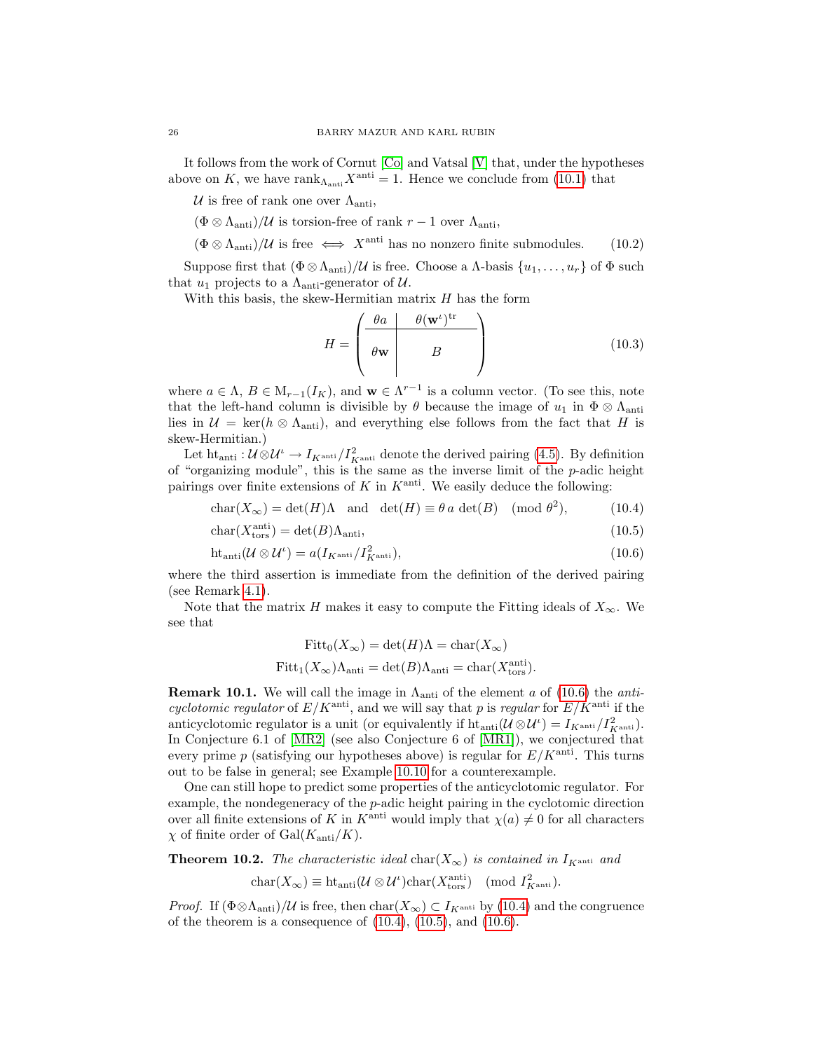It follows from the work of Cornut [Co] and Vatsal [V] that, under the hypotheses above on $K$, we have $\mathrm{rank}_{\Lambda_{\mathrm{anti}}} X^{\mathrm{anti}} = 1$. Hence we conclude from (10.1) that

$$
\begin{aligned}
&\mathcal{U} \text{ is free of rank one over } \Lambda_{\mathrm{anti}},\\
&(\Phi \otimes \Lambda_{\mathrm{anti}})/\mathcal{U} \text{ is torsion-free of rank } r-1 \text{ over } \Lambda_{\mathrm{anti}},\\
&(\Phi \otimes \Lambda_{\mathrm{anti}})/\mathcal{U} \text{ is free} \iff X^{\mathrm{anti}} \text{ has no nonzero finite submodules.} \qquad (10.2)
\end{aligned}
$$

Suppose first that $(\Phi \otimes \Lambda_{\mathrm{anti}})/\mathcal{U}$ is free. Choose a $\Lambda$-basis $\{u_1, \ldots, u_r\}$ of $\Phi$ such that $u_1$ projects to a $\Lambda_{\mathrm{anti}}$-generator of $\mathcal{U}$.

With this basis, the skew-Hermitian matrix $H$ has the form

$$
H = \left(\begin{array}{c|c} \theta a & \theta(\mathbf{w}^{\iota})^{\mathrm{tr}} \\ \hline \theta \mathbf{w} & B \end{array}\right) \qquad (10.3)
$$

where $a \in \Lambda$, $B \in \mathrm{M}_{r-1}(I_K)$, and $\mathbf{w} \in \Lambda^{r-1}$ is a column vector. (To see this, note that the left-hand column is divisible by $\theta$ because the image of $u_1$ in $\Phi \otimes \Lambda_{\mathrm{anti}}$ lies in $\mathcal{U} = \ker(h \otimes \Lambda_{\mathrm{anti}})$, and everything else follows from the fact that $H$ is skew-Hermitian.)

Let $\mathrm{ht}_{\mathrm{anti}} : \mathcal{U} \otimes \mathcal{U}^{\iota} \to I_{K^{\mathrm{anti}}}/I^2_{K^{\mathrm{anti}}}$ denote the derived pairing (4.5). By definition of "organizing module", this is the same as the inverse limit of the $p$-adic height pairings over finite extensions of $K$ in $K^{\mathrm{anti}}$. We easily deduce the following:

$$
\mathrm{char}(X_\infty) = \det(H)\Lambda \quad \text{and} \quad \det(H) \equiv \theta\, a\, \det(B) \pmod{\theta^2}, \qquad (10.4)
$$

$$
\mathrm{char}(X^{\mathrm{anti}}_{\mathrm{tors}}) = \det(B)\Lambda_{\mathrm{anti}}, \qquad (10.5)
$$

$$
\mathrm{ht}_{\mathrm{anti}}(\mathcal{U} \otimes \mathcal{U}^{\iota}) = a(I_{K^{\mathrm{anti}}}/I^2_{K^{\mathrm{anti}}}), \qquad (10.6)
$$

where the third assertion is immediate from the definition of the derived pairing (see Remark 4.1).

Note that the matrix $H$ makes it easy to compute the Fitting ideals of $X_\infty$. We see that

$$
\mathrm{Fitt}_0(X_\infty) = \det(H)\Lambda = \mathrm{char}(X_\infty)
$$
$$
\mathrm{Fitt}_1(X_\infty)\Lambda_{\mathrm{anti}} = \det(B)\Lambda_{\mathrm{anti}} = \mathrm{char}(X^{\mathrm{anti}}_{\mathrm{tors}}).
$$

**Remark 10.1.** We will call the image in $\Lambda_{\mathrm{anti}}$ of the element $a$ of (10.6) the *anticyclotomic regulator* of $E/K^{\mathrm{anti}}$, and we will say that $p$ is *regular* for $E/K^{\mathrm{anti}}$ if the anticyclotomic regulator is a unit (or equivalently if $\mathrm{ht}_{\mathrm{anti}}(\mathcal{U} \otimes \mathcal{U}^{\iota}) = I_{K^{\mathrm{anti}}}/I^2_{K^{\mathrm{anti}}}$). In Conjecture 6.1 of [MR2] (see also Conjecture 6 of [MR1]), we conjectured that every prime $p$ (satisfying our hypotheses above) is regular for $E/K^{\mathrm{anti}}$. This turns out to be false in general; see Example 10.10 for a counterexample.

One can still hope to predict some properties of the anticyclotomic regulator. For example, the nondegeneracy of the $p$-adic height pairing in the cyclotomic direction over all finite extensions of $K$ in $K^{\mathrm{anti}}$ would imply that $\chi(a) \neq 0$ for all characters $\chi$ of finite order of $\mathrm{Gal}(K_{\mathrm{anti}}/K)$.

**Theorem 10.2.** *The characteristic ideal* $\mathrm{char}(X_\infty)$ *is contained in* $I_{K^{\mathrm{anti}}}$ *and*

$$
\mathrm{char}(X_\infty) \equiv \mathrm{ht}_{\mathrm{anti}}(\mathcal{U} \otimes \mathcal{U}^{\iota})\mathrm{char}(X^{\mathrm{anti}}_{\mathrm{tors}}) \pmod{I^2_{K^{\mathrm{anti}}}}.
$$

*Proof.* If $(\Phi \otimes \Lambda_{\mathrm{anti}})/\mathcal{U}$ is free, then $\mathrm{char}(X_\infty) \subset I_{K^{\mathrm{anti}}}$ by (10.4) and the congruence of the theorem is a consequence of (10.4), (10.5), and (10.6).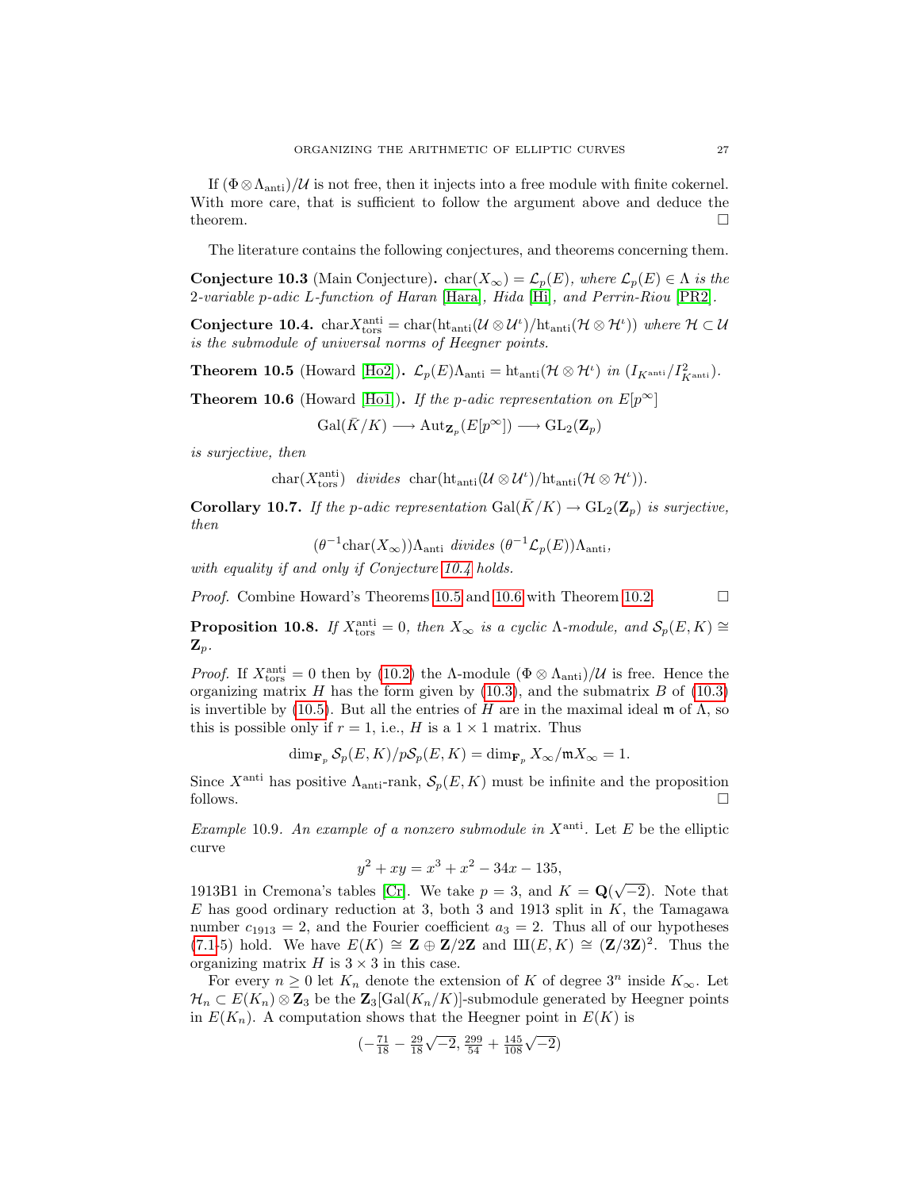If $(\Phi \otimes \Lambda_{\mathrm{anti}})/\mathcal{U}$ is not free, then it injects into a free module with finite cokernel. With more care, that is sufficient to follow the argument above and deduce the theorem. □

The literature contains the following conjectures, and theorems concerning them.

**Conjecture 10.3** (Main Conjecture)**.** *$\mathrm{char}(X_\infty) = \mathcal{L}_p(E)$, where $\mathcal{L}_p(E) \in \Lambda$ is the 2-variable $p$-adic $L$-function of Haran [Hara], Hida [Hi], and Perrin-Riou [PR2].*

**Conjecture 10.4.** *$\mathrm{char} X_{\mathrm{tors}}^{\mathrm{anti}} = \mathrm{char}(\mathrm{ht}_{\mathrm{anti}}(\mathcal{U} \otimes \mathcal{U}^\iota)/\mathrm{ht}_{\mathrm{anti}}(\mathcal{H} \otimes \mathcal{H}^\iota))$ where $\mathcal{H} \subset \mathcal{U}$ is the submodule of universal norms of Heegner points.*

**Theorem 10.5** (Howard [Ho2])**.** *$\mathcal{L}_p(E)\Lambda_{\mathrm{anti}} = \mathrm{ht}_{\mathrm{anti}}(\mathcal{H} \otimes \mathcal{H}^\iota)$ in $(I_{K^{\mathrm{anti}}}/I^2_{K^{\mathrm{anti}}})$.*

**Theorem 10.6** (Howard [Ho1])**.** *If the $p$-adic representation on $E[p^\infty]$*

$$\mathrm{Gal}(\bar{K}/K) \longrightarrow \mathrm{Aut}_{\mathbf{Z}_p}(E[p^\infty]) \longrightarrow \mathrm{GL}_2(\mathbf{Z}_p)$$

*is surjective, then*

$$\mathrm{char}(X_{\mathrm{tors}}^{\mathrm{anti}}) \ \textit{divides}\ \mathrm{char}(\mathrm{ht}_{\mathrm{anti}}(\mathcal{U} \otimes \mathcal{U}^\iota)/\mathrm{ht}_{\mathrm{anti}}(\mathcal{H} \otimes \mathcal{H}^\iota)).$$

**Corollary 10.7.** *If the $p$-adic representation $\mathrm{Gal}(\bar{K}/K) \to \mathrm{GL}_2(\mathbf{Z}_p)$ is surjective, then*

$$(\theta^{-1}\mathrm{char}(X_\infty))\Lambda_{\mathrm{anti}} \ \textit{divides}\ (\theta^{-1}\mathcal{L}_p(E))\Lambda_{\mathrm{anti}},$$

*with equality if and only if Conjecture 10.4 holds.*

*Proof.* Combine Howard's Theorems 10.5 and 10.6 with Theorem 10.2. □

**Proposition 10.8.** *If $X_{\mathrm{tors}}^{\mathrm{anti}} = 0$, then $X_\infty$ is a cyclic $\Lambda$-module, and $\mathcal{S}_p(E, K) \cong \mathbf{Z}_p$.*

*Proof.* If $X_{\mathrm{tors}}^{\mathrm{anti}} = 0$ then by (10.2) the $\Lambda$-module $(\Phi \otimes \Lambda_{\mathrm{anti}})/\mathcal{U}$ is free. Hence the organizing matrix $H$ has the form given by (10.3), and the submatrix $B$ of (10.3) is invertible by (10.5). But all the entries of $H$ are in the maximal ideal $\mathfrak{m}$ of $\Lambda$, so this is possible only if $r = 1$, i.e., $H$ is a $1 \times 1$ matrix. Thus

$$\dim_{\mathbf{F}_p} \mathcal{S}_p(E, K)/p\mathcal{S}_p(E, K) = \dim_{\mathbf{F}_p} X_\infty/\mathfrak{m}X_\infty = 1.$$

Since $X^{\mathrm{anti}}$ has positive $\Lambda_{\mathrm{anti}}$-rank, $\mathcal{S}_p(E, K)$ must be infinite and the proposition follows. □

*Example* 10.9. *An example of a nonzero submodule in $X^{\mathrm{anti}}$.* Let $E$ be the elliptic curve

$$y^2 + xy = x^3 + x^2 - 34x - 135,$$

1913B1 in Cremona's tables [Cr]. We take $p = 3$, and $K = \mathbf{Q}(\sqrt{-2})$. Note that $E$ has good ordinary reduction at 3, both 3 and 1913 split in $K$, the Tamagawa number $c_{1913} = 2$, and the Fourier coefficient $a_3 = 2$. Thus all of our hypotheses (7.1-5) hold. We have $E(K) \cong \mathbf{Z} \oplus \mathbf{Z}/2\mathbf{Z}$ and $\text{Ш}(E, K) \cong (\mathbf{Z}/3\mathbf{Z})^2$. Thus the organizing matrix $H$ is $3 \times 3$ in this case.

For every $n \geq 0$ let $K_n$ denote the extension of $K$ of degree $3^n$ inside $K_\infty$. Let $\mathcal{H}_n \subset E(K_n) \otimes \mathbf{Z}_3$ be the $\mathbf{Z}_3[\mathrm{Gal}(K_n/K)]$-submodule generated by Heegner points in $E(K_n)$. A computation shows that the Heegner point in $E(K)$ is

$$\left(-\tfrac{71}{18} - \tfrac{29}{18}\sqrt{-2},\ \tfrac{299}{54} + \tfrac{145}{108}\sqrt{-2}\right)$$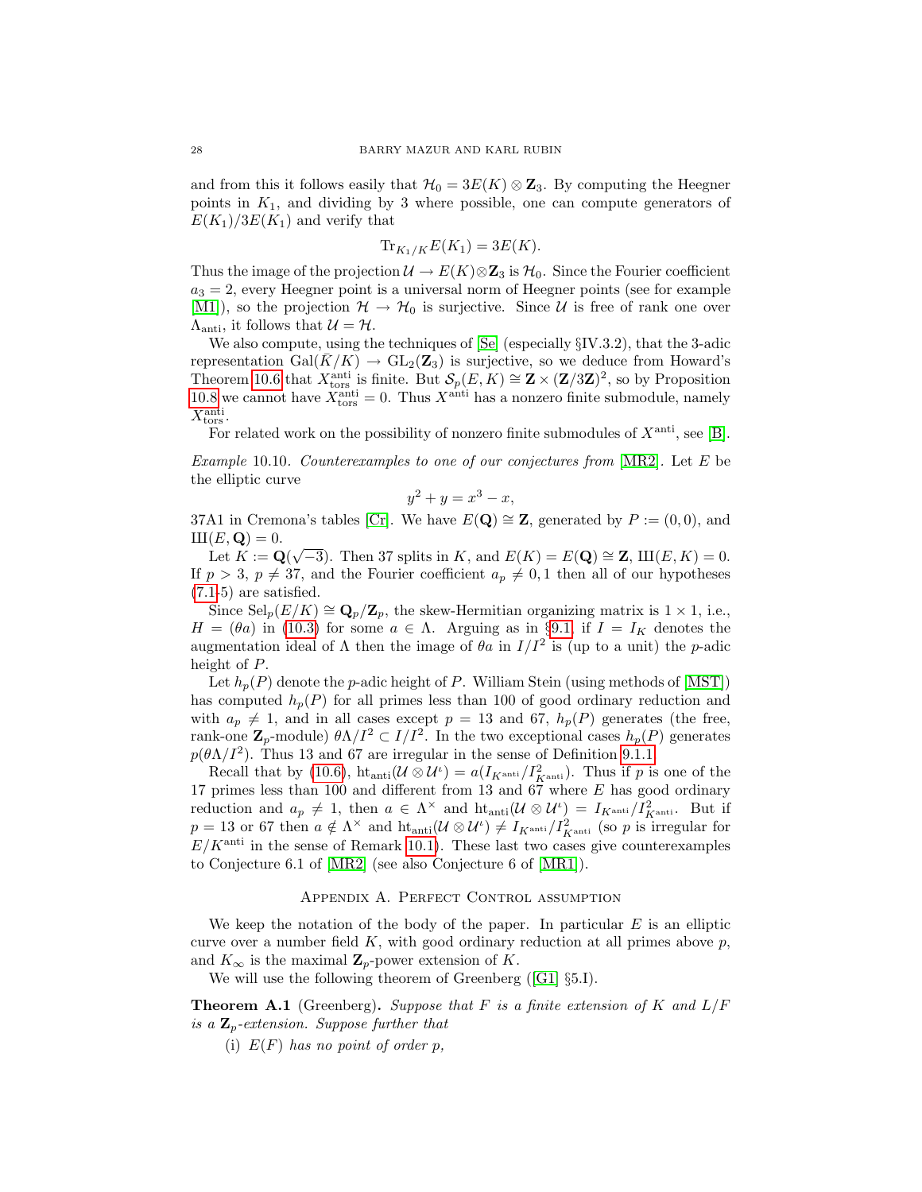and from this it follows easily that $\mathcal{H}_0 = 3E(K) \otimes \mathbf{Z}_3$. By computing the Heegner points in $K_1$, and dividing by 3 where possible, one can compute generators of $E(K_1)/3E(K_1)$ and verify that

$$\mathrm{Tr}_{K_1/K} E(K_1) = 3E(K).$$

Thus the image of the projection $\mathcal{U} \to E(K) \otimes \mathbf{Z}_3$ is $\mathcal{H}_0$. Since the Fourier coefficient $a_3 = 2$, every Heegner point is a universal norm of Heegner points (see for example [M1]), so the projection $\mathcal{H} \to \mathcal{H}_0$ is surjective. Since $\mathcal{U}$ is free of rank one over $\Lambda_{\mathrm{anti}}$, it follows that $\mathcal{U} = \mathcal{H}$.

We also compute, using the techniques of [Se] (especially §IV.3.2), that the 3-adic representation $\mathrm{Gal}(\bar{K}/K) \to \mathrm{GL}_2(\mathbf{Z}_3)$ is surjective, so we deduce from Howard's Theorem 10.6 that $X^{\mathrm{anti}}_{\mathrm{tors}}$ is finite. But $\mathcal{S}_p(E, K) \cong \mathbf{Z} \times (\mathbf{Z}/3\mathbf{Z})^2$, so by Proposition 10.8 we cannot have $X^{\mathrm{anti}}_{\mathrm{tors}} = 0$. Thus $X^{\mathrm{anti}}$ has a nonzero finite submodule, namely $X^{\mathrm{anti}}_{\mathrm{tors}}$.

For related work on the possibility of nonzero finite submodules of $X^{\mathrm{anti}}$, see [B].

*Example* 10.10. *Counterexamples to one of our conjectures from* [MR2]. Let $E$ be the elliptic curve

$$y^2 + y = x^3 - x,$$

37A1 in Cremona's tables [Cr]. We have $E(\mathbf{Q}) \cong \mathbf{Z}$, generated by $P := (0, 0)$, and $Ш(E, \mathbf{Q}) = 0$.

Let $K := \mathbf{Q}(\sqrt{-3})$. Then 37 splits in $K$, and $E(K) = E(\mathbf{Q}) \cong \mathbf{Z}$, $Ш(E, K) = 0$. If $p > 3$, $p \neq 37$, and the Fourier coefficient $a_p \neq 0, 1$ then all of our hypotheses (7.1-5) are satisfied.

Since $\mathrm{Sel}_p(E/K) \cong \mathbf{Q}_p/\mathbf{Z}_p$, the skew-Hermitian organizing matrix is $1 \times 1$, i.e., $H = (\theta a)$ in (10.3) for some $a \in \Lambda$. Arguing as in §9.1, if $I = I_K$ denotes the augmentation ideal of $\Lambda$ then the image of $\theta a$ in $I/I^2$ is (up to a unit) the $p$-adic height of $P$.

Let $h_p(P)$ denote the $p$-adic height of $P$. William Stein (using methods of [MST]) has computed $h_p(P)$ for all primes less than 100 of good ordinary reduction and with $a_p \neq 1$, and in all cases except $p = 13$ and 67, $h_p(P)$ generates (the free, rank-one $\mathbf{Z}_p$-module) $\theta\Lambda/I^2 \subset I/I^2$. In the two exceptional cases $h_p(P)$ generates $p(\theta\Lambda/I^2)$. Thus 13 and 67 are irregular in the sense of Definition 9.1.1.

Recall that by (10.6), $\mathrm{ht}_{\mathrm{anti}}(\mathcal{U} \otimes \mathcal{U}^\iota) = a(I_{K^{\mathrm{anti}}}/I^2_{K^{\mathrm{anti}}})$. Thus if $p$ is one of the 17 primes less than 100 and different from 13 and 67 where $E$ has good ordinary reduction and $a_p \neq 1$, then $a \in \Lambda^\times$ and $\mathrm{ht}_{\mathrm{anti}}(\mathcal{U} \otimes \mathcal{U}^\iota) = I_{K^{\mathrm{anti}}}/I^2_{K^{\mathrm{anti}}}$. But if $p = 13$ or 67 then $a \notin \Lambda^\times$ and $\mathrm{ht}_{\mathrm{anti}}(\mathcal{U} \otimes \mathcal{U}^\iota) \neq I_{K^{\mathrm{anti}}}/I^2_{K^{\mathrm{anti}}}$ (so $p$ is irregular for $E/K^{\mathrm{anti}}$ in the sense of Remark 10.1). These last two cases give counterexamples to Conjecture 6.1 of [MR2] (see also Conjecture 6 of [MR1]).

## Appendix A. Perfect Control assumption

We keep the notation of the body of the paper. In particular $E$ is an elliptic curve over a number field $K$, with good ordinary reduction at all primes above $p$, and $K_\infty$ is the maximal $\mathbf{Z}_p$-power extension of $K$.

We will use the following theorem of Greenberg ([G1] §5.I).

**Theorem A.1** (Greenberg)**.** *Suppose that $F$ is a finite extension of $K$ and $L/F$ is a $\mathbf{Z}_p$-extension. Suppose further that*

(i) *$E(F)$ has no point of order $p$,*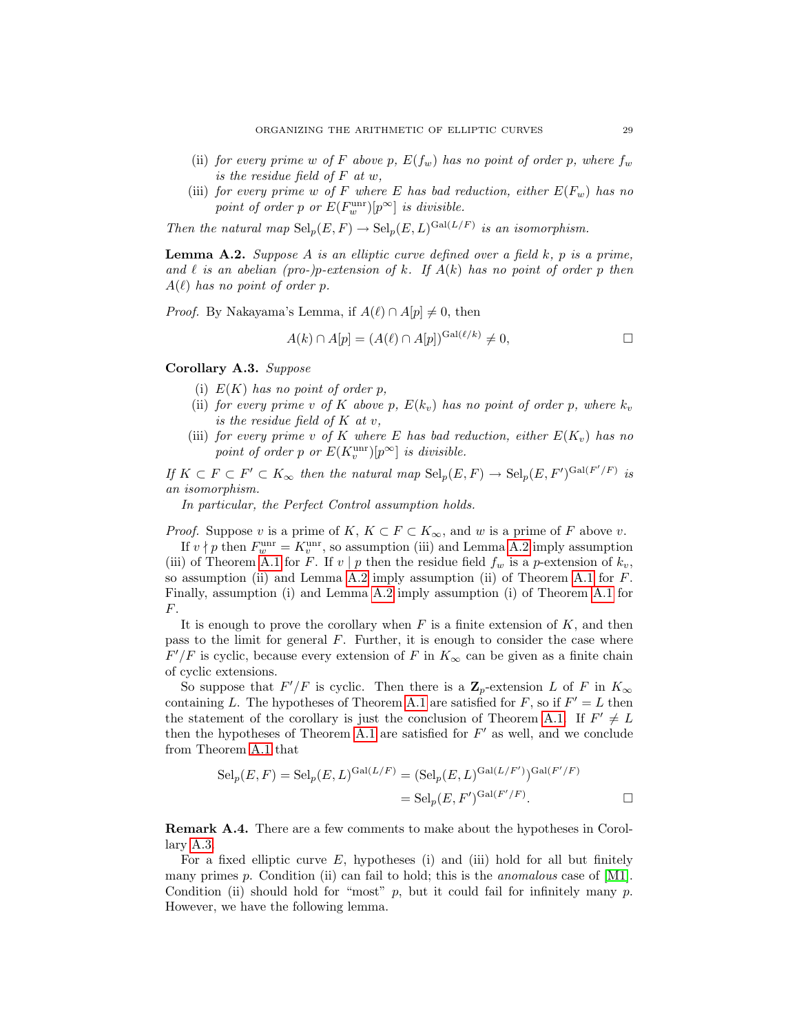(ii) *for every prime $w$ of $F$ above $p$, $E(f_w)$ has no point of order $p$, where $f_w$ is the residue field of $F$ at $w$,*

(iii) *for every prime $w$ of $F$ where $E$ has bad reduction, either $E(F_w)$ has no point of order $p$ or $E(F_w^{\mathrm{unr}})[p^\infty]$ is divisible.*

*Then the natural map $\mathrm{Sel}_p(E, F) \to \mathrm{Sel}_p(E, L)^{\mathrm{Gal}(L/F)}$ is an isomorphism.*

**Lemma A.2.** *Suppose $A$ is an elliptic curve defined over a field $k$, $p$ is a prime, and $\ell$ is an abelian (pro-)$p$-extension of $k$. If $A(k)$ has no point of order $p$ then $A(\ell)$ has no point of order $p$.*

*Proof.* By Nakayama's Lemma, if $A(\ell) \cap A[p] \neq 0$, then

$$A(k) \cap A[p] = (A(\ell) \cap A[p])^{\mathrm{Gal}(\ell/k)} \neq 0, \qquad \square$$

**Corollary A.3.** *Suppose*

(i) *$E(K)$ has no point of order $p$,*

(ii) *for every prime $v$ of $K$ above $p$, $E(k_v)$ has no point of order $p$, where $k_v$ is the residue field of $K$ at $v$,*

(iii) *for every prime $v$ of $K$ where $E$ has bad reduction, either $E(K_v)$ has no point of order $p$ or $E(K_v^{\mathrm{unr}})[p^\infty]$ is divisible.*

*If $K \subset F \subset F' \subset K_\infty$ then the natural map $\mathrm{Sel}_p(E, F) \to \mathrm{Sel}_p(E, F')^{\mathrm{Gal}(F'/F)}$ is an isomorphism.*

*In particular, the Perfect Control assumption holds.*

*Proof.* Suppose $v$ is a prime of $K$, $K \subset F \subset K_\infty$, and $w$ is a prime of $F$ above $v$.

If $v \nmid p$ then $F_w^{\mathrm{unr}} = K_v^{\mathrm{unr}}$, so assumption (iii) and Lemma A.2 imply assumption (iii) of Theorem A.1 for $F$. If $v \mid p$ then the residue field $f_w$ is a $p$-extension of $k_v$, so assumption (ii) and Lemma A.2 imply assumption (ii) of Theorem A.1 for $F$. Finally, assumption (i) and Lemma A.2 imply assumption (i) of Theorem A.1 for $F$.

It is enough to prove the corollary when $F$ is a finite extension of $K$, and then pass to the limit for general $F$. Further, it is enough to consider the case where $F'/F$ is cyclic, because every extension of $F$ in $K_\infty$ can be given as a finite chain of cyclic extensions.

So suppose that $F'/F$ is cyclic. Then there is a $\mathbf{Z}_p$-extension $L$ of $F$ in $K_\infty$ containing $L$. The hypotheses of Theorem A.1 are satisfied for $F$, so if $F' = L$ then the statement of the corollary is just the conclusion of Theorem A.1. If $F' \neq L$ then the hypotheses of Theorem A.1 are satisfied for $F'$ as well, and we conclude from Theorem A.1 that

$$\begin{aligned} \mathrm{Sel}_p(E, F) = \mathrm{Sel}_p(E, L)^{\mathrm{Gal}(L/F)} &= (\mathrm{Sel}_p(E, L)^{\mathrm{Gal}(L/F')})^{\mathrm{Gal}(F'/F)} \\ &= \mathrm{Sel}_p(E, F')^{\mathrm{Gal}(F'/F)}. \end{aligned} \qquad \square$$

**Remark A.4.** There are a few comments to make about the hypotheses in Corollary A.3.

For a fixed elliptic curve $E$, hypotheses (i) and (iii) hold for all but finitely many primes $p$. Condition (ii) can fail to hold; this is the *anomalous* case of [M1]. Condition (ii) should hold for "most" $p$, but it could fail for infinitely many $p$. However, we have the following lemma.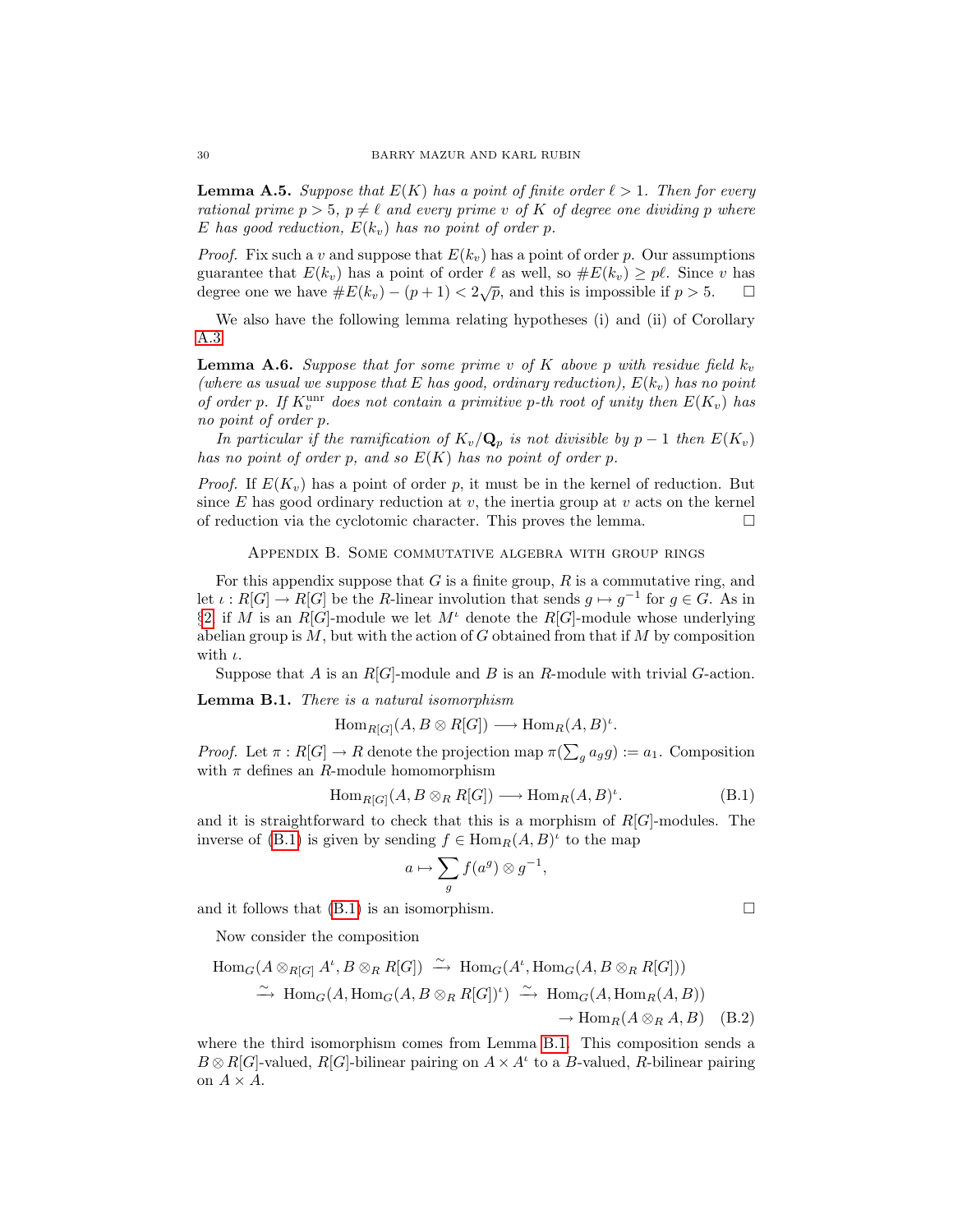**Lemma A.5.** *Suppose that $E(K)$ has a point of finite order $\ell > 1$. Then for every rational prime $p > 5$, $p \neq \ell$ and every prime $v$ of $K$ of degree one dividing $p$ where $E$ has good reduction, $E(k_v)$ has no point of order $p$.*

*Proof.* Fix such a $v$ and suppose that $E(k_v)$ has a point of order $p$. Our assumptions guarantee that $E(k_v)$ has a point of order $\ell$ as well, so $\#E(k_v) \geq p\ell$. Since $v$ has degree one we have $\#E(k_v) - (p+1) < 2\sqrt{p}$, and this is impossible if $p > 5$. □

We also have the following lemma relating hypotheses (i) and (ii) of Corollary A.3.

**Lemma A.6.** *Suppose that for some prime $v$ of $K$ above $p$ with residue field $k_v$ (where as usual we suppose that $E$ has good, ordinary reduction), $E(k_v)$ has no point of order $p$. If $K_v^{\mathrm{unr}}$ does not contain a primitive $p$-th root of unity then $E(K_v)$ has no point of order $p$.*

*In particular if the ramification of $K_v/\mathbf{Q}_p$ is not divisible by $p-1$ then $E(K_v)$ has no point of order $p$, and so $E(K)$ has no point of order $p$.*

*Proof.* If $E(K_v)$ has a point of order $p$, it must be in the kernel of reduction. But since $E$ has good ordinary reduction at $v$, the inertia group at $v$ acts on the kernel of reduction via the cyclotomic character. This proves the lemma. □

## Appendix B. Some commutative algebra with group rings

For this appendix suppose that $G$ is a finite group, $R$ is a commutative ring, and let $\iota : R[G] \to R[G]$ be the $R$-linear involution that sends $g \mapsto g^{-1}$ for $g \in G$. As in §2 if $M$ is an $R[G]$-module we let $M^\iota$ denote the $R[G]$-module whose underlying abelian group is $M$, but with the action of $G$ obtained from that if $M$ by composition with $\iota$.

Suppose that $A$ is an $R[G]$-module and $B$ is an $R$-module with trivial $G$-action.

**Lemma B.1.** *There is a natural isomorphism*

$$\mathrm{Hom}_{R[G]}(A, B \otimes R[G]) \longrightarrow \mathrm{Hom}_R(A, B)^\iota.$$

*Proof.* Let $\pi : R[G] \to R$ denote the projection map $\pi(\sum_g a_g g) := a_1$. Composition with $\pi$ defines an $R$-module homomorphism

$$\mathrm{Hom}_{R[G]}(A, B \otimes_R R[G]) \longrightarrow \mathrm{Hom}_R(A, B)^\iota. \tag{B.1}$$

and it is straightforward to check that this is a morphism of $R[G]$-modules. The inverse of (B.1) is given by sending $f \in \mathrm{Hom}_R(A, B)^\iota$ to the map

$$a \mapsto \sum_g f(a^g) \otimes g^{-1},$$

and it follows that (B.1) is an isomorphism. □

Now consider the composition

$$\begin{aligned}
\mathrm{Hom}_G(A \otimes_{R[G]} A^\iota, B \otimes_R R[G]) &\xrightarrow{\sim} \mathrm{Hom}_G(A^\iota, \mathrm{Hom}_G(A, B \otimes_R R[G])) \\
\xrightarrow{\sim} \mathrm{Hom}_G(A, \mathrm{Hom}_G(A, B \otimes_R R[G])^\iota) &\xrightarrow{\sim} \mathrm{Hom}_G(A, \mathrm{Hom}_R(A, B)) \\
&\to \mathrm{Hom}_R(A \otimes_R A, B)
\end{aligned} \tag{B.2}$$

where the third isomorphism comes from Lemma B.1. This composition sends a $B \otimes R[G]$-valued, $R[G]$-bilinear pairing on $A \times A^\iota$ to a $B$-valued, $R$-bilinear pairing on $A \times A$.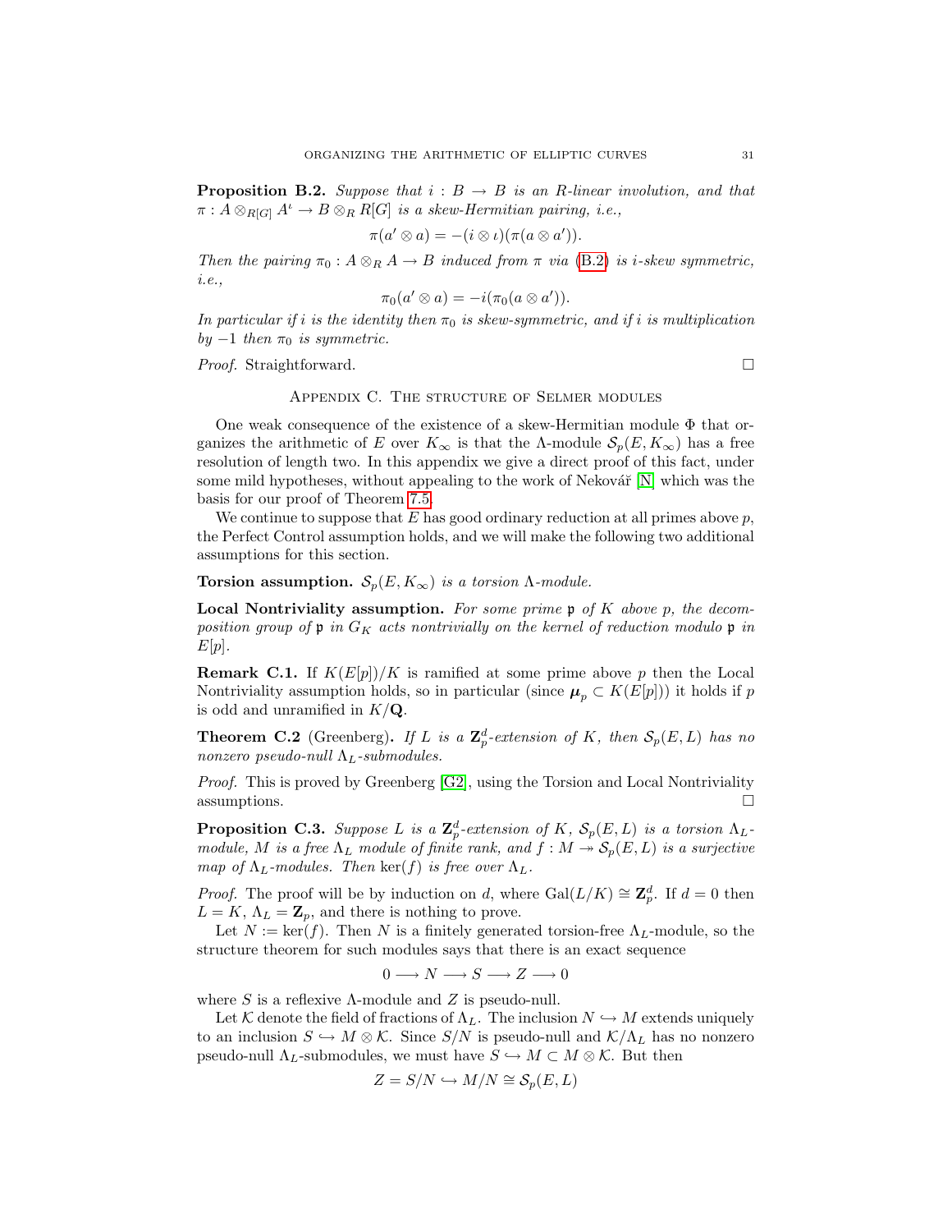**Proposition B.2.** *Suppose that $i : B \to B$ is an $R$-linear involution, and that $\pi : A \otimes_{R[G]} A^\iota \to B \otimes_R R[G]$ is a skew-Hermitian pairing, i.e.,*

$$\pi(a' \otimes a) = -(i \otimes \iota)(\pi(a \otimes a')).$$

*Then the pairing $\pi_0 : A \otimes_R A \to B$ induced from $\pi$ via (B.2) is $i$-skew symmetric, i.e.,*

$$\pi_0(a' \otimes a) = -i(\pi_0(a \otimes a')).$$

*In particular if $i$ is the identity then $\pi_0$ is skew-symmetric, and if $i$ is multiplication by $-1$ then $\pi_0$ is symmetric.*

*Proof.* Straightforward. □

## Appendix C. The structure of Selmer modules

One weak consequence of the existence of a skew-Hermitian module $\Phi$ that organizes the arithmetic of $E$ over $K_\infty$ is that the $\Lambda$-module $\mathcal{S}_p(E, K_\infty)$ has a free resolution of length two. In this appendix we give a direct proof of this fact, under some mild hypotheses, without appealing to the work of Nekovář [N] which was the basis for our proof of Theorem 7.5.

We continue to suppose that $E$ has good ordinary reduction at all primes above $p$, the Perfect Control assumption holds, and we will make the following two additional assumptions for this section.

**Torsion assumption.** *$\mathcal{S}_p(E, K_\infty)$ is a torsion $\Lambda$-module.*

**Local Nontriviality assumption.** *For some prime $\mathfrak{p}$ of $K$ above $p$, the decomposition group of $\mathfrak{p}$ in $G_K$ acts nontrivially on the kernel of reduction modulo $\mathfrak{p}$ in $E[p]$.*

**Remark C.1.** If $K(E[p])/K$ is ramified at some prime above $p$ then the Local Nontriviality assumption holds, so in particular (since $\boldsymbol{\mu}_p \subset K(E[p])$) it holds if $p$ is odd and unramified in $K/\mathbf{Q}$.

**Theorem C.2** (Greenberg)**.** *If $L$ is a $\mathbf{Z}_p^d$-extension of $K$, then $\mathcal{S}_p(E, L)$ has no nonzero pseudo-null $\Lambda_L$-submodules.*

*Proof.* This is proved by Greenberg [G2], using the Torsion and Local Nontriviality assumptions. □

**Proposition C.3.** *Suppose $L$ is a $\mathbf{Z}_p^d$-extension of $K$, $\mathcal{S}_p(E, L)$ is a torsion $\Lambda_L$-module, $M$ is a free $\Lambda_L$ module of finite rank, and $f : M \twoheadrightarrow \mathcal{S}_p(E, L)$ is a surjective map of $\Lambda_L$-modules. Then $\ker(f)$ is free over $\Lambda_L$.*

*Proof.* The proof will be by induction on $d$, where $\mathrm{Gal}(L/K) \cong \mathbf{Z}_p^d$. If $d = 0$ then $L = K$, $\Lambda_L = \mathbf{Z}_p$, and there is nothing to prove.

Let $N := \ker(f)$. Then $N$ is a finitely generated torsion-free $\Lambda_L$-module, so the structure theorem for such modules says that there is an exact sequence

$$0 \longrightarrow N \longrightarrow S \longrightarrow Z \longrightarrow 0$$

where $S$ is a reflexive $\Lambda$-module and $Z$ is pseudo-null.

Let $\mathcal{K}$ denote the field of fractions of $\Lambda_L$. The inclusion $N \hookrightarrow M$ extends uniquely to an inclusion $S \hookrightarrow M \otimes \mathcal{K}$. Since $S/N$ is pseudo-null and $\mathcal{K}/\Lambda_L$ has no nonzero pseudo-null $\Lambda_L$-submodules, we must have $S \hookrightarrow M \subset M \otimes \mathcal{K}$. But then

$$Z = S/N \hookrightarrow M/N \cong \mathcal{S}_p(E, L)$$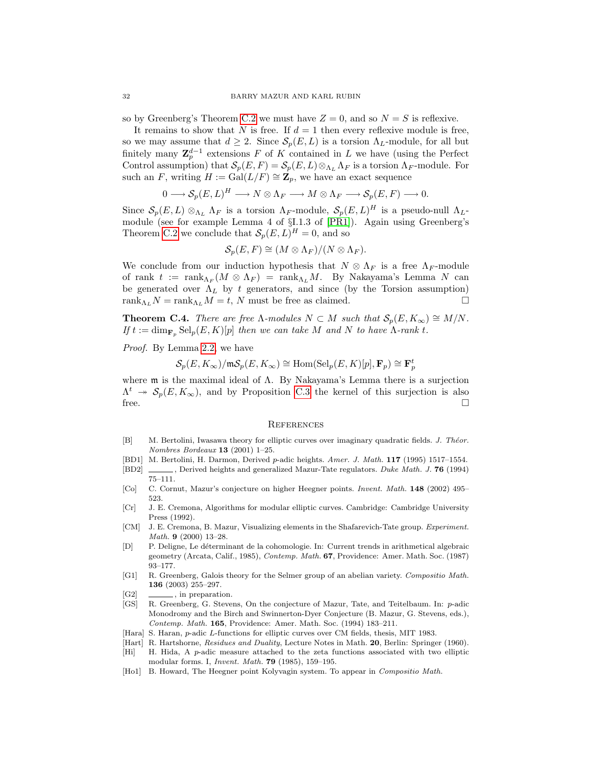so by Greenberg's Theorem C.2 we must have $Z = 0$, and so $N = S$ is reflexive.

It remains to show that $N$ is free. If $d = 1$ then every reflexive module is free, so we may assume that $d \geq 2$. Since $\mathcal{S}_p(E, L)$ is a torsion $\Lambda_L$-module, for all but finitely many $\mathbf{Z}_p^{d-1}$ extensions $F$ of $K$ contained in $L$ we have (using the Perfect Control assumption) that $\mathcal{S}_p(E, F) = \mathcal{S}_p(E, L) \otimes_{\Lambda_L} \Lambda_F$ is a torsion $\Lambda_F$-module. For such an $F$, writing $H := \mathrm{Gal}(L/F) \cong \mathbf{Z}_p$, we have an exact sequence

$$0 \longrightarrow \mathcal{S}_p(E, L)^H \longrightarrow N \otimes \Lambda_F \longrightarrow M \otimes \Lambda_F \longrightarrow \mathcal{S}_p(E, F) \longrightarrow 0.$$

Since $\mathcal{S}_p(E, L) \otimes_{\Lambda_L} \Lambda_F$ is a torsion $\Lambda_F$-module, $\mathcal{S}_p(E, L)^H$ is a pseudo-null $\Lambda_L$-module (see for example Lemma 4 of §I.1.3 of [PR1]). Again using Greenberg's Theorem C.2 we conclude that $\mathcal{S}_p(E, L)^H = 0$, and so

$$\mathcal{S}_p(E, F) \cong (M \otimes \Lambda_F)/(N \otimes \Lambda_F).$$

We conclude from our induction hypothesis that $N \otimes \Lambda_F$ is a free $\Lambda_F$-module of rank $t := \mathrm{rank}_{\Lambda_F}(M \otimes \Lambda_F) = \mathrm{rank}_{\Lambda_L} M$. By Nakayama's Lemma $N$ can be generated over $\Lambda_L$ by $t$ generators, and since (by the Torsion assumption) $\mathrm{rank}_{\Lambda_L} N = \mathrm{rank}_{\Lambda_L} M = t$, $N$ must be free as claimed. □

**Theorem C.4.** *There are free $\Lambda$-modules $N \subset M$ such that $\mathcal{S}_p(E, K_\infty) \cong M/N$. If $t := \dim_{\mathbf{F}_p} \mathrm{Sel}_p(E, K)[p]$ then we can take $M$ and $N$ to have $\Lambda$-rank $t$.*

*Proof.* By Lemma 2.2, we have

$$\mathcal{S}_p(E, K_\infty)/\mathfrak{m}\mathcal{S}_p(E, K_\infty) \cong \mathrm{Hom}(\mathrm{Sel}_p(E, K)[p], \mathbf{F}_p) \cong \mathbf{F}_p^t$$

where $\mathfrak{m}$ is the maximal ideal of $\Lambda$. By Nakayama's Lemma there is a surjection $\Lambda^t \twoheadrightarrow \mathcal{S}_p(E, K_\infty)$, and by Proposition C.3 the kernel of this surjection is also free. □

## References

[B] M. Bertolini, Iwasawa theory for elliptic curves over imaginary quadratic fields. *J. Théor. Nombres Bordeaux* **13** (2001) 1–25.

[BD1] M. Bertolini, H. Darmon, Derived $p$-adic heights. *Amer. J. Math.* **117** (1995) 1517–1554.

[BD2] ———, Derived heights and generalized Mazur-Tate regulators. *Duke Math. J.* **76** (1994) 75–111.

[Co] C. Cornut, Mazur's conjecture on higher Heegner points. *Invent. Math.* **148** (2002) 495–523.

[Cr] J. E. Cremona, Algorithms for modular elliptic curves. Cambridge: Cambridge University Press (1992).

[CM] J. E. Cremona, B. Mazur, Visualizing elements in the Shafarevich-Tate group. *Experiment. Math.* **9** (2000) 13–28.

[D] P. Deligne, Le déterminant de la cohomologie. In: Current trends in arithmetical algebraic geometry (Arcata, Calif., 1985), *Contemp. Math.* **67**, Providence: Amer. Math. Soc. (1987) 93–177.

[G1] R. Greenberg, Galois theory for the Selmer group of an abelian variety. *Compositio Math.* **136** (2003) 255–297.

[G2] ———, in preparation.

[GS] R. Greenberg, G. Stevens, On the conjecture of Mazur, Tate, and Teitelbaum. In: $p$-adic Monodromy and the Birch and Swinnerton-Dyer Conjecture (B. Mazur, G. Stevens, eds.), *Contemp. Math.* **165**, Providence: Amer. Math. Soc. (1994) 183–211.

[Hara] S. Haran, $p$-adic $L$-functions for elliptic curves over CM fields, thesis, MIT 1983.

[Hart] R. Hartshorne, *Residues and Duality*, Lecture Notes in Math. **20**, Berlin: Springer (1960).

[Hi] H. Hida, A $p$-adic measure attached to the zeta functions associated with two elliptic modular forms. I, *Invent. Math.* **79** (1985), 159–195.

[Ho1] B. Howard, The Heegner point Kolyvagin system. To appear in *Compositio Math.*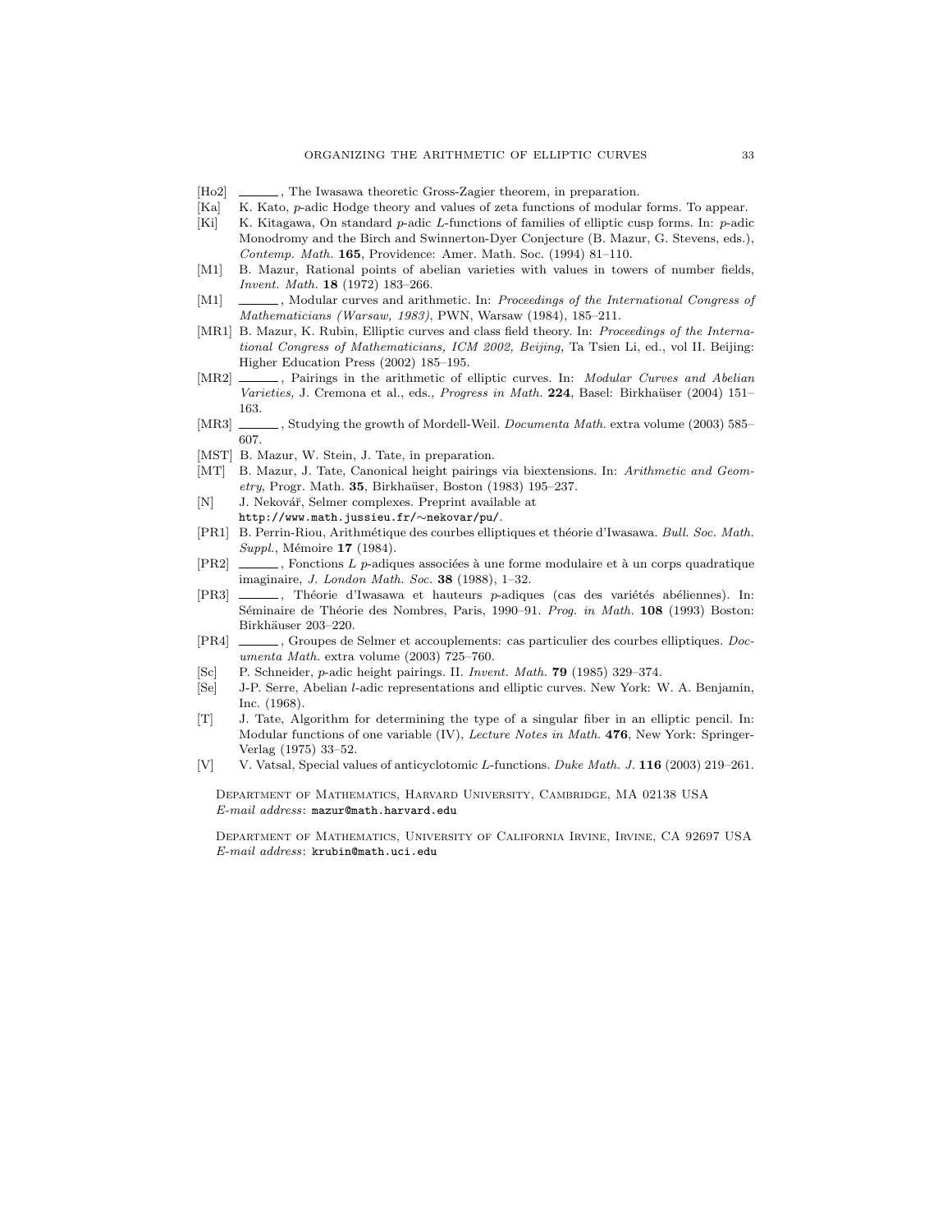[Ho2] ______, The Iwasawa theoretic Gross-Zagier theorem, in preparation.

[Ka] K. Kato, $p$-adic Hodge theory and values of zeta functions of modular forms. To appear.

[Ki] K. Kitagawa, On standard $p$-adic $L$-functions of families of elliptic cusp forms. In: $p$-adic Monodromy and the Birch and Swinnerton-Dyer Conjecture (B. Mazur, G. Stevens, eds.), *Contemp. Math.* **165**, Providence: Amer. Math. Soc. (1994) 81–110.

[M1] B. Mazur, Rational points of abelian varieties with values in towers of number fields, *Invent. Math.* **18** (1972) 183–266.

[M1] ______, Modular curves and arithmetic. In: *Proceedings of the International Congress of Mathematicians (Warsaw, 1983)*, PWN, Warsaw (1984), 185–211.

[MR1] B. Mazur, K. Rubin, Elliptic curves and class field theory. In: *Proceedings of the International Congress of Mathematicians, ICM 2002, Beijing,* Ta Tsien Li, ed., vol II. Beijing: Higher Education Press (2002) 185–195.

[MR2] ______, Pairings in the arithmetic of elliptic curves. In: *Modular Curves and Abelian Varieties,* J. Cremona et al., eds., *Progress in Math.* **224**, Basel: Birkhaüser (2004) 151–163.

[MR3] ______, Studying the growth of Mordell-Weil. *Documenta Math.* extra volume (2003) 585–607.

[MST] B. Mazur, W. Stein, J. Tate, in preparation.

[MT] B. Mazur, J. Tate, Canonical height pairings via biextensions. In: *Arithmetic and Geometry*, Progr. Math. **35**, Birkhaüser, Boston (1983) 195–237.

[N] J. Nekovář, Selmer complexes. Preprint available at `http://www.math.jussieu.fr/~nekovar/pu/`.

[PR1] B. Perrin-Riou, Arithmétique des courbes elliptiques et théorie d'Iwasawa. *Bull. Soc. Math. Suppl.*, Mémoire **17** (1984).

[PR2] ______, Fonctions $L$ $p$-adiques associées à une forme modulaire et à un corps quadratique imaginaire, *J. London Math. Soc.* **38** (1988), 1–32.

[PR3] ______, Théorie d'Iwasawa et hauteurs $p$-adiques (cas des variétés abéliennes). In: Séminaire de Théorie des Nombres, Paris, 1990–91. *Prog. in Math.* **108** (1993) Boston: Birkhäuser 203–220.

[PR4] ______, Groupes de Selmer et accouplements: cas particulier des courbes elliptiques. *Documenta Math.* extra volume (2003) 725–760.

[Sc] P. Schneider, $p$-adic height pairings. II. *Invent. Math.* **79** (1985) 329–374.

[Se] J-P. Serre, Abelian $l$-adic representations and elliptic curves. New York: W. A. Benjamin, Inc. (1968).

[T] J. Tate, Algorithm for determining the type of a singular fiber in an elliptic pencil. In: Modular functions of one variable (IV), *Lecture Notes in Math.* **476**, New York: Springer-Verlag (1975) 33–52.

[V] V. Vatsal, Special values of anticyclotomic $L$-functions. *Duke Math. J.* **116** (2003) 219–261.

Department of Mathematics, Harvard University, Cambridge, MA 02138 USA
*E-mail address*: `mazur@math.harvard.edu`

Department of Mathematics, University of California Irvine, Irvine, CA 92697 USA
*E-mail address*: `krubin@math.uci.edu`